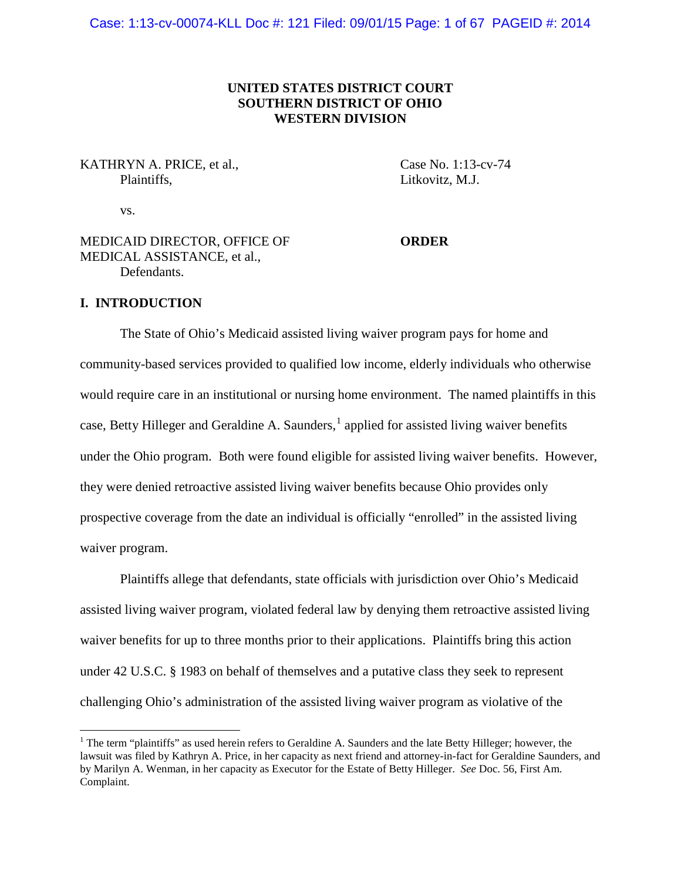**UNITED STATES DISTRICT COURT**
**SOUTHERN DISTRICT OF OHIO**
**WESTERN DIVISION**

KATHRYN A. PRICE, et al.,
Plaintiffs,

Case No. 1:13-cv-74
Litkovitz, M.J.

vs.

MEDICAID DIRECTOR, OFFICE OF MEDICAL ASSISTANCE, et al.,
Defendants.

**ORDER**

## I. INTRODUCTION

The State of Ohio's Medicaid assisted living waiver program pays for home and community-based services provided to qualified low income, elderly individuals who otherwise would require care in an institutional or nursing home environment. The named plaintiffs in this case, Betty Hilleger and Geraldine A. Saunders,[1] applied for assisted living waiver benefits under the Ohio program. Both were found eligible for assisted living waiver benefits. However, they were denied retroactive assisted living waiver benefits because Ohio provides only prospective coverage from the date an individual is officially "enrolled" in the assisted living waiver program.

Plaintiffs allege that defendants, state officials with jurisdiction over Ohio's Medicaid assisted living waiver program, violated federal law by denying them retroactive assisted living waiver benefits for up to three months prior to their applications. Plaintiffs bring this action under 42 U.S.C. § 1983 on behalf of themselves and a putative class they seek to represent challenging Ohio's administration of the assisted living waiver program as violative of the

[1] The term "plaintiffs" as used herein refers to Geraldine A. Saunders and the late Betty Hilleger; however, the lawsuit was filed by Kathryn A. Price, in her capacity as next friend and attorney-in-fact for Geraldine Saunders, and by Marilyn A. Wenman, in her capacity as Executor for the Estate of Betty Hilleger. *See* Doc. 56, First Am. Complaint.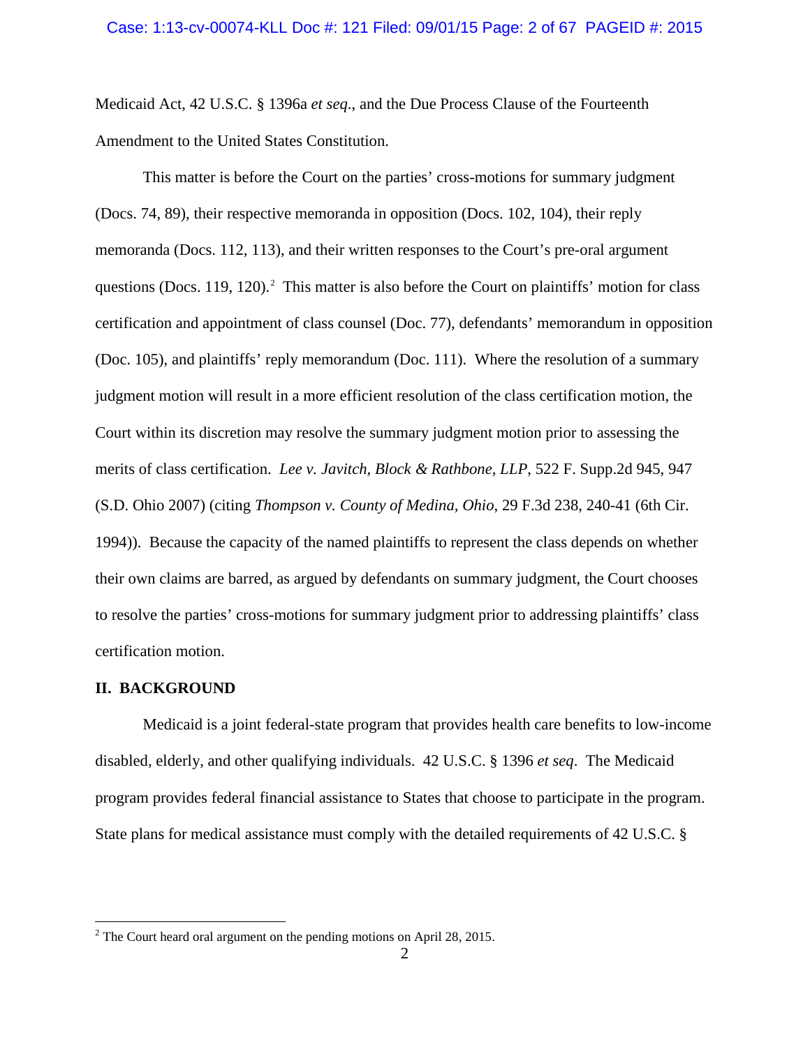Medicaid Act, 42 U.S.C. § 1396a *et seq*., and the Due Process Clause of the Fourteenth Amendment to the United States Constitution.

This matter is before the Court on the parties' cross-motions for summary judgment (Docs. 74, 89), their respective memoranda in opposition (Docs. 102, 104), their reply memoranda (Docs. 112, 113), and their written responses to the Court's pre-oral argument questions (Docs. 119, 120).[2] This matter is also before the Court on plaintiffs' motion for class certification and appointment of class counsel (Doc. 77), defendants' memorandum in opposition (Doc. 105), and plaintiffs' reply memorandum (Doc. 111). Where the resolution of a summary judgment motion will result in a more efficient resolution of the class certification motion, the Court within its discretion may resolve the summary judgment motion prior to assessing the merits of class certification. *Lee v. Javitch, Block & Rathbone, LLP*, 522 F. Supp.2d 945, 947 (S.D. Ohio 2007) (citing *Thompson v. County of Medina, Ohio*, 29 F.3d 238, 240-41 (6th Cir. 1994)). Because the capacity of the named plaintiffs to represent the class depends on whether their own claims are barred, as argued by defendants on summary judgment, the Court chooses to resolve the parties' cross-motions for summary judgment prior to addressing plaintiffs' class certification motion.

## II. BACKGROUND

Medicaid is a joint federal-state program that provides health care benefits to low-income disabled, elderly, and other qualifying individuals. 42 U.S.C. § 1396 *et seq*. The Medicaid program provides federal financial assistance to States that choose to participate in the program. State plans for medical assistance must comply with the detailed requirements of 42 U.S.C. §

---

[2] The Court heard oral argument on the pending motions on April 28, 2015.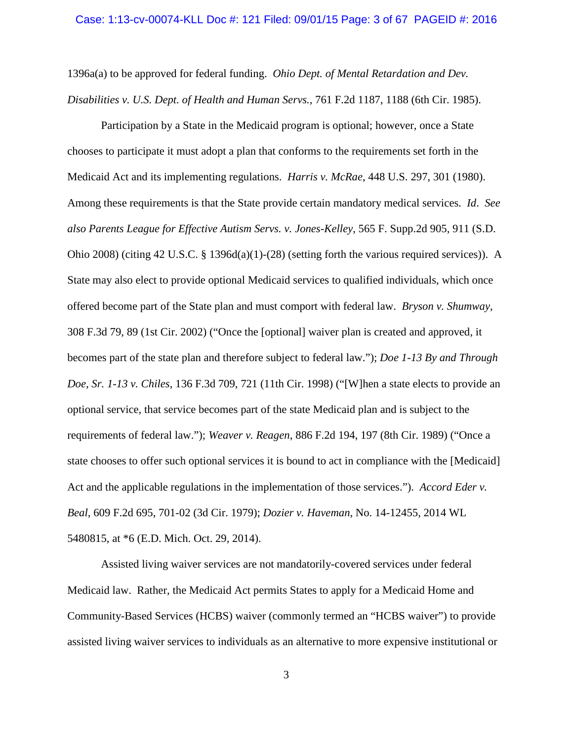1396a(a) to be approved for federal funding. *Ohio Dept. of Mental Retardation and Dev. Disabilities v. U.S. Dept. of Health and Human Servs.*, 761 F.2d 1187, 1188 (6th Cir. 1985).

Participation by a State in the Medicaid program is optional; however, once a State chooses to participate it must adopt a plan that conforms to the requirements set forth in the Medicaid Act and its implementing regulations. *Harris v. McRae*, 448 U.S. 297, 301 (1980). Among these requirements is that the State provide certain mandatory medical services. *Id*. *See also Parents League for Effective Autism Servs. v. Jones-Kelley*, 565 F. Supp.2d 905, 911 (S.D. Ohio 2008) (citing 42 U.S.C. § 1396d(a)(1)-(28) (setting forth the various required services)). A State may also elect to provide optional Medicaid services to qualified individuals, which once offered become part of the State plan and must comport with federal law. *Bryson v. Shumway*, 308 F.3d 79, 89 (1st Cir. 2002) ("Once the [optional] waiver plan is created and approved, it becomes part of the state plan and therefore subject to federal law."); *Doe 1-13 By and Through Doe, Sr. 1-13 v. Chiles*, 136 F.3d 709, 721 (11th Cir. 1998) ("[W]hen a state elects to provide an optional service, that service becomes part of the state Medicaid plan and is subject to the requirements of federal law."); *Weaver v. Reagen*, 886 F.2d 194, 197 (8th Cir. 1989) ("Once a state chooses to offer such optional services it is bound to act in compliance with the [Medicaid] Act and the applicable regulations in the implementation of those services."). *Accord Eder v. Beal*, 609 F.2d 695, 701-02 (3d Cir. 1979); *Dozier v. Haveman*, No. 14-12455, 2014 WL 5480815, at *6 (E.D. Mich. Oct. 29, 2014).

Assisted living waiver services are not mandatorily-covered services under federal Medicaid law. Rather, the Medicaid Act permits States to apply for a Medicaid Home and Community-Based Services (HCBS) waiver (commonly termed an "HCBS waiver") to provide assisted living waiver services to individuals as an alternative to more expensive institutional or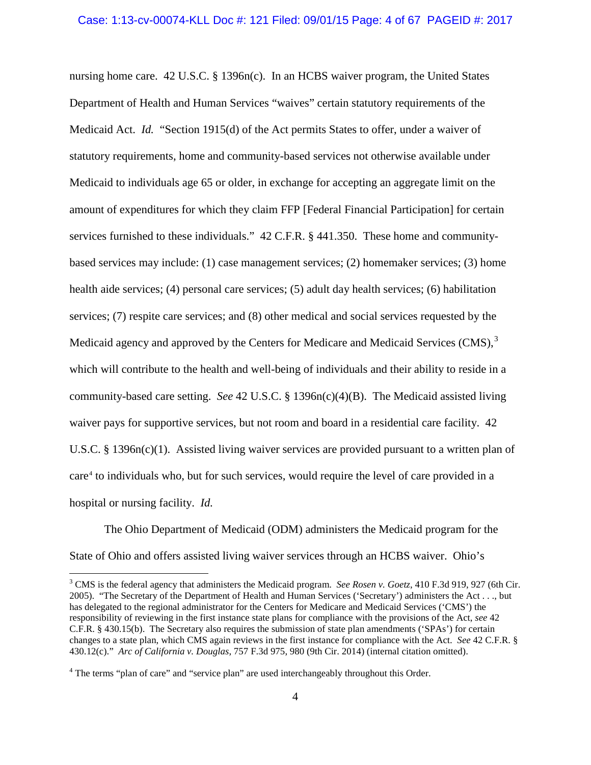nursing home care. 42 U.S.C. § 1396n(c). In an HCBS waiver program, the United States Department of Health and Human Services "waives" certain statutory requirements of the Medicaid Act. *Id.* "Section 1915(d) of the Act permits States to offer, under a waiver of statutory requirements, home and community-based services not otherwise available under Medicaid to individuals age 65 or older, in exchange for accepting an aggregate limit on the amount of expenditures for which they claim FFP [Federal Financial Participation] for certain services furnished to these individuals." 42 C.F.R. § 441.350. These home and community-based services may include: (1) case management services; (2) homemaker services; (3) home health aide services; (4) personal care services; (5) adult day health services; (6) habilitation services; (7) respite care services; and (8) other medical and social services requested by the Medicaid agency and approved by the Centers for Medicare and Medicaid Services (CMS),[3] which will contribute to the health and well-being of individuals and their ability to reside in a community-based care setting. *See* 42 U.S.C. § 1396n(c)(4)(B). The Medicaid assisted living waiver pays for supportive services, but not room and board in a residential care facility. 42 U.S.C. § 1396n(c)(1). Assisted living waiver services are provided pursuant to a written plan of care[4] to individuals who, but for such services, would require the level of care provided in a hospital or nursing facility. *Id.*

The Ohio Department of Medicaid (ODM) administers the Medicaid program for the State of Ohio and offers assisted living waiver services through an HCBS waiver. Ohio's

---

[3] CMS is the federal agency that administers the Medicaid program. *See Rosen v. Goetz*, 410 F.3d 919, 927 (6th Cir. 2005). "The Secretary of the Department of Health and Human Services ('Secretary') administers the Act . . ., but has delegated to the regional administrator for the Centers for Medicare and Medicaid Services ('CMS') the responsibility of reviewing in the first instance state plans for compliance with the provisions of the Act, *see* 42 C.F.R. § 430.15(b). The Secretary also requires the submission of state plan amendments ('SPAs') for certain changes to a state plan, which CMS again reviews in the first instance for compliance with the Act. *See* 42 C.F.R. § 430.12(c)." *Arc of California v. Douglas*, 757 F.3d 975, 980 (9th Cir. 2014) (internal citation omitted).

[4] The terms "plan of care" and "service plan" are used interchangeably throughout this Order.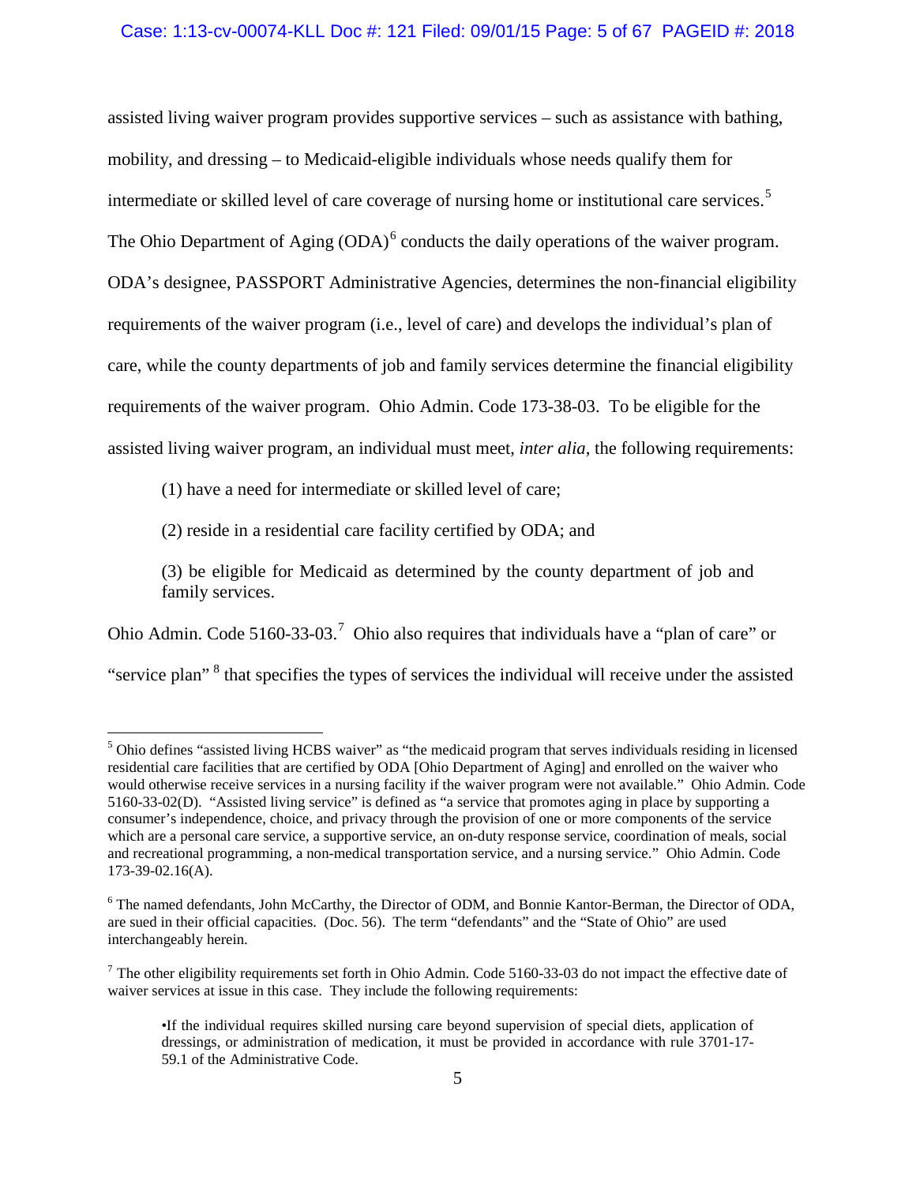assisted living waiver program provides supportive services – such as assistance with bathing, mobility, and dressing – to Medicaid-eligible individuals whose needs qualify them for intermediate or skilled level of care coverage of nursing home or institutional care services.[5] The Ohio Department of Aging (ODA)[6] conducts the daily operations of the waiver program. ODA's designee, PASSPORT Administrative Agencies, determines the non-financial eligibility requirements of the waiver program (i.e., level of care) and develops the individual's plan of care, while the county departments of job and family services determine the financial eligibility requirements of the waiver program. Ohio Admin. Code 173-38-03. To be eligible for the assisted living waiver program, an individual must meet, *inter alia*, the following requirements:

> (1) have a need for intermediate or skilled level of care;
>
> (2) reside in a residential care facility certified by ODA; and
>
> (3) be eligible for Medicaid as determined by the county department of job and family services.

Ohio Admin. Code 5160-33-03.[7] Ohio also requires that individuals have a "plan of care" or "service plan" [8] that specifies the types of services the individual will receive under the assisted

---

[5] Ohio defines "assisted living HCBS waiver" as "the medicaid program that serves individuals residing in licensed residential care facilities that are certified by ODA [Ohio Department of Aging] and enrolled on the waiver who would otherwise receive services in a nursing facility if the waiver program were not available." Ohio Admin. Code 5160-33-02(D). "Assisted living service" is defined as "a service that promotes aging in place by supporting a consumer's independence, choice, and privacy through the provision of one or more components of the service which are a personal care service, a supportive service, an on-duty response service, coordination of meals, social and recreational programming, a non-medical transportation service, and a nursing service." Ohio Admin. Code 173-39-02.16(A).

[6] The named defendants, John McCarthy, the Director of ODM, and Bonnie Kantor-Berman, the Director of ODA, are sued in their official capacities. (Doc. 56). The term "defendants" and the "State of Ohio" are used interchangeably herein.

[7] The other eligibility requirements set forth in Ohio Admin. Code 5160-33-03 do not impact the effective date of waiver services at issue in this case. They include the following requirements:

> •If the individual requires skilled nursing care beyond supervision of special diets, application of dressings, or administration of medication, it must be provided in accordance with rule 3701-17-59.1 of the Administrative Code.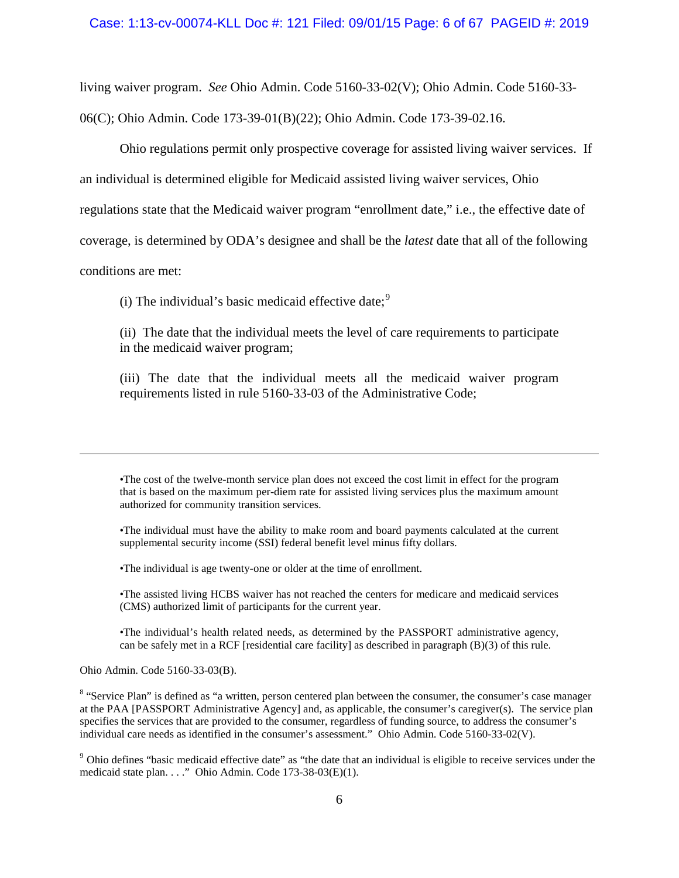living waiver program. *See* Ohio Admin. Code 5160-33-02(V); Ohio Admin. Code 5160-33-06(C); Ohio Admin. Code 173-39-01(B)(22); Ohio Admin. Code 173-39-02.16.

Ohio regulations permit only prospective coverage for assisted living waiver services. If an individual is determined eligible for Medicaid assisted living waiver services, Ohio regulations state that the Medicaid waiver program "enrollment date," i.e., the effective date of coverage, is determined by ODA's designee and shall be the *latest* date that all of the following conditions are met:

> (i) The individual's basic medicaid effective date;[9]
>
> (ii) The date that the individual meets the level of care requirements to participate in the medicaid waiver program;
>
> (iii) The date that the individual meets all the medicaid waiver program requirements listed in rule 5160-33-03 of the Administrative Code;

---

> •The cost of the twelve-month service plan does not exceed the cost limit in effect for the program that is based on the maximum per-diem rate for assisted living services plus the maximum amount authorized for community transition services.
>
> •The individual must have the ability to make room and board payments calculated at the current supplemental security income (SSI) federal benefit level minus fifty dollars.
>
> •The individual is age twenty-one or older at the time of enrollment.
>
> •The assisted living HCBS waiver has not reached the centers for medicare and medicaid services (CMS) authorized limit of participants for the current year.
>
> •The individual's health related needs, as determined by the PASSPORT administrative agency, can be safely met in a RCF [residential care facility] as described in paragraph (B)(3) of this rule.

Ohio Admin. Code 5160-33-03(B).

[8] "Service Plan" is defined as "a written, person centered plan between the consumer, the consumer's case manager at the PAA [PASSPORT Administrative Agency] and, as applicable, the consumer's caregiver(s). The service plan specifies the services that are provided to the consumer, regardless of funding source, to address the consumer's individual care needs as identified in the consumer's assessment." Ohio Admin. Code 5160-33-02(V).

[9] Ohio defines "basic medicaid effective date" as "the date that an individual is eligible to receive services under the medicaid state plan. . . ." Ohio Admin. Code 173-38-03(E)(1).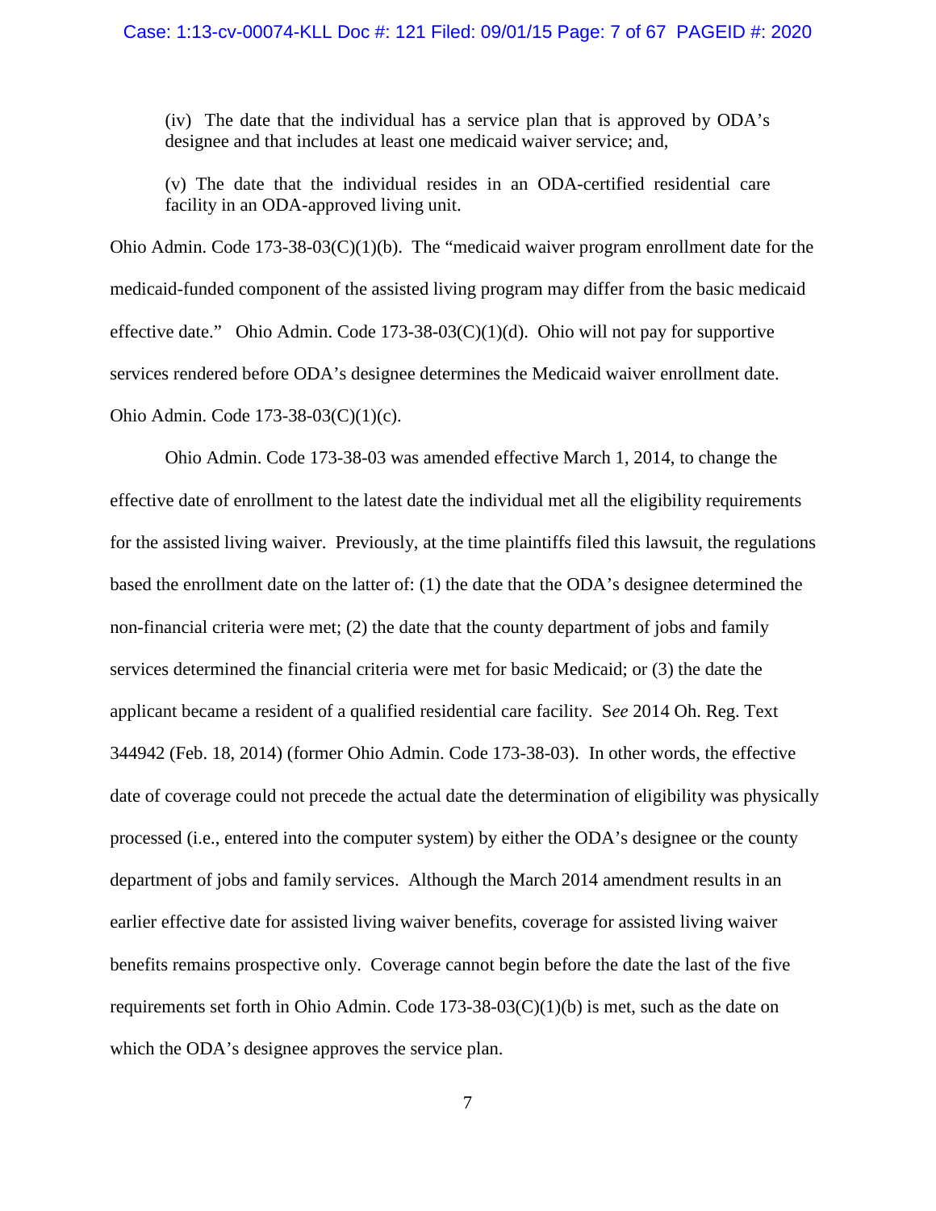> (iv) The date that the individual has a service plan that is approved by ODA's designee and that includes at least one medicaid waiver service; and,
>
> (v) The date that the individual resides in an ODA-certified residential care facility in an ODA-approved living unit.

Ohio Admin. Code 173-38-03(C)(1)(b). The "medicaid waiver program enrollment date for the medicaid-funded component of the assisted living program may differ from the basic medicaid effective date." Ohio Admin. Code 173-38-03(C)(1)(d). Ohio will not pay for supportive services rendered before ODA's designee determines the Medicaid waiver enrollment date. Ohio Admin. Code 173-38-03(C)(1)(c).

Ohio Admin. Code 173-38-03 was amended effective March 1, 2014, to change the effective date of enrollment to the latest date the individual met all the eligibility requirements for the assisted living waiver. Previously, at the time plaintiffs filed this lawsuit, the regulations based the enrollment date on the latter of: (1) the date that the ODA's designee determined the non-financial criteria were met; (2) the date that the county department of jobs and family services determined the financial criteria were met for basic Medicaid; or (3) the date the applicant became a resident of a qualified residential care facility. S*ee* 2014 Oh. Reg. Text 344942 (Feb. 18, 2014) (former Ohio Admin. Code 173-38-03). In other words, the effective date of coverage could not precede the actual date the determination of eligibility was physically processed (i.e., entered into the computer system) by either the ODA's designee or the county department of jobs and family services. Although the March 2014 amendment results in an earlier effective date for assisted living waiver benefits, coverage for assisted living waiver benefits remains prospective only. Coverage cannot begin before the date the last of the five requirements set forth in Ohio Admin. Code 173-38-03(C)(1)(b) is met, such as the date on which the ODA's designee approves the service plan.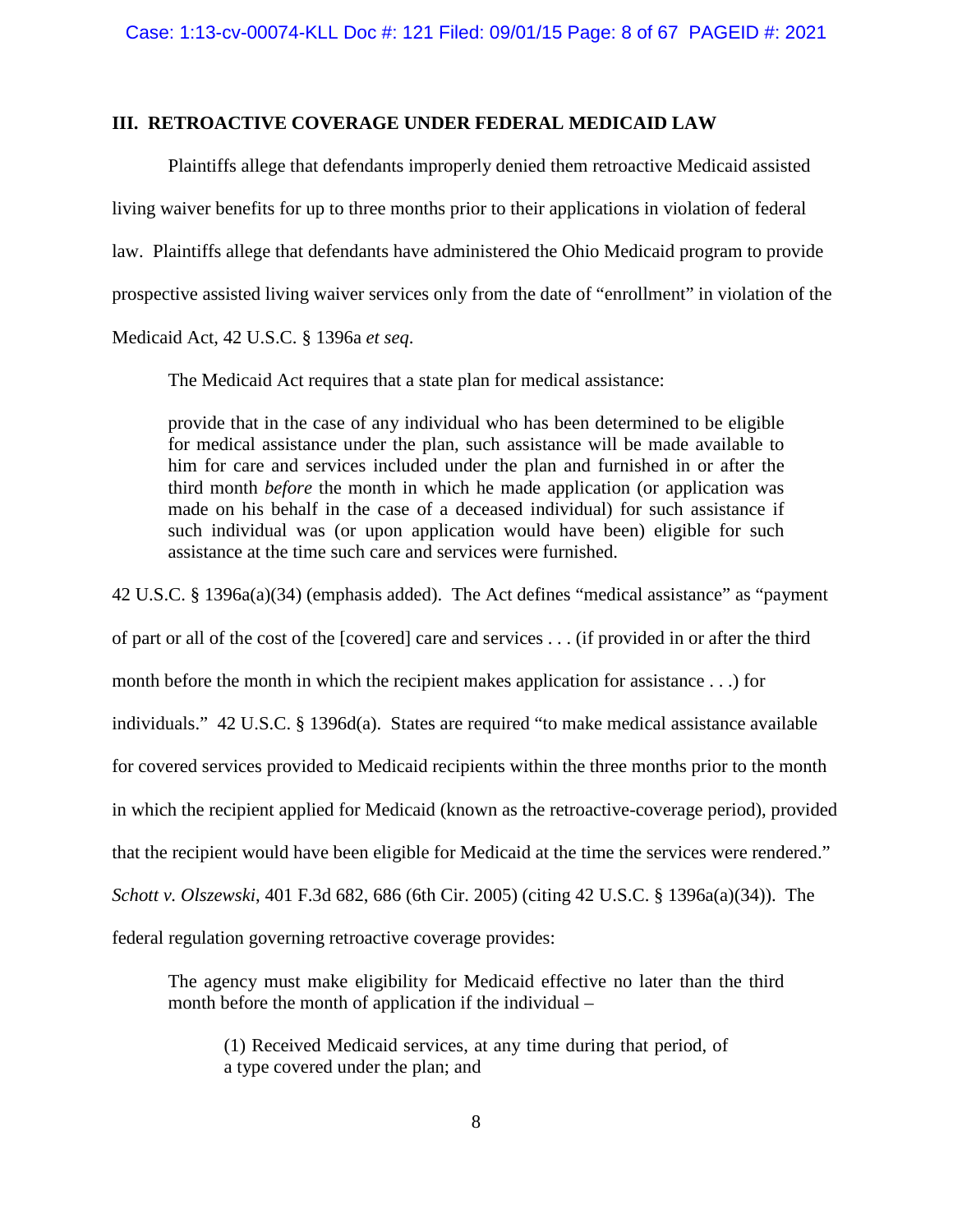## III. RETROACTIVE COVERAGE UNDER FEDERAL MEDICAID LAW

Plaintiffs allege that defendants improperly denied them retroactive Medicaid assisted living waiver benefits for up to three months prior to their applications in violation of federal law. Plaintiffs allege that defendants have administered the Ohio Medicaid program to provide prospective assisted living waiver services only from the date of "enrollment" in violation of the Medicaid Act, 42 U.S.C. § 1396a *et seq*.

The Medicaid Act requires that a state plan for medical assistance:

> provide that in the case of any individual who has been determined to be eligible for medical assistance under the plan, such assistance will be made available to him for care and services included under the plan and furnished in or after the third month *before* the month in which he made application (or application was made on his behalf in the case of a deceased individual) for such assistance if such individual was (or upon application would have been) eligible for such assistance at the time such care and services were furnished.

42 U.S.C. § 1396a(a)(34) (emphasis added). The Act defines "medical assistance" as "payment of part or all of the cost of the [covered] care and services . . . (if provided in or after the third month before the month in which the recipient makes application for assistance . . .) for individuals." 42 U.S.C. § 1396d(a). States are required "to make medical assistance available for covered services provided to Medicaid recipients within the three months prior to the month in which the recipient applied for Medicaid (known as the retroactive-coverage period), provided that the recipient would have been eligible for Medicaid at the time the services were rendered." *Schott v. Olszewski*, 401 F.3d 682, 686 (6th Cir. 2005) (citing 42 U.S.C. § 1396a(a)(34)). The federal regulation governing retroactive coverage provides:

> The agency must make eligibility for Medicaid effective no later than the third month before the month of application if the individual –
>
> > (1) Received Medicaid services, at any time during that period, of a type covered under the plan; and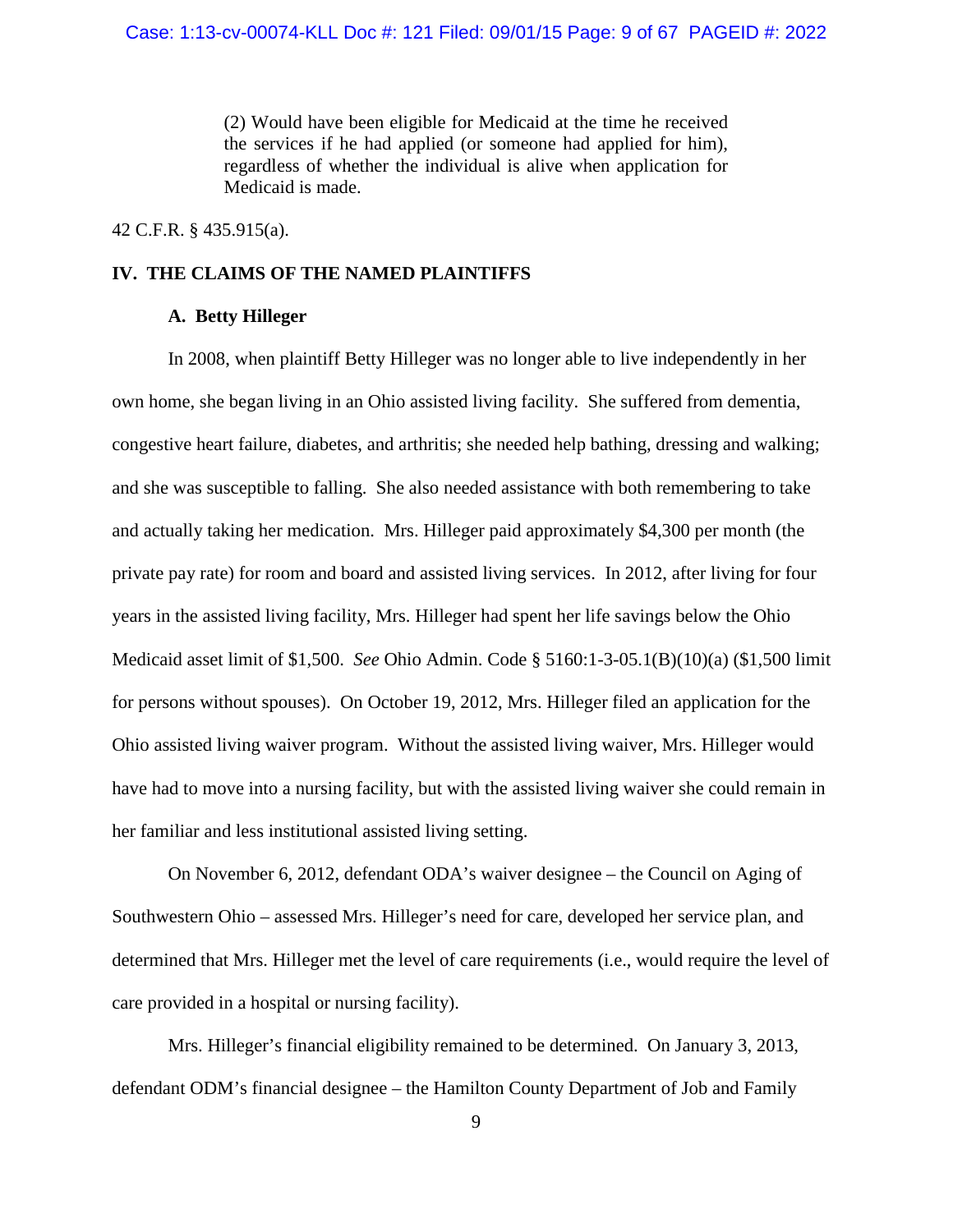> (2) Would have been eligible for Medicaid at the time he received the services if he had applied (or someone had applied for him), regardless of whether the individual is alive when application for Medicaid is made.

42 C.F.R. § 435.915(a).

## IV. THE CLAIMS OF THE NAMED PLAINTIFFS

### A. Betty Hilleger

In 2008, when plaintiff Betty Hilleger was no longer able to live independently in her own home, she began living in an Ohio assisted living facility. She suffered from dementia, congestive heart failure, diabetes, and arthritis; she needed help bathing, dressing and walking; and she was susceptible to falling. She also needed assistance with both remembering to take and actually taking her medication. Mrs. Hilleger paid approximately $4,300 per month (the private pay rate) for room and board and assisted living services. In 2012, after living for four years in the assisted living facility, Mrs. Hilleger had spent her life savings below the Ohio Medicaid asset limit of $1,500. *See* Ohio Admin. Code § 5160:1-3-05.1(B)(10)(a) ($1,500 limit for persons without spouses). On October 19, 2012, Mrs. Hilleger filed an application for the Ohio assisted living waiver program. Without the assisted living waiver, Mrs. Hilleger would have had to move into a nursing facility, but with the assisted living waiver she could remain in her familiar and less institutional assisted living setting.

On November 6, 2012, defendant ODA's waiver designee – the Council on Aging of Southwestern Ohio – assessed Mrs. Hilleger's need for care, developed her service plan, and determined that Mrs. Hilleger met the level of care requirements (i.e., would require the level of care provided in a hospital or nursing facility).

Mrs. Hilleger's financial eligibility remained to be determined. On January 3, 2013, defendant ODM's financial designee – the Hamilton County Department of Job and Family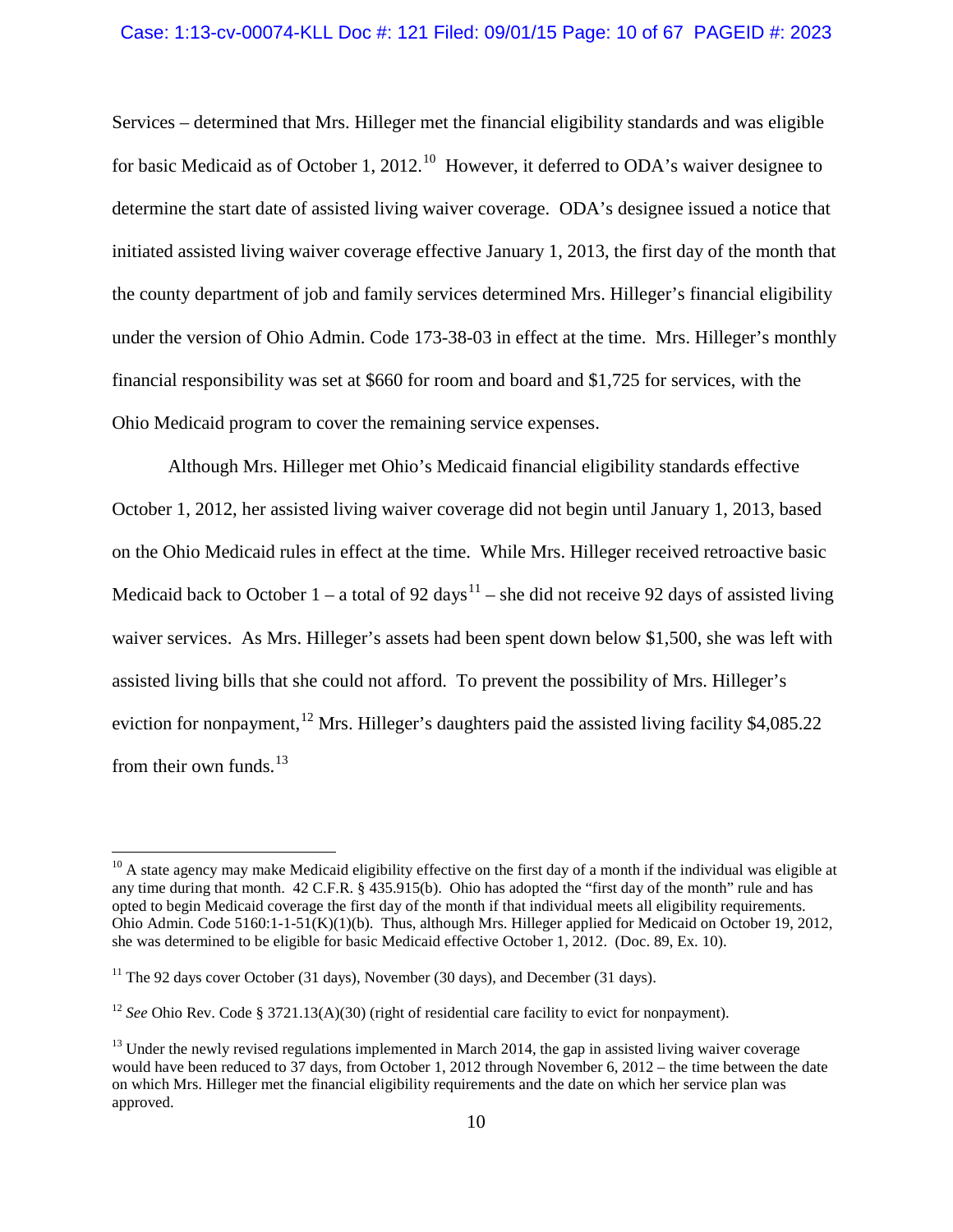Services – determined that Mrs. Hilleger met the financial eligibility standards and was eligible for basic Medicaid as of October 1, 2012.[10] However, it deferred to ODA's waiver designee to determine the start date of assisted living waiver coverage. ODA's designee issued a notice that initiated assisted living waiver coverage effective January 1, 2013, the first day of the month that the county department of job and family services determined Mrs. Hilleger's financial eligibility under the version of Ohio Admin. Code 173-38-03 in effect at the time. Mrs. Hilleger's monthly financial responsibility was set at $660 for room and board and $1,725 for services, with the Ohio Medicaid program to cover the remaining service expenses.

Although Mrs. Hilleger met Ohio's Medicaid financial eligibility standards effective October 1, 2012, her assisted living waiver coverage did not begin until January 1, 2013, based on the Ohio Medicaid rules in effect at the time. While Mrs. Hilleger received retroactive basic Medicaid back to October 1 – a total of 92 days[11] – she did not receive 92 days of assisted living waiver services. As Mrs. Hilleger's assets had been spent down below $1,500, she was left with assisted living bills that she could not afford. To prevent the possibility of Mrs. Hilleger's eviction for nonpayment,[12] Mrs. Hilleger's daughters paid the assisted living facility $4,085.22 from their own funds.[13]

---

[10] A state agency may make Medicaid eligibility effective on the first day of a month if the individual was eligible at any time during that month. 42 C.F.R. § 435.915(b). Ohio has adopted the "first day of the month" rule and has opted to begin Medicaid coverage the first day of the month if that individual meets all eligibility requirements. Ohio Admin. Code 5160:1-1-51(K)(1)(b). Thus, although Mrs. Hilleger applied for Medicaid on October 19, 2012, she was determined to be eligible for basic Medicaid effective October 1, 2012. (Doc. 89, Ex. 10).

[11] The 92 days cover October (31 days), November (30 days), and December (31 days).

[12] *See* Ohio Rev. Code § 3721.13(A)(30) (right of residential care facility to evict for nonpayment).

[13] Under the newly revised regulations implemented in March 2014, the gap in assisted living waiver coverage would have been reduced to 37 days, from October 1, 2012 through November 6, 2012 – the time between the date on which Mrs. Hilleger met the financial eligibility requirements and the date on which her service plan was approved.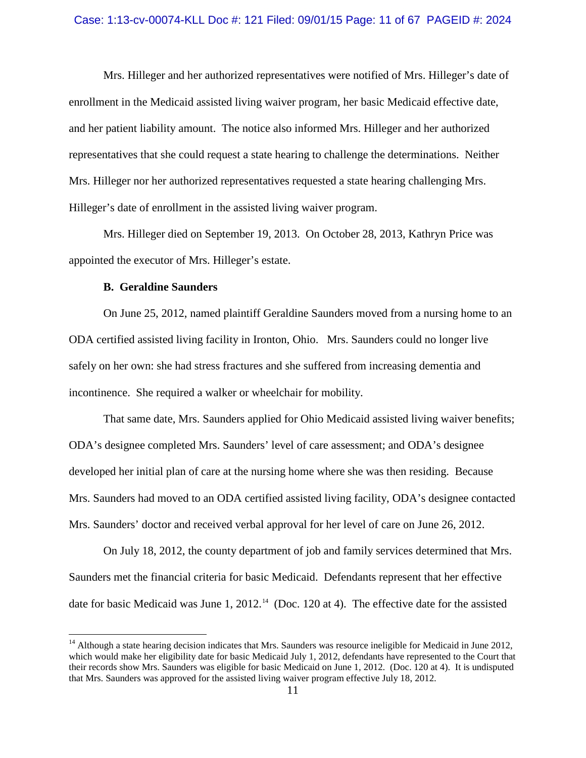Mrs. Hilleger and her authorized representatives were notified of Mrs. Hilleger's date of enrollment in the Medicaid assisted living waiver program, her basic Medicaid effective date, and her patient liability amount. The notice also informed Mrs. Hilleger and her authorized representatives that she could request a state hearing to challenge the determinations. Neither Mrs. Hilleger nor her authorized representatives requested a state hearing challenging Mrs. Hilleger's date of enrollment in the assisted living waiver program.

Mrs. Hilleger died on September 19, 2013. On October 28, 2013, Kathryn Price was appointed the executor of Mrs. Hilleger's estate.

**B. Geraldine Saunders**

On June 25, 2012, named plaintiff Geraldine Saunders moved from a nursing home to an ODA certified assisted living facility in Ironton, Ohio. Mrs. Saunders could no longer live safely on her own: she had stress fractures and she suffered from increasing dementia and incontinence. She required a walker or wheelchair for mobility.

That same date, Mrs. Saunders applied for Ohio Medicaid assisted living waiver benefits; ODA's designee completed Mrs. Saunders' level of care assessment; and ODA's designee developed her initial plan of care at the nursing home where she was then residing. Because Mrs. Saunders had moved to an ODA certified assisted living facility, ODA's designee contacted Mrs. Saunders' doctor and received verbal approval for her level of care on June 26, 2012.

On July 18, 2012, the county department of job and family services determined that Mrs. Saunders met the financial criteria for basic Medicaid. Defendants represent that her effective date for basic Medicaid was June 1, 2012.[14] (Doc. 120 at 4). The effective date for the assisted

[14] Although a state hearing decision indicates that Mrs. Saunders was resource ineligible for Medicaid in June 2012, which would make her eligibility date for basic Medicaid July 1, 2012, defendants have represented to the Court that their records show Mrs. Saunders was eligible for basic Medicaid on June 1, 2012. (Doc. 120 at 4). It is undisputed that Mrs. Saunders was approved for the assisted living waiver program effective July 18, 2012.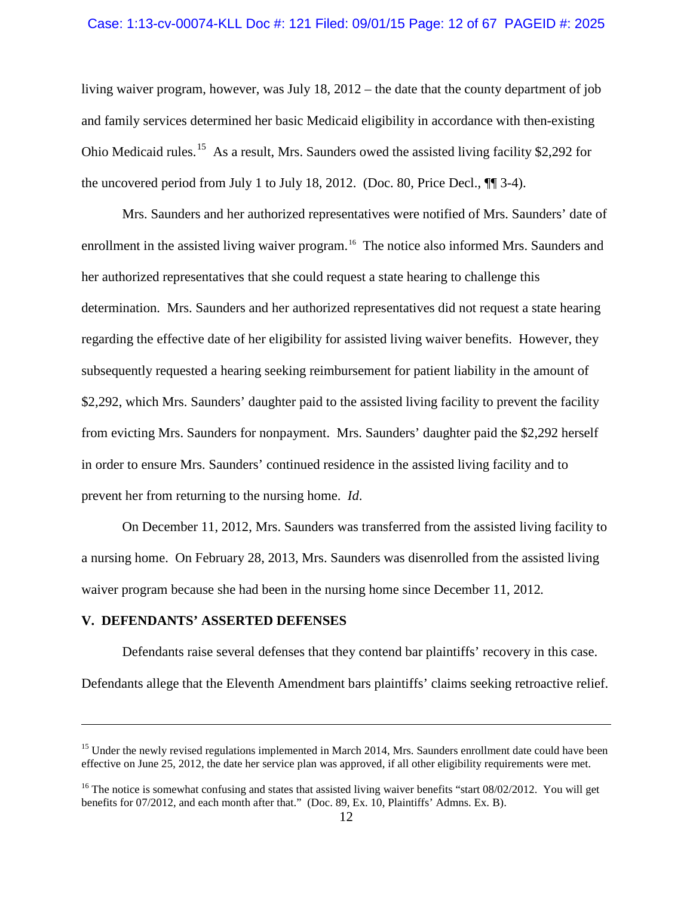living waiver program, however, was July 18, 2012 – the date that the county department of job and family services determined her basic Medicaid eligibility in accordance with then-existing Ohio Medicaid rules.[15] As a result, Mrs. Saunders owed the assisted living facility $2,292 for the uncovered period from July 1 to July 18, 2012. (Doc. 80, Price Decl., ¶¶ 3-4).

Mrs. Saunders and her authorized representatives were notified of Mrs. Saunders' date of enrollment in the assisted living waiver program.[16] The notice also informed Mrs. Saunders and her authorized representatives that she could request a state hearing to challenge this determination. Mrs. Saunders and her authorized representatives did not request a state hearing regarding the effective date of her eligibility for assisted living waiver benefits. However, they subsequently requested a hearing seeking reimbursement for patient liability in the amount of $2,292, which Mrs. Saunders' daughter paid to the assisted living facility to prevent the facility from evicting Mrs. Saunders for nonpayment. Mrs. Saunders' daughter paid the $2,292 herself in order to ensure Mrs. Saunders' continued residence in the assisted living facility and to prevent her from returning to the nursing home. *Id.*

On December 11, 2012, Mrs. Saunders was transferred from the assisted living facility to a nursing home. On February 28, 2013, Mrs. Saunders was disenrolled from the assisted living waiver program because she had been in the nursing home since December 11, 2012.

## V. DEFENDANTS' ASSERTED DEFENSES

Defendants raise several defenses that they contend bar plaintiffs' recovery in this case. Defendants allege that the Eleventh Amendment bars plaintiffs' claims seeking retroactive relief.

---

[15] Under the newly revised regulations implemented in March 2014, Mrs. Saunders enrollment date could have been effective on June 25, 2012, the date her service plan was approved, if all other eligibility requirements were met.

[16] The notice is somewhat confusing and states that assisted living waiver benefits "start 08/02/2012. You will get benefits for 07/2012, and each month after that." (Doc. 89, Ex. 10, Plaintiffs' Admns. Ex. B).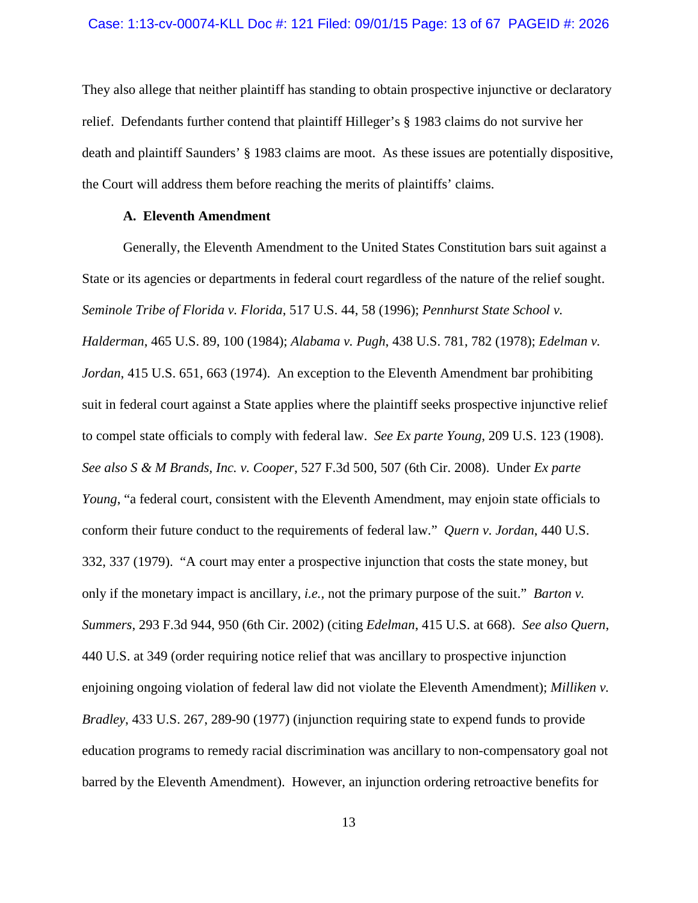They also allege that neither plaintiff has standing to obtain prospective injunctive or declaratory relief. Defendants further contend that plaintiff Hilleger's § 1983 claims do not survive her death and plaintiff Saunders' § 1983 claims are moot. As these issues are potentially dispositive, the Court will address them before reaching the merits of plaintiffs' claims.

### A. Eleventh Amendment

Generally, the Eleventh Amendment to the United States Constitution bars suit against a State or its agencies or departments in federal court regardless of the nature of the relief sought. *Seminole Tribe of Florida v. Florida*, 517 U.S. 44, 58 (1996); *Pennhurst State School v. Halderman*, 465 U.S. 89, 100 (1984); *Alabama v. Pugh*, 438 U.S. 781, 782 (1978); *Edelman v. Jordan*, 415 U.S. 651, 663 (1974). An exception to the Eleventh Amendment bar prohibiting suit in federal court against a State applies where the plaintiff seeks prospective injunctive relief to compel state officials to comply with federal law. *See Ex parte Young*, 209 U.S. 123 (1908). *See also S & M Brands, Inc. v. Cooper*, 527 F.3d 500, 507 (6th Cir. 2008). Under *Ex parte Young*, "a federal court, consistent with the Eleventh Amendment, may enjoin state officials to conform their future conduct to the requirements of federal law." *Quern v. Jordan*, 440 U.S. 332, 337 (1979). "A court may enter a prospective injunction that costs the state money, but only if the monetary impact is ancillary, *i.e.*, not the primary purpose of the suit." *Barton v. Summers*, 293 F.3d 944, 950 (6th Cir. 2002) (citing *Edelman*, 415 U.S. at 668). *See also Quern*, 440 U.S. at 349 (order requiring notice relief that was ancillary to prospective injunction enjoining ongoing violation of federal law did not violate the Eleventh Amendment); *Milliken v. Bradley*, 433 U.S. 267, 289-90 (1977) (injunction requiring state to expend funds to provide education programs to remedy racial discrimination was ancillary to non-compensatory goal not barred by the Eleventh Amendment). However, an injunction ordering retroactive benefits for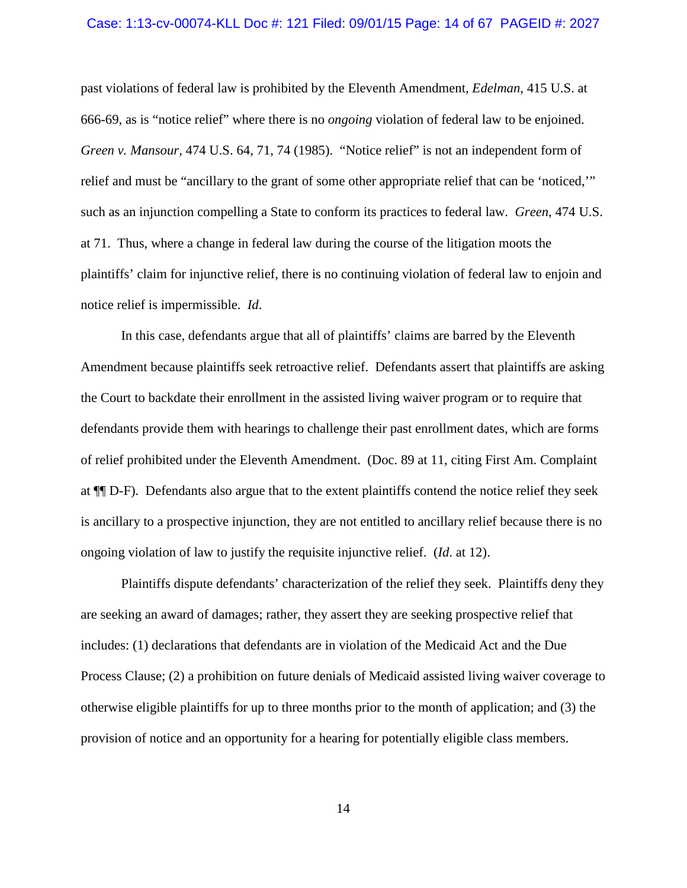past violations of federal law is prohibited by the Eleventh Amendment, *Edelman*, 415 U.S. at 666-69, as is "notice relief" where there is no *ongoing* violation of federal law to be enjoined. *Green v. Mansour*, 474 U.S. 64, 71, 74 (1985). "Notice relief" is not an independent form of relief and must be "ancillary to the grant of some other appropriate relief that can be 'noticed,'" such as an injunction compelling a State to conform its practices to federal law. *Green*, 474 U.S. at 71. Thus, where a change in federal law during the course of the litigation moots the plaintiffs' claim for injunctive relief, there is no continuing violation of federal law to enjoin and notice relief is impermissible. *Id*.

In this case, defendants argue that all of plaintiffs' claims are barred by the Eleventh Amendment because plaintiffs seek retroactive relief. Defendants assert that plaintiffs are asking the Court to backdate their enrollment in the assisted living waiver program or to require that defendants provide them with hearings to challenge their past enrollment dates, which are forms of relief prohibited under the Eleventh Amendment. (Doc. 89 at 11, citing First Am. Complaint at ¶¶ D-F). Defendants also argue that to the extent plaintiffs contend the notice relief they seek is ancillary to a prospective injunction, they are not entitled to ancillary relief because there is no ongoing violation of law to justify the requisite injunctive relief. (*Id*. at 12).

Plaintiffs dispute defendants' characterization of the relief they seek. Plaintiffs deny they are seeking an award of damages; rather, they assert they are seeking prospective relief that includes: (1) declarations that defendants are in violation of the Medicaid Act and the Due Process Clause; (2) a prohibition on future denials of Medicaid assisted living waiver coverage to otherwise eligible plaintiffs for up to three months prior to the month of application; and (3) the provision of notice and an opportunity for a hearing for potentially eligible class members.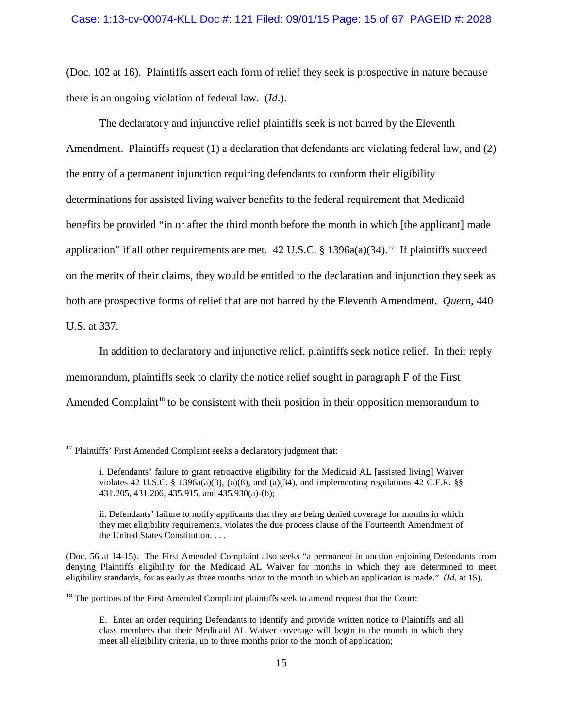(Doc. 102 at 16). Plaintiffs assert each form of relief they seek is prospective in nature because there is an ongoing violation of federal law. (*Id*.).

The declaratory and injunctive relief plaintiffs seek is not barred by the Eleventh Amendment. Plaintiffs request (1) a declaration that defendants are violating federal law, and (2) the entry of a permanent injunction requiring defendants to conform their eligibility determinations for assisted living waiver benefits to the federal requirement that Medicaid benefits be provided "in or after the third month before the month in which [the applicant] made application" if all other requirements are met. 42 U.S.C. § 1396a(a)(34).[17] If plaintiffs succeed on the merits of their claims, they would be entitled to the declaration and injunction they seek as both are prospective forms of relief that are not barred by the Eleventh Amendment. *Quern*, 440 U.S. at 337.

In addition to declaratory and injunctive relief, plaintiffs seek notice relief. In their reply memorandum, plaintiffs seek to clarify the notice relief sought in paragraph F of the First Amended Complaint[18] to be consistent with their position in their opposition memorandum to

---

[17] Plaintiffs' First Amended Complaint seeks a declaratory judgment that:

> i. Defendants' failure to grant retroactive eligibility for the Medicaid AL [assisted living] Waiver violates 42 U.S.C. § 1396a(a)(3), (a)(8), and (a)(34), and implementing regulations 42 C.F.R. §§ 431.205, 431.206, 435.915, and 435.930(a)-(b);
>
> ii. Defendants' failure to notify applicants that they are being denied coverage for months in which they met eligibility requirements, violates the due process clause of the Fourteenth Amendment of the United States Constitution. . . .

(Doc. 56 at 14-15). The First Amended Complaint also seeks "a permanent injunction enjoining Defendants from denying Plaintiffs eligibility for the Medicaid AL Waiver for months in which they are determined to meet eligibility standards, for as early as three months prior to the month in which an application is made." (*Id.* at 15).

[18] The portions of the First Amended Complaint plaintiffs seek to amend request that the Court:

> E. Enter an order requiring Defendants to identify and provide written notice to Plaintiffs and all class members that their Medicaid AL Waiver coverage will begin in the month in which they meet all eligibility criteria, up to three months prior to the month of application;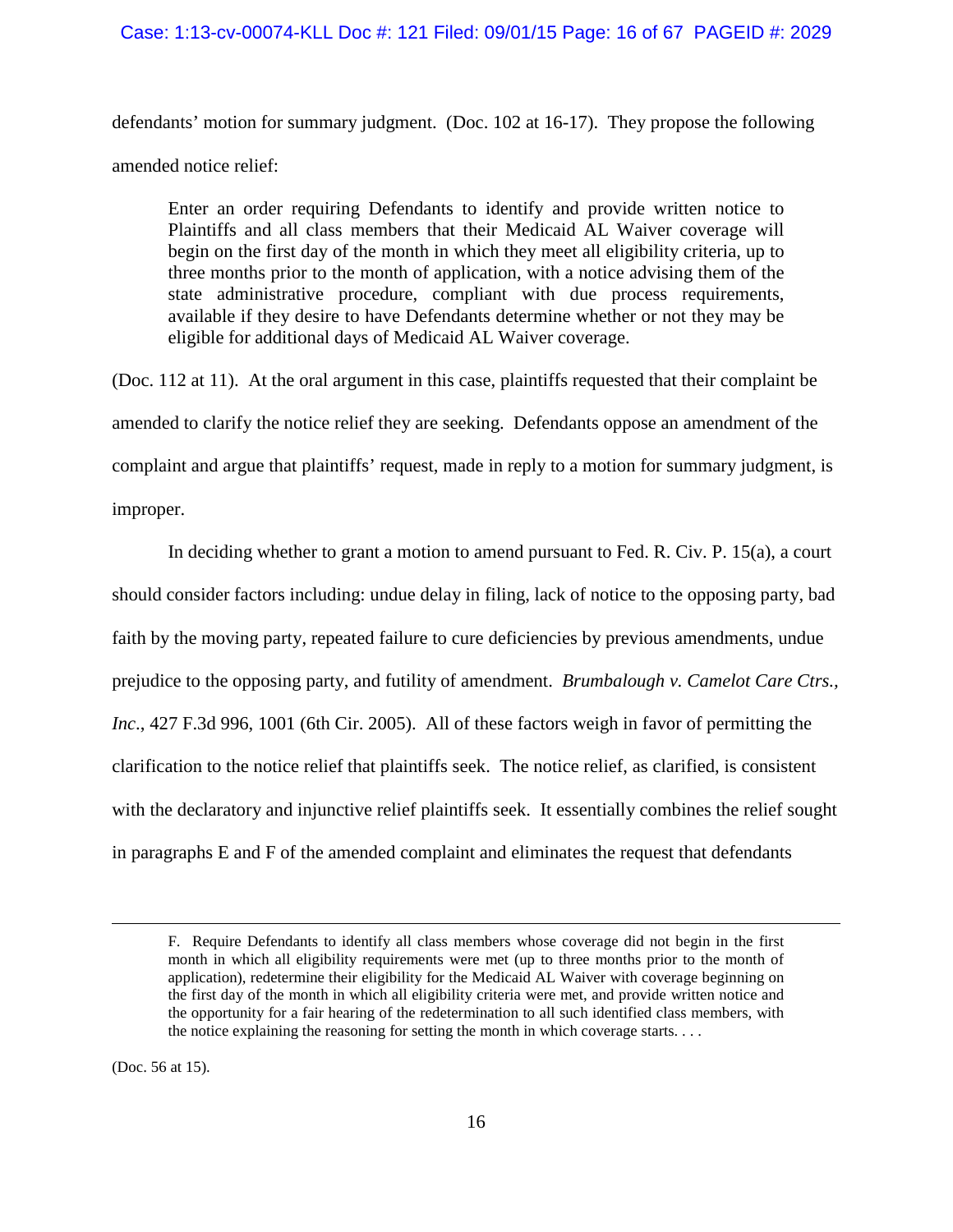defendants' motion for summary judgment. (Doc. 102 at 16-17). They propose the following amended notice relief:

> Enter an order requiring Defendants to identify and provide written notice to Plaintiffs and all class members that their Medicaid AL Waiver coverage will begin on the first day of the month in which they meet all eligibility criteria, up to three months prior to the month of application, with a notice advising them of the state administrative procedure, compliant with due process requirements, available if they desire to have Defendants determine whether or not they may be eligible for additional days of Medicaid AL Waiver coverage.

(Doc. 112 at 11). At the oral argument in this case, plaintiffs requested that their complaint be amended to clarify the notice relief they are seeking. Defendants oppose an amendment of the complaint and argue that plaintiffs' request, made in reply to a motion for summary judgment, is improper.

In deciding whether to grant a motion to amend pursuant to Fed. R. Civ. P. 15(a), a court should consider factors including: undue delay in filing, lack of notice to the opposing party, bad faith by the moving party, repeated failure to cure deficiencies by previous amendments, undue prejudice to the opposing party, and futility of amendment. *Brumbalough v. Camelot Care Ctrs., Inc*., 427 F.3d 996, 1001 (6th Cir. 2005). All of these factors weigh in favor of permitting the clarification to the notice relief that plaintiffs seek. The notice relief, as clarified, is consistent with the declaratory and injunctive relief plaintiffs seek. It essentially combines the relief sought in paragraphs E and F of the amended complaint and eliminates the request that defendants

---

> F. Require Defendants to identify all class members whose coverage did not begin in the first month in which all eligibility requirements were met (up to three months prior to the month of application), redetermine their eligibility for the Medicaid AL Waiver with coverage beginning on the first day of the month in which all eligibility criteria were met, and provide written notice and the opportunity for a fair hearing of the redetermination to all such identified class members, with the notice explaining the reasoning for setting the month in which coverage starts. . . .

(Doc. 56 at 15).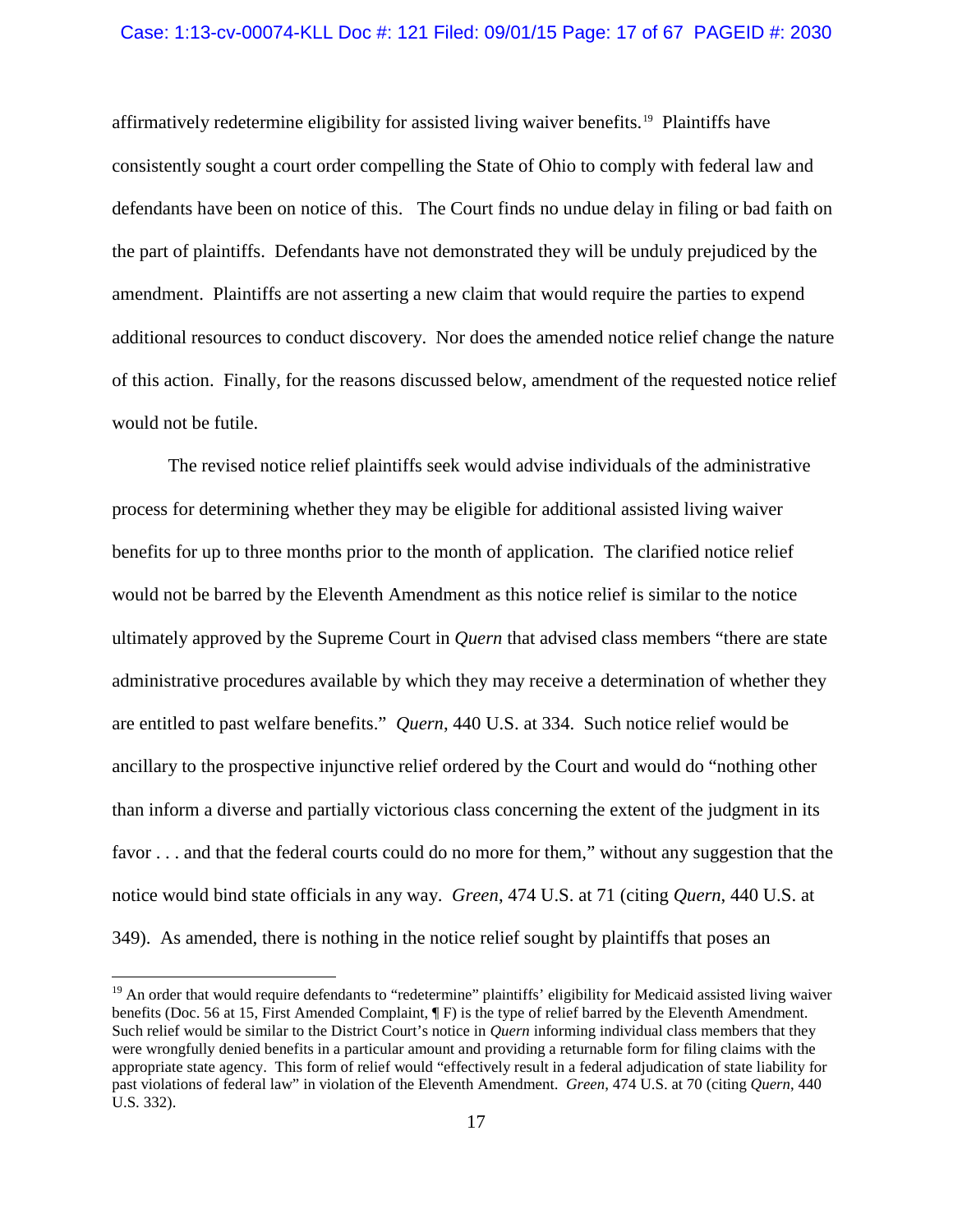affirmatively redetermine eligibility for assisted living waiver benefits.[19] Plaintiffs have consistently sought a court order compelling the State of Ohio to comply with federal law and defendants have been on notice of this. The Court finds no undue delay in filing or bad faith on the part of plaintiffs. Defendants have not demonstrated they will be unduly prejudiced by the amendment. Plaintiffs are not asserting a new claim that would require the parties to expend additional resources to conduct discovery. Nor does the amended notice relief change the nature of this action. Finally, for the reasons discussed below, amendment of the requested notice relief would not be futile.

The revised notice relief plaintiffs seek would advise individuals of the administrative process for determining whether they may be eligible for additional assisted living waiver benefits for up to three months prior to the month of application. The clarified notice relief would not be barred by the Eleventh Amendment as this notice relief is similar to the notice ultimately approved by the Supreme Court in *Quern* that advised class members "there are state administrative procedures available by which they may receive a determination of whether they are entitled to past welfare benefits." *Quern*, 440 U.S. at 334. Such notice relief would be ancillary to the prospective injunctive relief ordered by the Court and would do "nothing other than inform a diverse and partially victorious class concerning the extent of the judgment in its favor . . . and that the federal courts could do no more for them," without any suggestion that the notice would bind state officials in any way. *Green*, 474 U.S. at 71 (citing *Quern*, 440 U.S. at 349). As amended, there is nothing in the notice relief sought by plaintiffs that poses an

---

[19] An order that would require defendants to "redetermine" plaintiffs' eligibility for Medicaid assisted living waiver benefits (Doc. 56 at 15, First Amended Complaint, ¶ F) is the type of relief barred by the Eleventh Amendment. Such relief would be similar to the District Court's notice in *Quern* informing individual class members that they were wrongfully denied benefits in a particular amount and providing a returnable form for filing claims with the appropriate state agency. This form of relief would "effectively result in a federal adjudication of state liability for past violations of federal law" in violation of the Eleventh Amendment. *Green*, 474 U.S. at 70 (citing *Quern*, 440 U.S. 332).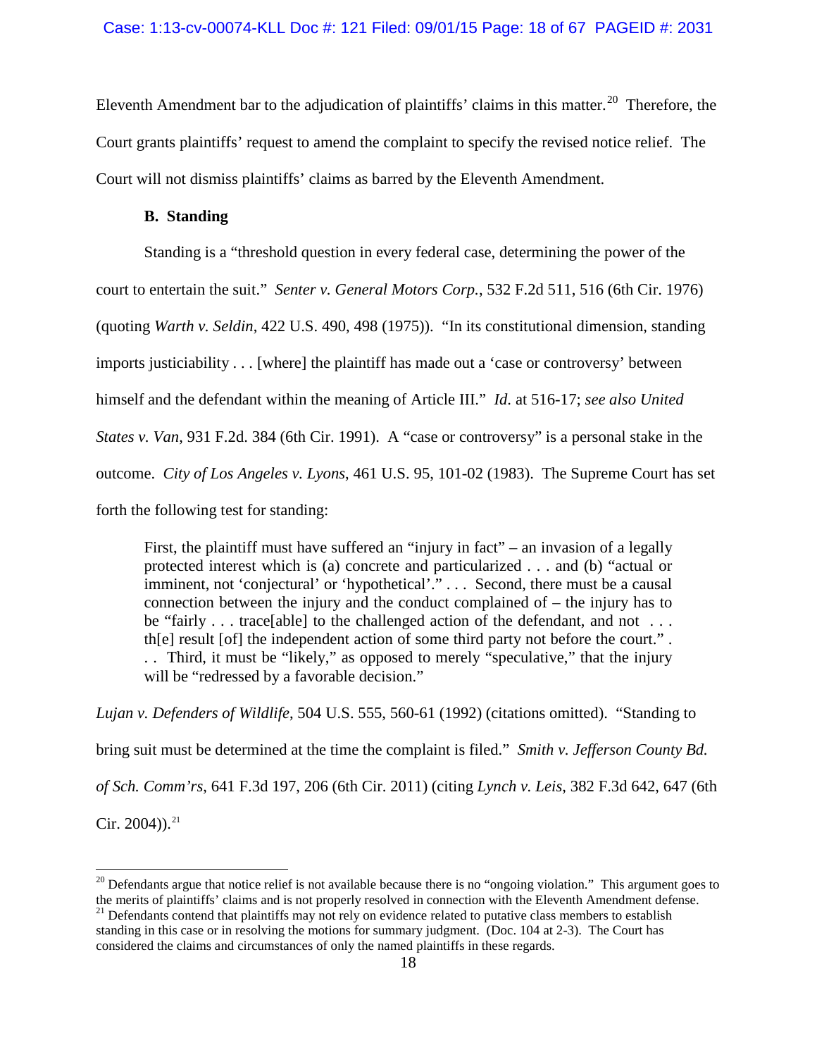Eleventh Amendment bar to the adjudication of plaintiffs' claims in this matter.[20] Therefore, the Court grants plaintiffs' request to amend the complaint to specify the revised notice relief. The Court will not dismiss plaintiffs' claims as barred by the Eleventh Amendment.

### B. Standing

Standing is a "threshold question in every federal case, determining the power of the court to entertain the suit." *Senter v. General Motors Corp.*, 532 F.2d 511, 516 (6th Cir. 1976) (quoting *Warth v. Seldin*, 422 U.S. 490, 498 (1975)). "In its constitutional dimension, standing imports justiciability . . . [where] the plaintiff has made out a 'case or controversy' between himself and the defendant within the meaning of Article III." *Id.* at 516-17; *see also United States v. Van*, 931 F.2d. 384 (6th Cir. 1991). A "case or controversy" is a personal stake in the outcome. *City of Los Angeles v. Lyons*, 461 U.S. 95, 101-02 (1983). The Supreme Court has set forth the following test for standing:

> First, the plaintiff must have suffered an "injury in fact" – an invasion of a legally protected interest which is (a) concrete and particularized . . . and (b) "actual or imminent, not 'conjectural' or 'hypothetical'." . . . Second, there must be a causal connection between the injury and the conduct complained of – the injury has to be "fairly . . . trace[able] to the challenged action of the defendant, and not . . . th[e] result [of] the independent action of some third party not before the court." . . . Third, it must be "likely," as opposed to merely "speculative," that the injury will be "redressed by a favorable decision."

*Lujan v. Defenders of Wildlife*, 504 U.S. 555, 560-61 (1992) (citations omitted). "Standing to bring suit must be determined at the time the complaint is filed." *Smith v. Jefferson County Bd. of Sch. Comm'rs*, 641 F.3d 197, 206 (6th Cir. 2011) (citing *Lynch v. Leis*, 382 F.3d 642, 647 (6th Cir. 2004)).[21]

---

[20] Defendants argue that notice relief is not available because there is no "ongoing violation." This argument goes to the merits of plaintiffs' claims and is not properly resolved in connection with the Eleventh Amendment defense.

[21] Defendants contend that plaintiffs may not rely on evidence related to putative class members to establish standing in this case or in resolving the motions for summary judgment. (Doc. 104 at 2-3). The Court has considered the claims and circumstances of only the named plaintiffs in these regards.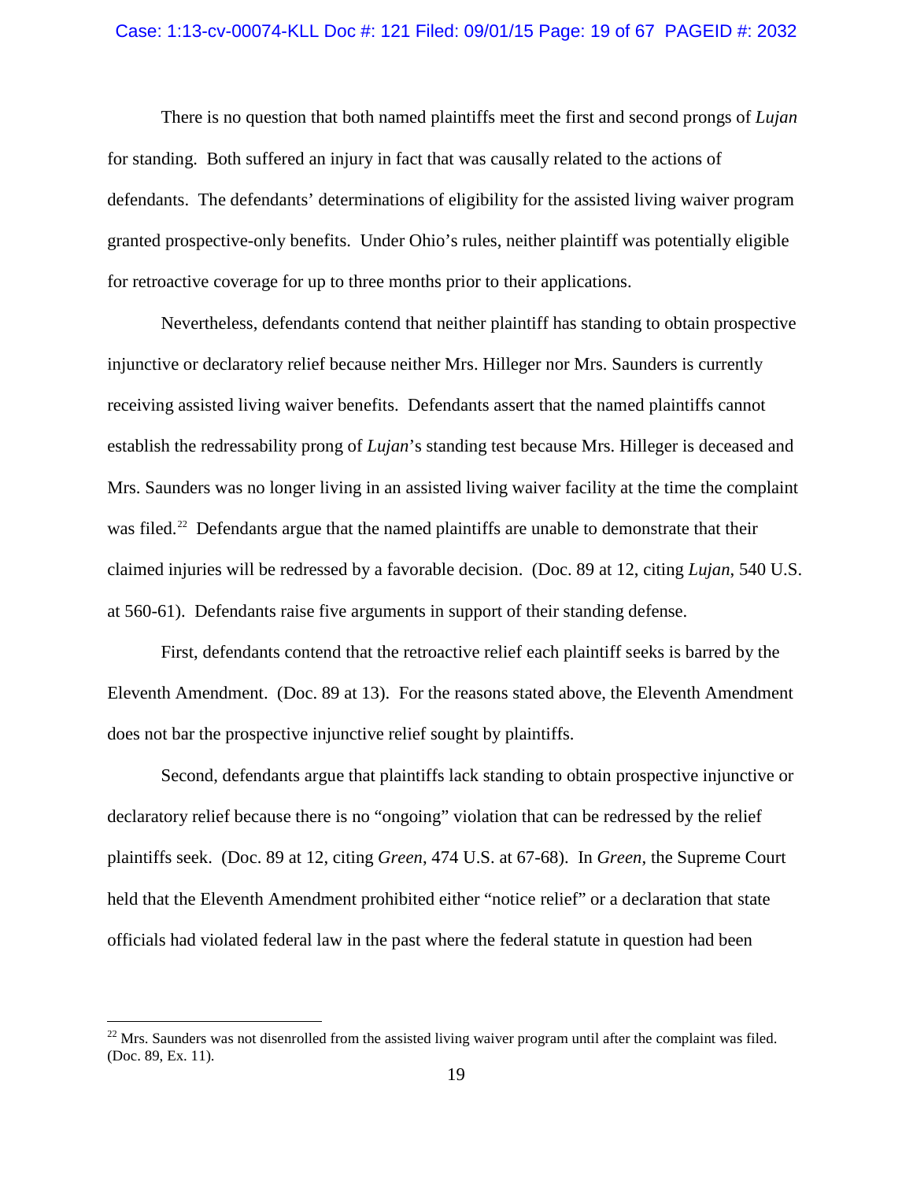There is no question that both named plaintiffs meet the first and second prongs of *Lujan* for standing. Both suffered an injury in fact that was causally related to the actions of defendants. The defendants' determinations of eligibility for the assisted living waiver program granted prospective-only benefits. Under Ohio's rules, neither plaintiff was potentially eligible for retroactive coverage for up to three months prior to their applications.

Nevertheless, defendants contend that neither plaintiff has standing to obtain prospective injunctive or declaratory relief because neither Mrs. Hilleger nor Mrs. Saunders is currently receiving assisted living waiver benefits. Defendants assert that the named plaintiffs cannot establish the redressability prong of *Lujan*'s standing test because Mrs. Hilleger is deceased and Mrs. Saunders was no longer living in an assisted living waiver facility at the time the complaint was filed.[22] Defendants argue that the named plaintiffs are unable to demonstrate that their claimed injuries will be redressed by a favorable decision. (Doc. 89 at 12, citing *Lujan*, 540 U.S. at 560-61). Defendants raise five arguments in support of their standing defense.

First, defendants contend that the retroactive relief each plaintiff seeks is barred by the Eleventh Amendment. (Doc. 89 at 13). For the reasons stated above, the Eleventh Amendment does not bar the prospective injunctive relief sought by plaintiffs.

Second, defendants argue that plaintiffs lack standing to obtain prospective injunctive or declaratory relief because there is no "ongoing" violation that can be redressed by the relief plaintiffs seek. (Doc. 89 at 12, citing *Green*, 474 U.S. at 67-68). In *Green*, the Supreme Court held that the Eleventh Amendment prohibited either "notice relief" or a declaration that state officials had violated federal law in the past where the federal statute in question had been

[22] Mrs. Saunders was not disenrolled from the assisted living waiver program until after the complaint was filed. (Doc. 89, Ex. 11).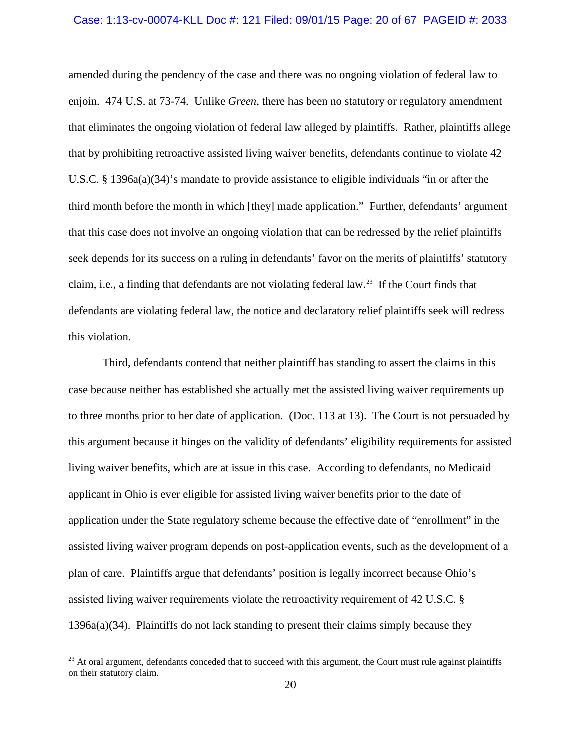amended during the pendency of the case and there was no ongoing violation of federal law to enjoin. 474 U.S. at 73-74. Unlike *Green*, there has been no statutory or regulatory amendment that eliminates the ongoing violation of federal law alleged by plaintiffs. Rather, plaintiffs allege that by prohibiting retroactive assisted living waiver benefits, defendants continue to violate 42 U.S.C. § 1396a(a)(34)'s mandate to provide assistance to eligible individuals "in or after the third month before the month in which [they] made application." Further, defendants' argument that this case does not involve an ongoing violation that can be redressed by the relief plaintiffs seek depends for its success on a ruling in defendants' favor on the merits of plaintiffs' statutory claim, i.e., a finding that defendants are not violating federal law.[23] If the Court finds that defendants are violating federal law, the notice and declaratory relief plaintiffs seek will redress this violation.

Third, defendants contend that neither plaintiff has standing to assert the claims in this case because neither has established she actually met the assisted living waiver requirements up to three months prior to her date of application. (Doc. 113 at 13). The Court is not persuaded by this argument because it hinges on the validity of defendants' eligibility requirements for assisted living waiver benefits, which are at issue in this case. According to defendants, no Medicaid applicant in Ohio is ever eligible for assisted living waiver benefits prior to the date of application under the State regulatory scheme because the effective date of "enrollment" in the assisted living waiver program depends on post-application events, such as the development of a plan of care. Plaintiffs argue that defendants' position is legally incorrect because Ohio's assisted living waiver requirements violate the retroactivity requirement of 42 U.S.C. § 1396a(a)(34). Plaintiffs do not lack standing to present their claims simply because they

[23] At oral argument, defendants conceded that to succeed with this argument, the Court must rule against plaintiffs on their statutory claim.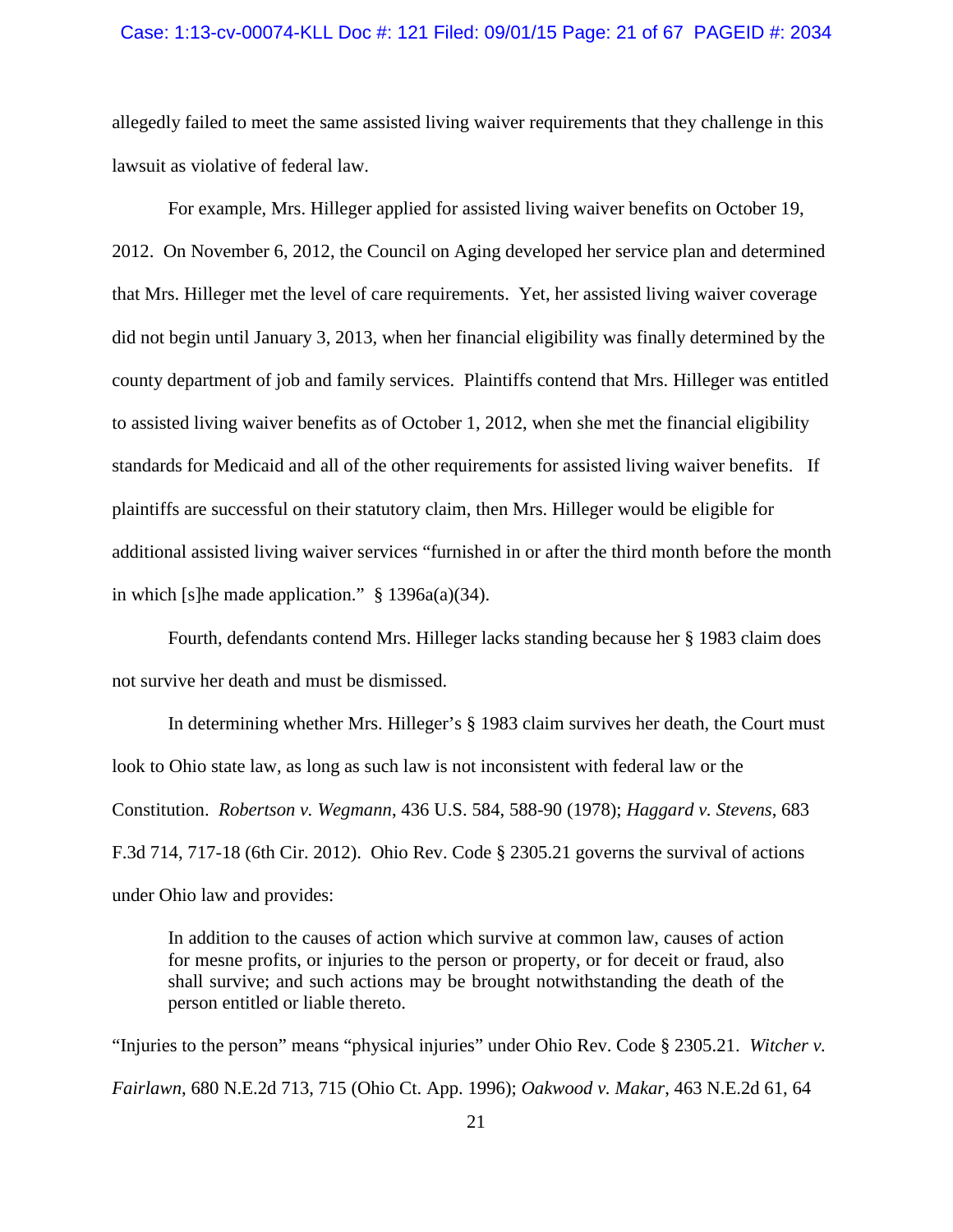allegedly failed to meet the same assisted living waiver requirements that they challenge in this lawsuit as violative of federal law.

For example, Mrs. Hilleger applied for assisted living waiver benefits on October 19, 2012. On November 6, 2012, the Council on Aging developed her service plan and determined that Mrs. Hilleger met the level of care requirements. Yet, her assisted living waiver coverage did not begin until January 3, 2013, when her financial eligibility was finally determined by the county department of job and family services. Plaintiffs contend that Mrs. Hilleger was entitled to assisted living waiver benefits as of October 1, 2012, when she met the financial eligibility standards for Medicaid and all of the other requirements for assisted living waiver benefits. If plaintiffs are successful on their statutory claim, then Mrs. Hilleger would be eligible for additional assisted living waiver services "furnished in or after the third month before the month in which [s]he made application." § 1396a(a)(34).

Fourth, defendants contend Mrs. Hilleger lacks standing because her § 1983 claim does not survive her death and must be dismissed.

In determining whether Mrs. Hilleger's § 1983 claim survives her death, the Court must look to Ohio state law, as long as such law is not inconsistent with federal law or the Constitution. *Robertson v. Wegmann*, 436 U.S. 584, 588-90 (1978); *Haggard v. Stevens*, 683 F.3d 714, 717-18 (6th Cir. 2012). Ohio Rev. Code § 2305.21 governs the survival of actions under Ohio law and provides:

> In addition to the causes of action which survive at common law, causes of action for mesne profits, or injuries to the person or property, or for deceit or fraud, also shall survive; and such actions may be brought notwithstanding the death of the person entitled or liable thereto.

"Injuries to the person" means "physical injuries" under Ohio Rev. Code § 2305.21. *Witcher v. Fairlawn*, 680 N.E.2d 713, 715 (Ohio Ct. App. 1996); *Oakwood v. Makar*, 463 N.E.2d 61, 64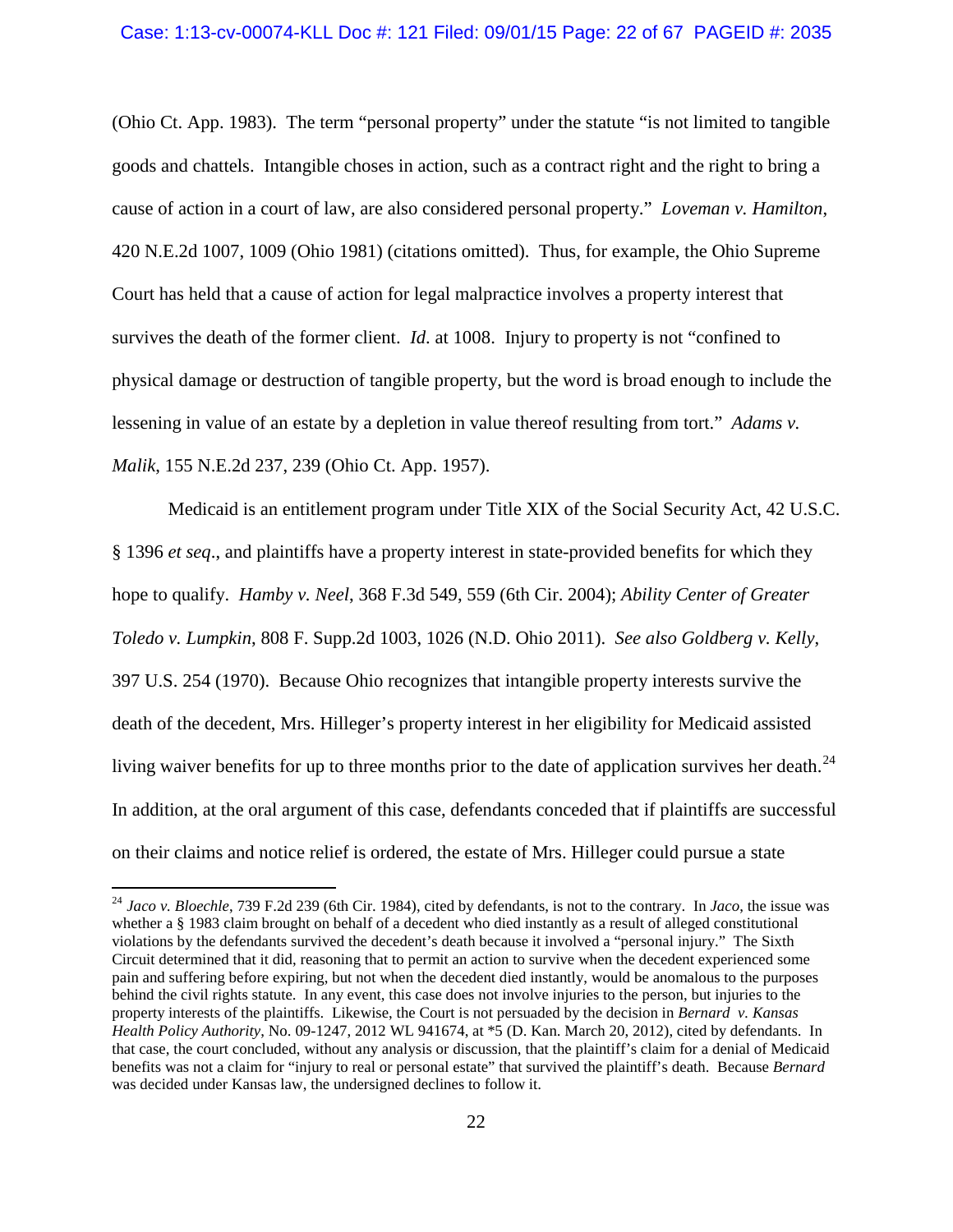(Ohio Ct. App. 1983). The term "personal property" under the statute "is not limited to tangible goods and chattels. Intangible choses in action, such as a contract right and the right to bring a cause of action in a court of law, are also considered personal property." *Loveman v. Hamilton*, 420 N.E.2d 1007, 1009 (Ohio 1981) (citations omitted). Thus, for example, the Ohio Supreme Court has held that a cause of action for legal malpractice involves a property interest that survives the death of the former client. *Id*. at 1008. Injury to property is not "confined to physical damage or destruction of tangible property, but the word is broad enough to include the lessening in value of an estate by a depletion in value thereof resulting from tort." *Adams v. Malik*, 155 N.E.2d 237, 239 (Ohio Ct. App. 1957).

Medicaid is an entitlement program under Title XIX of the Social Security Act, 42 U.S.C. § 1396 *et seq*., and plaintiffs have a property interest in state-provided benefits for which they hope to qualify. *Hamby v. Neel*, 368 F.3d 549, 559 (6th Cir. 2004); *Ability Center of Greater Toledo v. Lumpkin*, 808 F. Supp.2d 1003, 1026 (N.D. Ohio 2011). *See also Goldberg v. Kelly*, 397 U.S. 254 (1970). Because Ohio recognizes that intangible property interests survive the death of the decedent, Mrs. Hilleger's property interest in her eligibility for Medicaid assisted living waiver benefits for up to three months prior to the date of application survives her death.[24] In addition, at the oral argument of this case, defendants conceded that if plaintiffs are successful on their claims and notice relief is ordered, the estate of Mrs. Hilleger could pursue a state

---

[24] *Jaco v. Bloechle*, 739 F.2d 239 (6th Cir. 1984), cited by defendants, is not to the contrary. In *Jaco*, the issue was whether a § 1983 claim brought on behalf of a decedent who died instantly as a result of alleged constitutional violations by the defendants survived the decedent's death because it involved a "personal injury." The Sixth Circuit determined that it did, reasoning that to permit an action to survive when the decedent experienced some pain and suffering before expiring, but not when the decedent died instantly, would be anomalous to the purposes behind the civil rights statute. In any event, this case does not involve injuries to the person, but injuries to the property interests of the plaintiffs. Likewise, the Court is not persuaded by the decision in *Bernard v. Kansas Health Policy Authority*, No. 09-1247, 2012 WL 941674, at *5 (D. Kan. March 20, 2012), cited by defendants. In that case, the court concluded, without any analysis or discussion, that the plaintiff's claim for a denial of Medicaid benefits was not a claim for "injury to real or personal estate" that survived the plaintiff's death. Because *Bernard* was decided under Kansas law, the undersigned declines to follow it.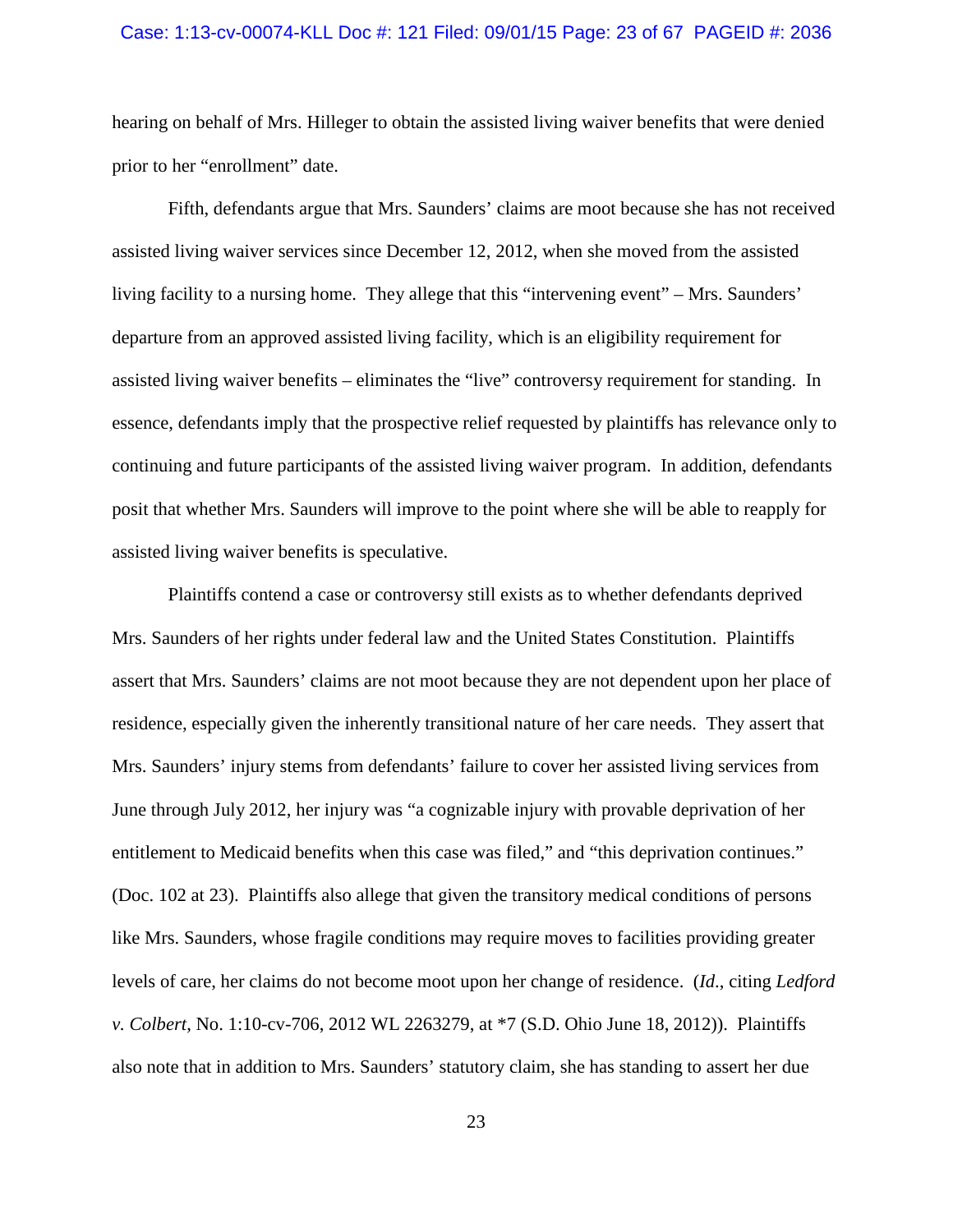hearing on behalf of Mrs. Hilleger to obtain the assisted living waiver benefits that were denied prior to her "enrollment" date.

Fifth, defendants argue that Mrs. Saunders' claims are moot because she has not received assisted living waiver services since December 12, 2012, when she moved from the assisted living facility to a nursing home. They allege that this "intervening event" – Mrs. Saunders' departure from an approved assisted living facility, which is an eligibility requirement for assisted living waiver benefits – eliminates the "live" controversy requirement for standing. In essence, defendants imply that the prospective relief requested by plaintiffs has relevance only to continuing and future participants of the assisted living waiver program. In addition, defendants posit that whether Mrs. Saunders will improve to the point where she will be able to reapply for assisted living waiver benefits is speculative.

Plaintiffs contend a case or controversy still exists as to whether defendants deprived Mrs. Saunders of her rights under federal law and the United States Constitution. Plaintiffs assert that Mrs. Saunders' claims are not moot because they are not dependent upon her place of residence, especially given the inherently transitional nature of her care needs. They assert that Mrs. Saunders' injury stems from defendants' failure to cover her assisted living services from June through July 2012, her injury was "a cognizable injury with provable deprivation of her entitlement to Medicaid benefits when this case was filed," and "this deprivation continues." (Doc. 102 at 23). Plaintiffs also allege that given the transitory medical conditions of persons like Mrs. Saunders, whose fragile conditions may require moves to facilities providing greater levels of care, her claims do not become moot upon her change of residence. (*Id*., citing *Ledford v. Colbert*, No. 1:10-cv-706, 2012 WL 2263279, at *7 (S.D. Ohio June 18, 2012)). Plaintiffs also note that in addition to Mrs. Saunders' statutory claim, she has standing to assert her due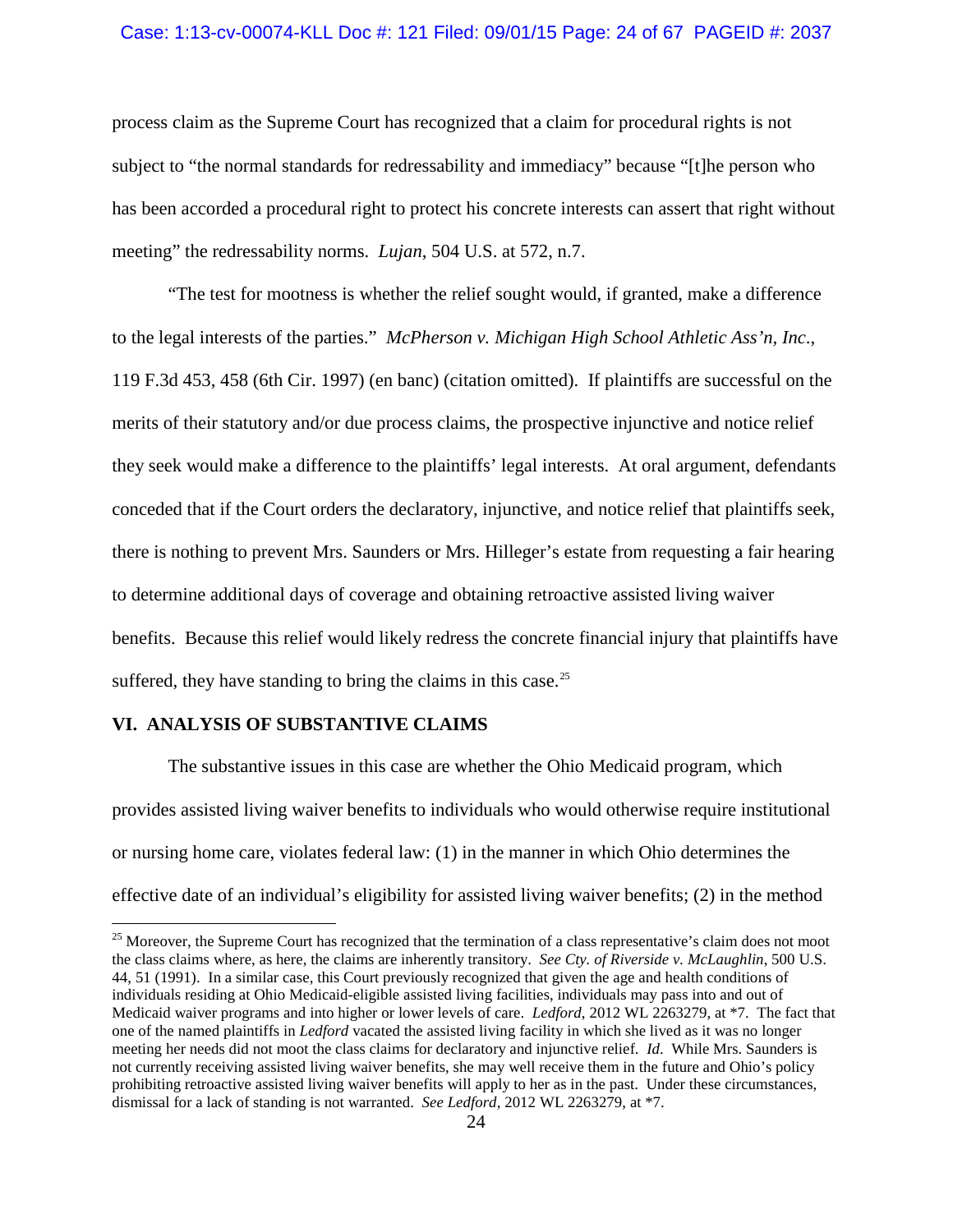process claim as the Supreme Court has recognized that a claim for procedural rights is not subject to "the normal standards for redressability and immediacy" because "[t]he person who has been accorded a procedural right to protect his concrete interests can assert that right without meeting" the redressability norms. *Lujan*, 504 U.S. at 572, n.7.

"The test for mootness is whether the relief sought would, if granted, make a difference to the legal interests of the parties." *McPherson v. Michigan High School Athletic Ass'n, Inc.*, 119 F.3d 453, 458 (6th Cir. 1997) (en banc) (citation omitted). If plaintiffs are successful on the merits of their statutory and/or due process claims, the prospective injunctive and notice relief they seek would make a difference to the plaintiffs' legal interests. At oral argument, defendants conceded that if the Court orders the declaratory, injunctive, and notice relief that plaintiffs seek, there is nothing to prevent Mrs. Saunders or Mrs. Hilleger's estate from requesting a fair hearing to determine additional days of coverage and obtaining retroactive assisted living waiver benefits. Because this relief would likely redress the concrete financial injury that plaintiffs have suffered, they have standing to bring the claims in this case.[25]

## VI. ANALYSIS OF SUBSTANTIVE CLAIMS

The substantive issues in this case are whether the Ohio Medicaid program, which provides assisted living waiver benefits to individuals who would otherwise require institutional or nursing home care, violates federal law: (1) in the manner in which Ohio determines the effective date of an individual's eligibility for assisted living waiver benefits; (2) in the method

[25] Moreover, the Supreme Court has recognized that the termination of a class representative's claim does not moot the class claims where, as here, the claims are inherently transitory. *See Cty. of Riverside v. McLaughlin*, 500 U.S. 44, 51 (1991). In a similar case, this Court previously recognized that given the age and health conditions of individuals residing at Ohio Medicaid-eligible assisted living facilities, individuals may pass into and out of Medicaid waiver programs and into higher or lower levels of care. *Ledford*, 2012 WL 2263279, at *7. The fact that one of the named plaintiffs in *Ledford* vacated the assisted living facility in which she lived as it was no longer meeting her needs did not moot the class claims for declaratory and injunctive relief. *Id*. While Mrs. Saunders is not currently receiving assisted living waiver benefits, she may well receive them in the future and Ohio's policy prohibiting retroactive assisted living waiver benefits will apply to her as in the past. Under these circumstances, dismissal for a lack of standing is not warranted. *See Ledford*, 2012 WL 2263279, at *7.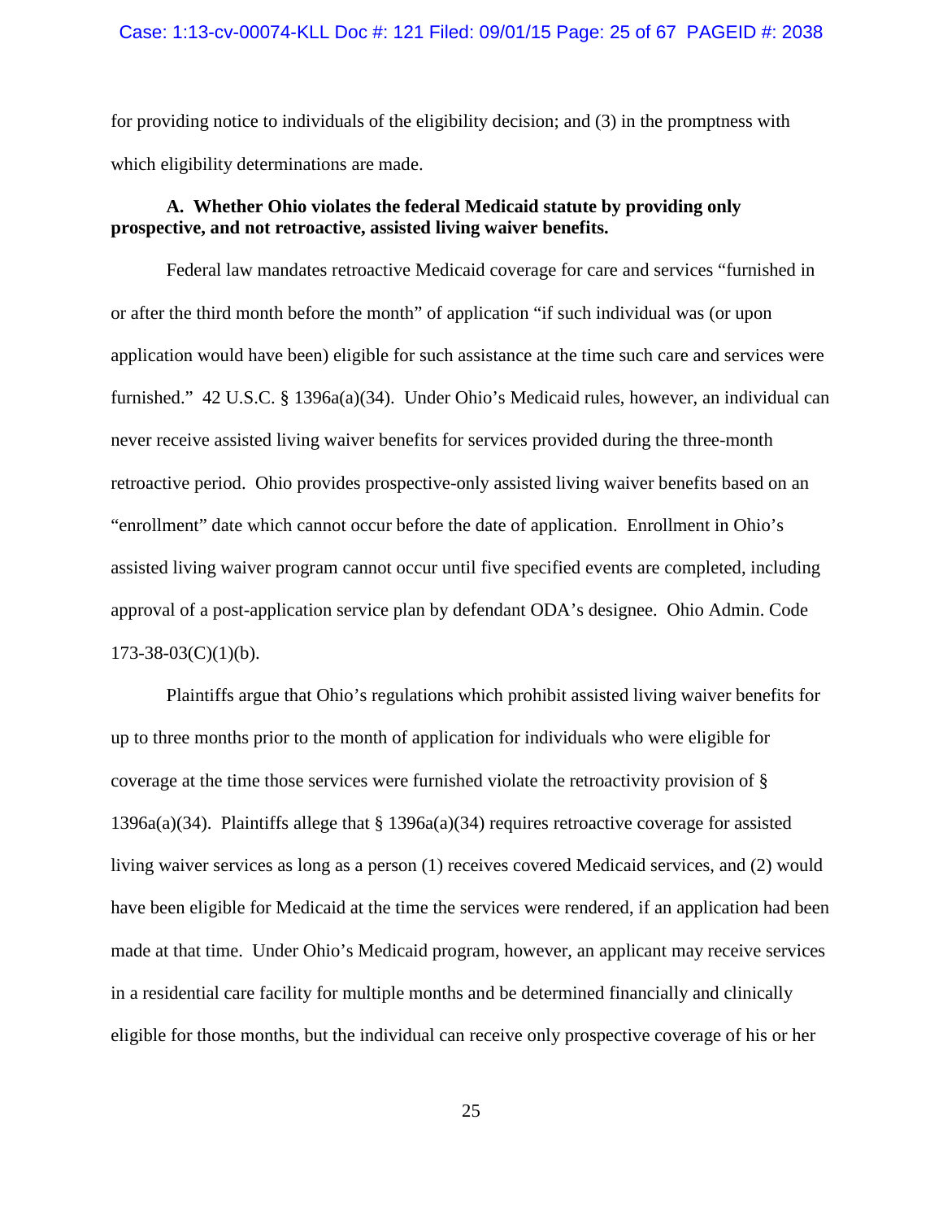for providing notice to individuals of the eligibility decision; and (3) in the promptness with which eligibility determinations are made.

**A. Whether Ohio violates the federal Medicaid statute by providing only prospective, and not retroactive, assisted living waiver benefits.**

Federal law mandates retroactive Medicaid coverage for care and services "furnished in or after the third month before the month" of application "if such individual was (or upon application would have been) eligible for such assistance at the time such care and services were furnished." 42 U.S.C. § 1396a(a)(34). Under Ohio's Medicaid rules, however, an individual can never receive assisted living waiver benefits for services provided during the three-month retroactive period. Ohio provides prospective-only assisted living waiver benefits based on an "enrollment" date which cannot occur before the date of application. Enrollment in Ohio's assisted living waiver program cannot occur until five specified events are completed, including approval of a post-application service plan by defendant ODA's designee. Ohio Admin. Code 173-38-03(C)(1)(b).

Plaintiffs argue that Ohio's regulations which prohibit assisted living waiver benefits for up to three months prior to the month of application for individuals who were eligible for coverage at the time those services were furnished violate the retroactivity provision of § 1396a(a)(34). Plaintiffs allege that § 1396a(a)(34) requires retroactive coverage for assisted living waiver services as long as a person (1) receives covered Medicaid services, and (2) would have been eligible for Medicaid at the time the services were rendered, if an application had been made at that time. Under Ohio's Medicaid program, however, an applicant may receive services in a residential care facility for multiple months and be determined financially and clinically eligible for those months, but the individual can receive only prospective coverage of his or her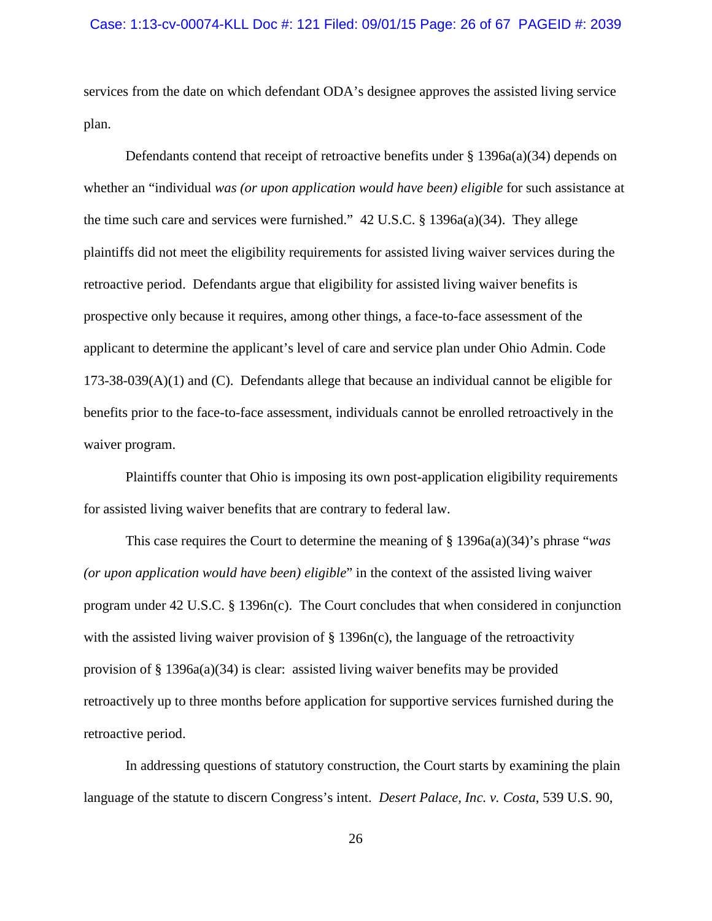services from the date on which defendant ODA's designee approves the assisted living service plan.

Defendants contend that receipt of retroactive benefits under § 1396a(a)(34) depends on whether an "individual *was (or upon application would have been) eligible* for such assistance at the time such care and services were furnished." 42 U.S.C. § 1396a(a)(34). They allege plaintiffs did not meet the eligibility requirements for assisted living waiver services during the retroactive period. Defendants argue that eligibility for assisted living waiver benefits is prospective only because it requires, among other things, a face-to-face assessment of the applicant to determine the applicant's level of care and service plan under Ohio Admin. Code 173-38-039(A)(1) and (C). Defendants allege that because an individual cannot be eligible for benefits prior to the face-to-face assessment, individuals cannot be enrolled retroactively in the waiver program.

Plaintiffs counter that Ohio is imposing its own post-application eligibility requirements for assisted living waiver benefits that are contrary to federal law.

This case requires the Court to determine the meaning of § 1396a(a)(34)'s phrase "*was (or upon application would have been) eligible*" in the context of the assisted living waiver program under 42 U.S.C. § 1396n(c). The Court concludes that when considered in conjunction with the assisted living waiver provision of § 1396n(c), the language of the retroactivity provision of § 1396a(a)(34) is clear: assisted living waiver benefits may be provided retroactively up to three months before application for supportive services furnished during the retroactive period.

In addressing questions of statutory construction, the Court starts by examining the plain language of the statute to discern Congress's intent. *Desert Palace, Inc. v. Costa*, 539 U.S. 90,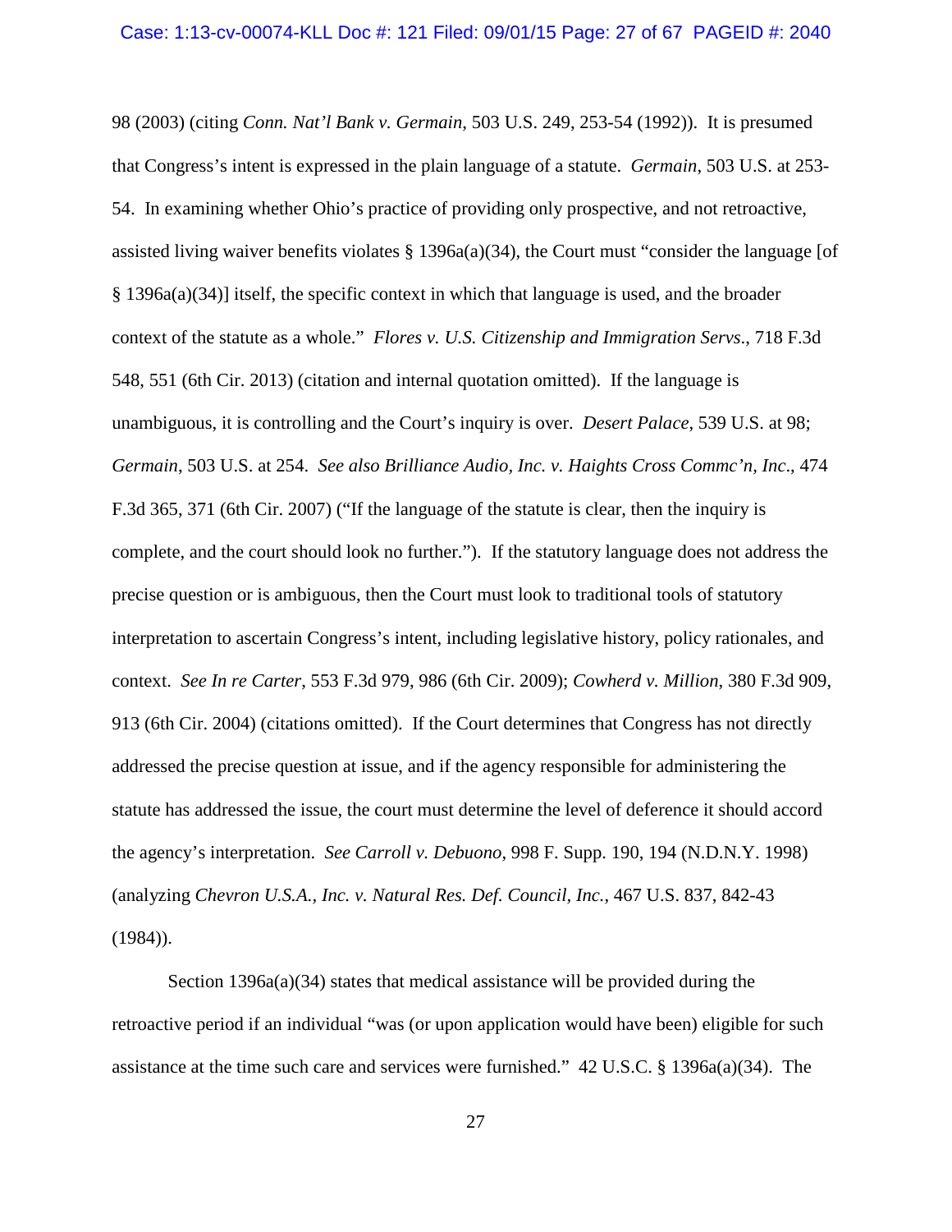98 (2003) (citing *Conn. Nat'l Bank v. Germain*, 503 U.S. 249, 253-54 (1992)). It is presumed that Congress's intent is expressed in the plain language of a statute. *Germain*, 503 U.S. at 253-54. In examining whether Ohio's practice of providing only prospective, and not retroactive, assisted living waiver benefits violates § 1396a(a)(34), the Court must "consider the language [of § 1396a(a)(34)] itself, the specific context in which that language is used, and the broader context of the statute as a whole." *Flores v. U.S. Citizenship and Immigration Servs.*, 718 F.3d 548, 551 (6th Cir. 2013) (citation and internal quotation omitted). If the language is unambiguous, it is controlling and the Court's inquiry is over. *Desert Palace*, 539 U.S. at 98; *Germain*, 503 U.S. at 254. *See also Brilliance Audio, Inc. v. Haights Cross Commc'n, Inc*., 474 F.3d 365, 371 (6th Cir. 2007) ("If the language of the statute is clear, then the inquiry is complete, and the court should look no further."). If the statutory language does not address the precise question or is ambiguous, then the Court must look to traditional tools of statutory interpretation to ascertain Congress's intent, including legislative history, policy rationales, and context. *See In re Carter*, 553 F.3d 979, 986 (6th Cir. 2009); *Cowherd v. Million*, 380 F.3d 909, 913 (6th Cir. 2004) (citations omitted). If the Court determines that Congress has not directly addressed the precise question at issue, and if the agency responsible for administering the statute has addressed the issue, the court must determine the level of deference it should accord the agency's interpretation. *See Carroll v. Debuono*, 998 F. Supp. 190, 194 (N.D.N.Y. 1998) (analyzing *Chevron U.S.A., Inc. v. Natural Res. Def. Council, Inc.*, 467 U.S. 837, 842-43 (1984)).

Section 1396a(a)(34) states that medical assistance will be provided during the retroactive period if an individual "was (or upon application would have been) eligible for such assistance at the time such care and services were furnished." 42 U.S.C. § 1396a(a)(34). The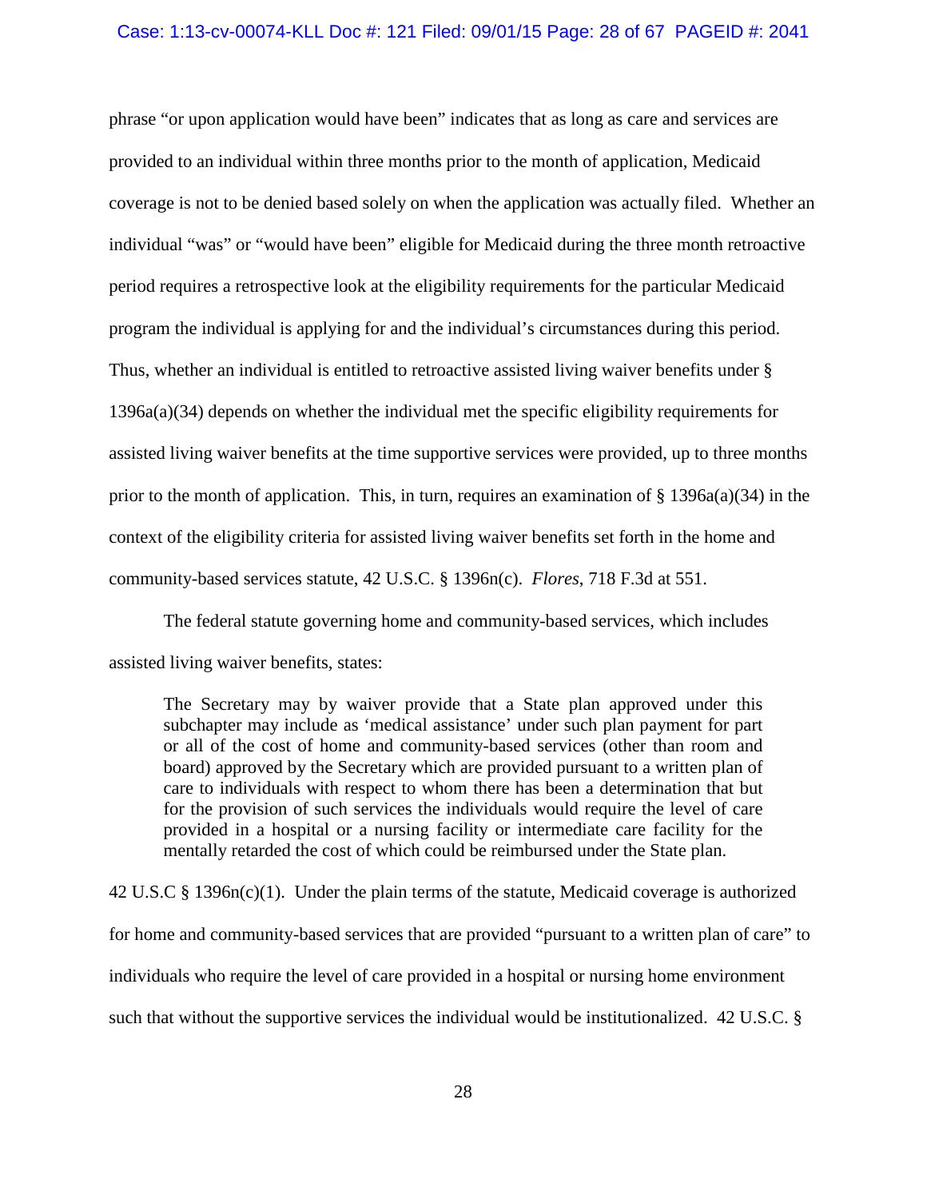phrase "or upon application would have been" indicates that as long as care and services are provided to an individual within three months prior to the month of application, Medicaid coverage is not to be denied based solely on when the application was actually filed. Whether an individual "was" or "would have been" eligible for Medicaid during the three month retroactive period requires a retrospective look at the eligibility requirements for the particular Medicaid program the individual is applying for and the individual's circumstances during this period. Thus, whether an individual is entitled to retroactive assisted living waiver benefits under § 1396a(a)(34) depends on whether the individual met the specific eligibility requirements for assisted living waiver benefits at the time supportive services were provided, up to three months prior to the month of application. This, in turn, requires an examination of § 1396a(a)(34) in the context of the eligibility criteria for assisted living waiver benefits set forth in the home and community-based services statute, 42 U.S.C. § 1396n(c). *Flores*, 718 F.3d at 551.

The federal statute governing home and community-based services, which includes assisted living waiver benefits, states:

> The Secretary may by waiver provide that a State plan approved under this subchapter may include as 'medical assistance' under such plan payment for part or all of the cost of home and community-based services (other than room and board) approved by the Secretary which are provided pursuant to a written plan of care to individuals with respect to whom there has been a determination that but for the provision of such services the individuals would require the level of care provided in a hospital or a nursing facility or intermediate care facility for the mentally retarded the cost of which could be reimbursed under the State plan.

42 U.S.C § 1396n(c)(1). Under the plain terms of the statute, Medicaid coverage is authorized for home and community-based services that are provided "pursuant to a written plan of care" to individuals who require the level of care provided in a hospital or nursing home environment such that without the supportive services the individual would be institutionalized. 42 U.S.C. §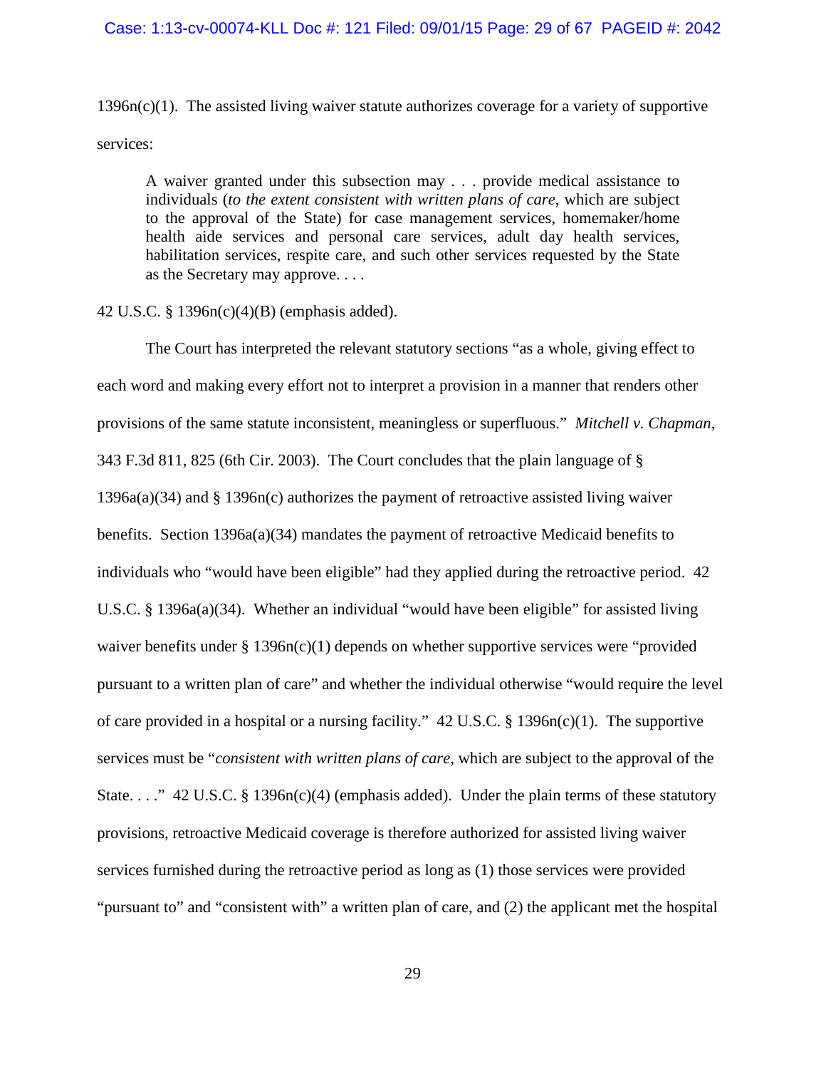1396n(c)(1). The assisted living waiver statute authorizes coverage for a variety of supportive services:

> A waiver granted under this subsection may . . . provide medical assistance to individuals (*to the extent consistent with written plans of care*, which are subject to the approval of the State) for case management services, homemaker/home health aide services and personal care services, adult day health services, habilitation services, respite care, and such other services requested by the State as the Secretary may approve. . . .

42 U.S.C. § 1396n(c)(4)(B) (emphasis added).

The Court has interpreted the relevant statutory sections "as a whole, giving effect to each word and making every effort not to interpret a provision in a manner that renders other provisions of the same statute inconsistent, meaningless or superfluous." *Mitchell v. Chapman*, 343 F.3d 811, 825 (6th Cir. 2003). The Court concludes that the plain language of § 1396a(a)(34) and § 1396n(c) authorizes the payment of retroactive assisted living waiver benefits. Section 1396a(a)(34) mandates the payment of retroactive Medicaid benefits to individuals who "would have been eligible" had they applied during the retroactive period. 42 U.S.C. § 1396a(a)(34). Whether an individual "would have been eligible" for assisted living waiver benefits under § 1396n(c)(1) depends on whether supportive services were "provided pursuant to a written plan of care" and whether the individual otherwise "would require the level of care provided in a hospital or a nursing facility." 42 U.S.C. § 1396n(c)(1). The supportive services must be "*consistent with written plans of care*, which are subject to the approval of the State. . . ." 42 U.S.C. § 1396n(c)(4) (emphasis added). Under the plain terms of these statutory provisions, retroactive Medicaid coverage is therefore authorized for assisted living waiver services furnished during the retroactive period as long as (1) those services were provided "pursuant to" and "consistent with" a written plan of care, and (2) the applicant met the hospital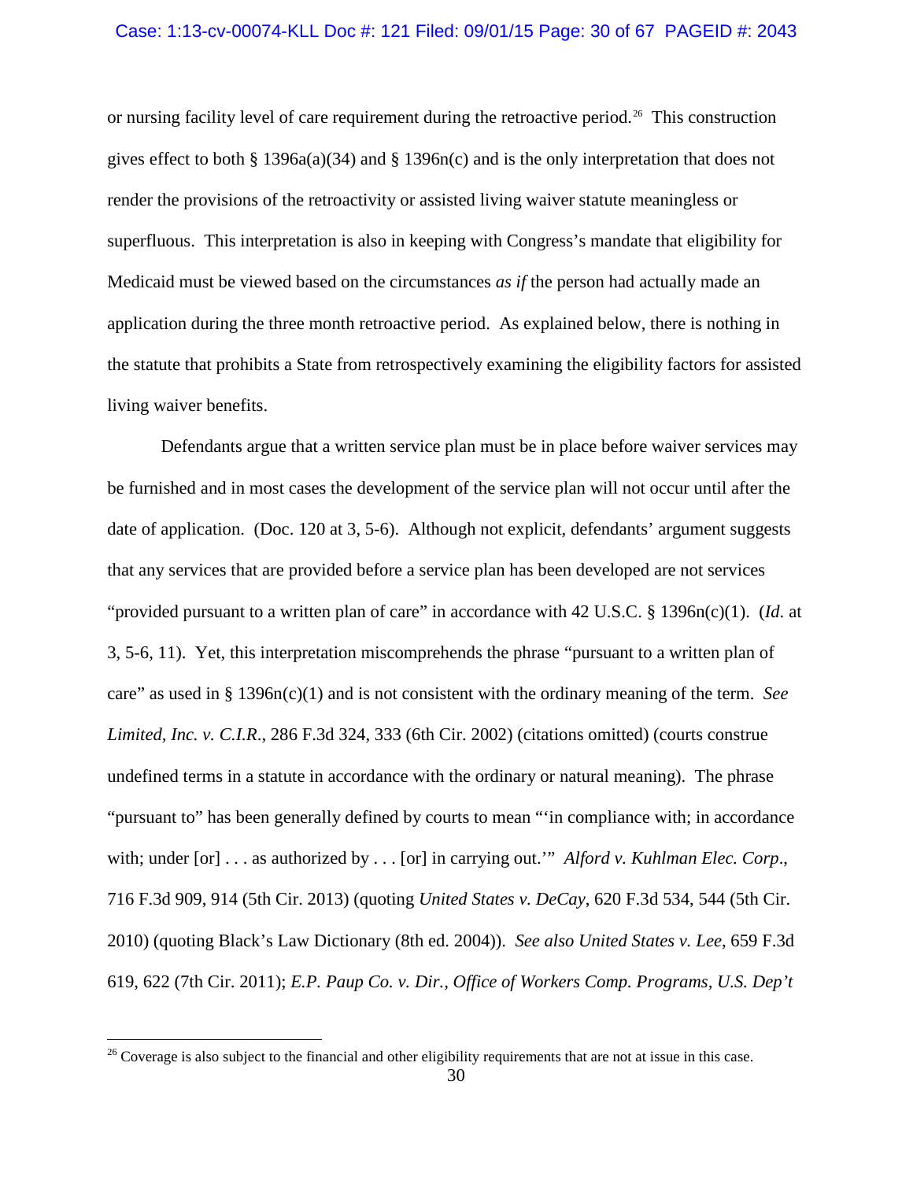or nursing facility level of care requirement during the retroactive period.[26] This construction gives effect to both § 1396a(a)(34) and § 1396n(c) and is the only interpretation that does not render the provisions of the retroactivity or assisted living waiver statute meaningless or superfluous. This interpretation is also in keeping with Congress's mandate that eligibility for Medicaid must be viewed based on the circumstances *as if* the person had actually made an application during the three month retroactive period. As explained below, there is nothing in the statute that prohibits a State from retrospectively examining the eligibility factors for assisted living waiver benefits.

Defendants argue that a written service plan must be in place before waiver services may be furnished and in most cases the development of the service plan will not occur until after the date of application. (Doc. 120 at 3, 5-6). Although not explicit, defendants' argument suggests that any services that are provided before a service plan has been developed are not services "provided pursuant to a written plan of care" in accordance with 42 U.S.C. § 1396n(c)(1). (*Id*. at 3, 5-6, 11). Yet, this interpretation miscomprehends the phrase "pursuant to a written plan of care" as used in § 1396n(c)(1) and is not consistent with the ordinary meaning of the term. *See Limited, Inc. v. C.I.R*., 286 F.3d 324, 333 (6th Cir. 2002) (citations omitted) (courts construe undefined terms in a statute in accordance with the ordinary or natural meaning). The phrase "pursuant to" has been generally defined by courts to mean "'in compliance with; in accordance with; under [or] . . . as authorized by . . . [or] in carrying out.'" *Alford v. Kuhlman Elec. Corp*., 716 F.3d 909, 914 (5th Cir. 2013) (quoting *United States v. DeCay*, 620 F.3d 534, 544 (5th Cir. 2010) (quoting Black's Law Dictionary (8th ed. 2004)). *See also United States v. Lee*, 659 F.3d 619, 622 (7th Cir. 2011); *E.P. Paup Co. v. Dir., Office of Workers Comp. Programs, U.S. Dep't*

[26] Coverage is also subject to the financial and other eligibility requirements that are not at issue in this case.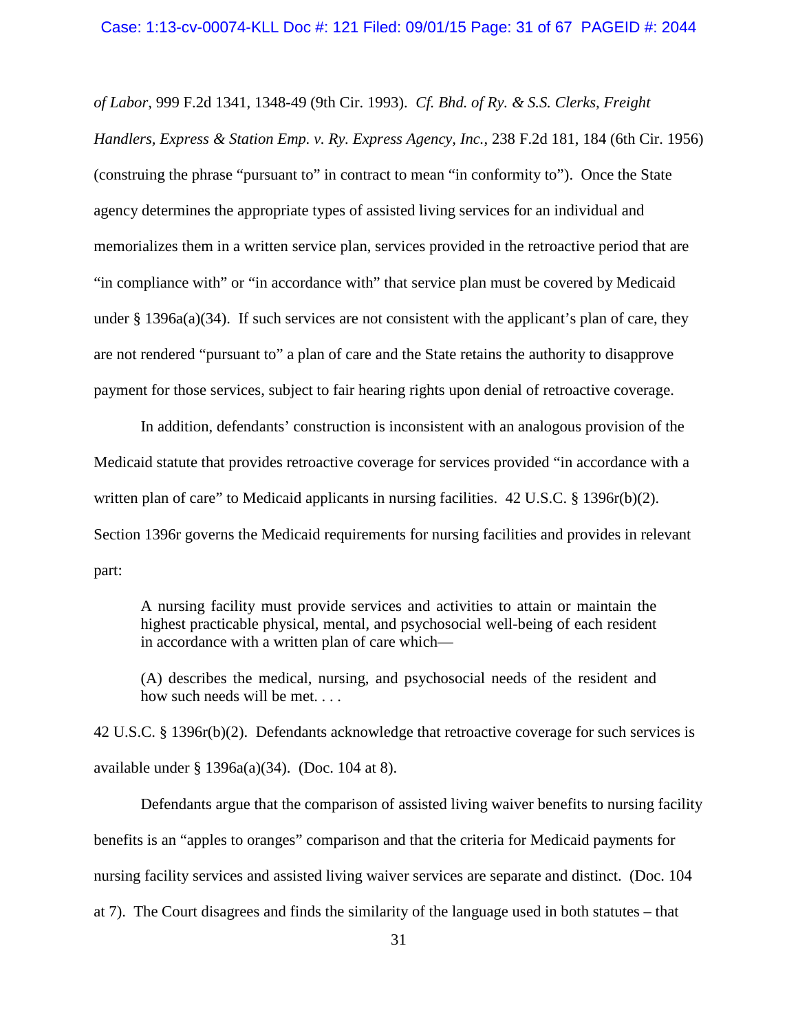*of Labor*, 999 F.2d 1341, 1348-49 (9th Cir. 1993). *Cf. Bhd. of Ry. & S.S. Clerks, Freight Handlers, Express & Station Emp. v. Ry. Express Agency, Inc.*, 238 F.2d 181, 184 (6th Cir. 1956) (construing the phrase "pursuant to" in contract to mean "in conformity to"). Once the State agency determines the appropriate types of assisted living services for an individual and memorializes them in a written service plan, services provided in the retroactive period that are "in compliance with" or "in accordance with" that service plan must be covered by Medicaid under § 1396a(a)(34). If such services are not consistent with the applicant's plan of care, they are not rendered "pursuant to" a plan of care and the State retains the authority to disapprove payment for those services, subject to fair hearing rights upon denial of retroactive coverage.

In addition, defendants' construction is inconsistent with an analogous provision of the Medicaid statute that provides retroactive coverage for services provided "in accordance with a written plan of care" to Medicaid applicants in nursing facilities. 42 U.S.C. § 1396r(b)(2). Section 1396r governs the Medicaid requirements for nursing facilities and provides in relevant part:

> A nursing facility must provide services and activities to attain or maintain the highest practicable physical, mental, and psychosocial well-being of each resident in accordance with a written plan of care which—
>
> (A) describes the medical, nursing, and psychosocial needs of the resident and how such needs will be met. . . .

42 U.S.C. § 1396r(b)(2). Defendants acknowledge that retroactive coverage for such services is available under § 1396a(a)(34). (Doc. 104 at 8).

Defendants argue that the comparison of assisted living waiver benefits to nursing facility benefits is an "apples to oranges" comparison and that the criteria for Medicaid payments for nursing facility services and assisted living waiver services are separate and distinct. (Doc. 104 at 7). The Court disagrees and finds the similarity of the language used in both statutes – that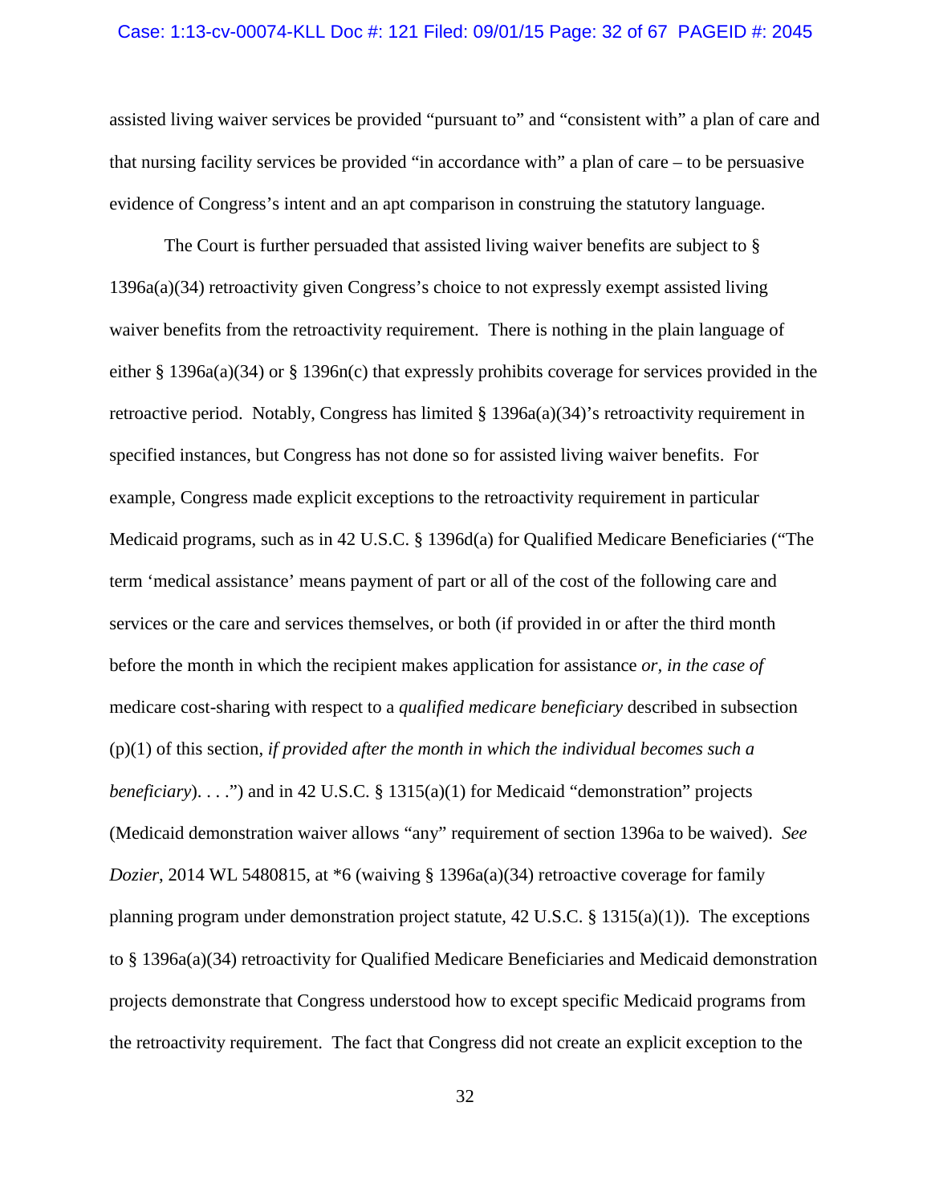assisted living waiver services be provided "pursuant to" and "consistent with" a plan of care and that nursing facility services be provided "in accordance with" a plan of care – to be persuasive evidence of Congress's intent and an apt comparison in construing the statutory language.

The Court is further persuaded that assisted living waiver benefits are subject to § 1396a(a)(34) retroactivity given Congress's choice to not expressly exempt assisted living waiver benefits from the retroactivity requirement. There is nothing in the plain language of either § 1396a(a)(34) or § 1396n(c) that expressly prohibits coverage for services provided in the retroactive period. Notably, Congress has limited § 1396a(a)(34)'s retroactivity requirement in specified instances, but Congress has not done so for assisted living waiver benefits. For example, Congress made explicit exceptions to the retroactivity requirement in particular Medicaid programs, such as in 42 U.S.C. § 1396d(a) for Qualified Medicare Beneficiaries ("The term 'medical assistance' means payment of part or all of the cost of the following care and services or the care and services themselves, or both (if provided in or after the third month before the month in which the recipient makes application for assistance *or, in the case of* medicare cost-sharing with respect to a *qualified medicare beneficiary* described in subsection (p)(1) of this section, *if provided after the month in which the individual becomes such a beneficiary*). . . .") and in 42 U.S.C. § 1315(a)(1) for Medicaid "demonstration" projects (Medicaid demonstration waiver allows "any" requirement of section 1396a to be waived). *See Dozier*, 2014 WL 5480815, at *6 (waiving § 1396a(a)(34) retroactive coverage for family planning program under demonstration project statute, 42 U.S.C. § 1315(a)(1)). The exceptions to § 1396a(a)(34) retroactivity for Qualified Medicare Beneficiaries and Medicaid demonstration projects demonstrate that Congress understood how to except specific Medicaid programs from the retroactivity requirement. The fact that Congress did not create an explicit exception to the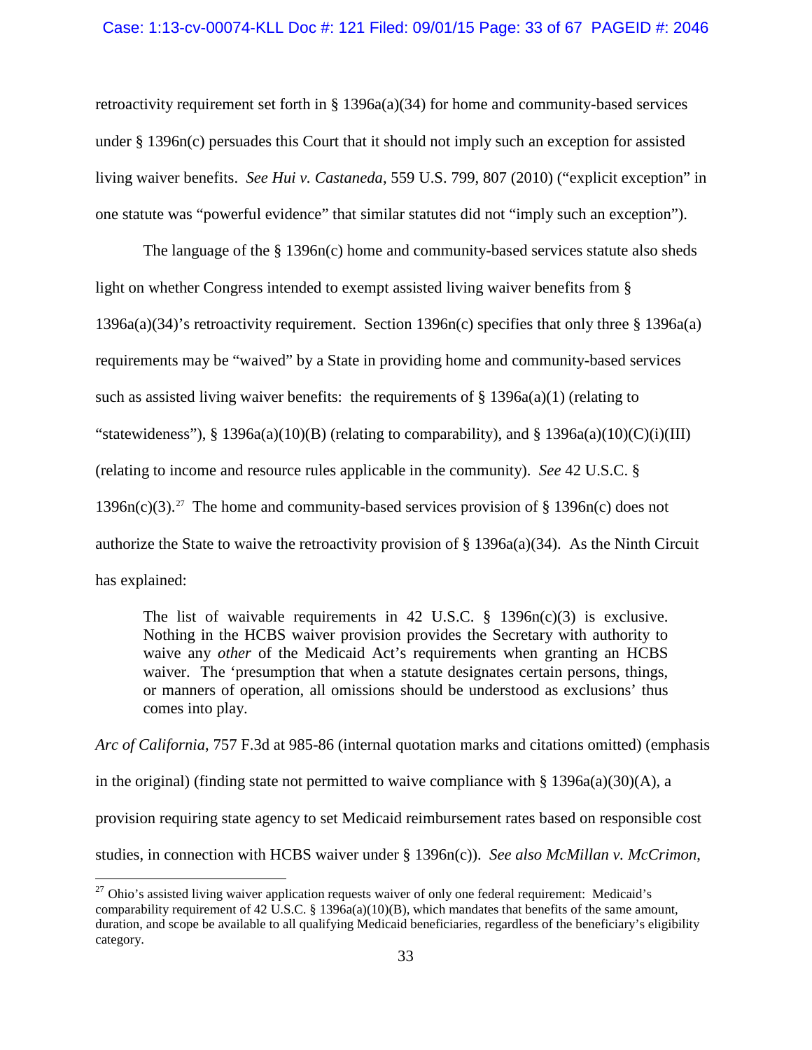retroactivity requirement set forth in § 1396a(a)(34) for home and community-based services under § 1396n(c) persuades this Court that it should not imply such an exception for assisted living waiver benefits. *See Hui v. Castaneda*, 559 U.S. 799, 807 (2010) ("explicit exception" in one statute was "powerful evidence" that similar statutes did not "imply such an exception").

The language of the § 1396n(c) home and community-based services statute also sheds light on whether Congress intended to exempt assisted living waiver benefits from § 1396a(a)(34)'s retroactivity requirement. Section 1396n(c) specifies that only three § 1396a(a) requirements may be "waived" by a State in providing home and community-based services such as assisted living waiver benefits: the requirements of § 1396a(a)(1) (relating to "statewideness"), § 1396a(a)(10)(B) (relating to comparability), and § 1396a(a)(10)(C)(i)(III) (relating to income and resource rules applicable in the community). *See* 42 U.S.C. § 1396n(c)(3).[27] The home and community-based services provision of § 1396n(c) does not authorize the State to waive the retroactivity provision of § 1396a(a)(34). As the Ninth Circuit has explained:

> The list of waivable requirements in 42 U.S.C. § 1396n(c)(3) is exclusive. Nothing in the HCBS waiver provision provides the Secretary with authority to waive any *other* of the Medicaid Act's requirements when granting an HCBS waiver. The 'presumption that when a statute designates certain persons, things, or manners of operation, all omissions should be understood as exclusions' thus comes into play.

*Arc of California*, 757 F.3d at 985-86 (internal quotation marks and citations omitted) (emphasis in the original) (finding state not permitted to waive compliance with § 1396a(a)(30)(A), a provision requiring state agency to set Medicaid reimbursement rates based on responsible cost studies, in connection with HCBS waiver under § 1396n(c)). *See also McMillan v. McCrimon*,

---

[27] Ohio's assisted living waiver application requests waiver of only one federal requirement: Medicaid's comparability requirement of 42 U.S.C. § 1396a(a)(10)(B), which mandates that benefits of the same amount, duration, and scope be available to all qualifying Medicaid beneficiaries, regardless of the beneficiary's eligibility category.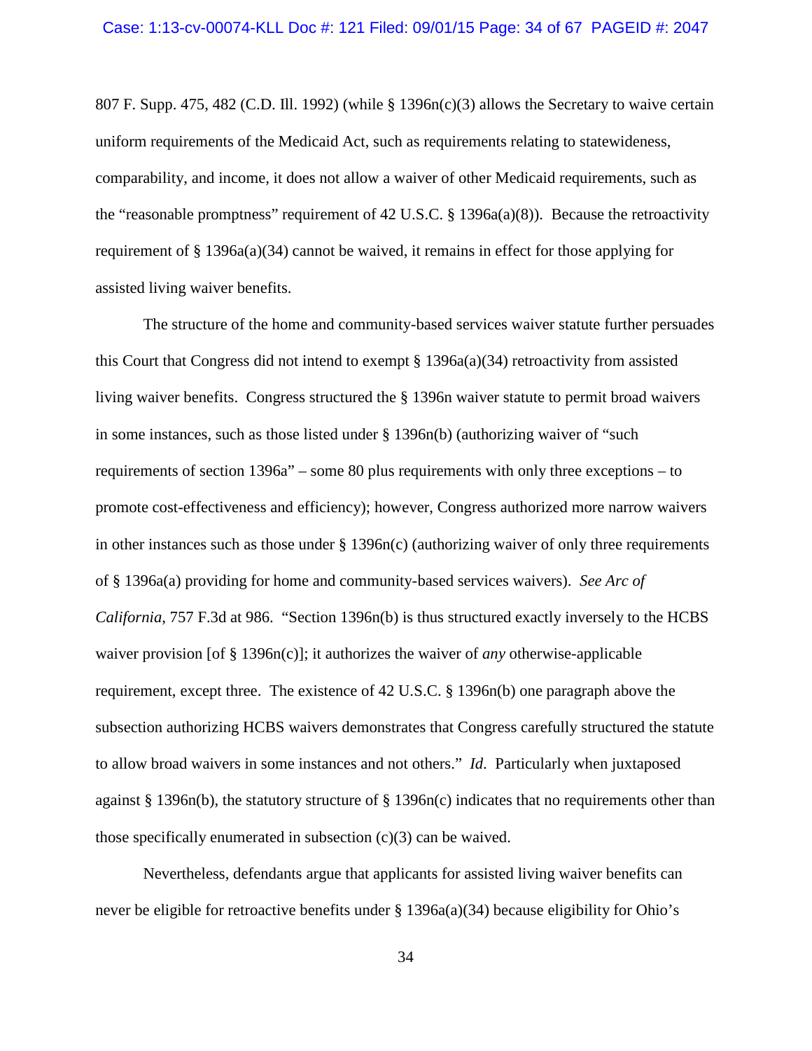807 F. Supp. 475, 482 (C.D. Ill. 1992) (while § 1396n(c)(3) allows the Secretary to waive certain uniform requirements of the Medicaid Act, such as requirements relating to statewideness, comparability, and income, it does not allow a waiver of other Medicaid requirements, such as the "reasonable promptness" requirement of 42 U.S.C. § 1396a(a)(8)). Because the retroactivity requirement of § 1396a(a)(34) cannot be waived, it remains in effect for those applying for assisted living waiver benefits.

The structure of the home and community-based services waiver statute further persuades this Court that Congress did not intend to exempt § 1396a(a)(34) retroactivity from assisted living waiver benefits. Congress structured the § 1396n waiver statute to permit broad waivers in some instances, such as those listed under § 1396n(b) (authorizing waiver of "such requirements of section 1396a" – some 80 plus requirements with only three exceptions – to promote cost-effectiveness and efficiency); however, Congress authorized more narrow waivers in other instances such as those under § 1396n(c) (authorizing waiver of only three requirements of § 1396a(a) providing for home and community-based services waivers). *See Arc of California*, 757 F.3d at 986. "Section 1396n(b) is thus structured exactly inversely to the HCBS waiver provision [of § 1396n(c)]; it authorizes the waiver of *any* otherwise-applicable requirement, except three. The existence of 42 U.S.C. § 1396n(b) one paragraph above the subsection authorizing HCBS waivers demonstrates that Congress carefully structured the statute to allow broad waivers in some instances and not others." *Id.* Particularly when juxtaposed against § 1396n(b), the statutory structure of § 1396n(c) indicates that no requirements other than those specifically enumerated in subsection (c)(3) can be waived.

Nevertheless, defendants argue that applicants for assisted living waiver benefits can never be eligible for retroactive benefits under § 1396a(a)(34) because eligibility for Ohio's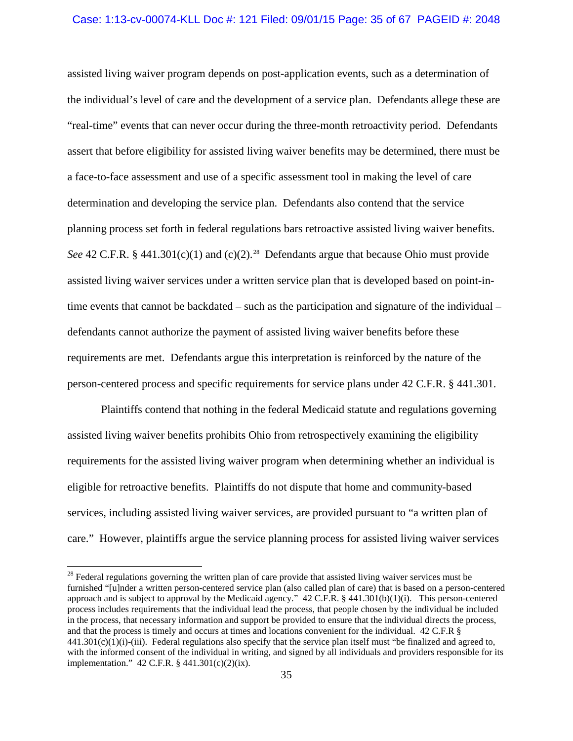assisted living waiver program depends on post-application events, such as a determination of the individual's level of care and the development of a service plan. Defendants allege these are "real-time" events that can never occur during the three-month retroactivity period. Defendants assert that before eligibility for assisted living waiver benefits may be determined, there must be a face-to-face assessment and use of a specific assessment tool in making the level of care determination and developing the service plan. Defendants also contend that the service planning process set forth in federal regulations bars retroactive assisted living waiver benefits. *See* 42 C.F.R. § 441.301(c)(1) and (c)(2).[28] Defendants argue that because Ohio must provide assisted living waiver services under a written service plan that is developed based on point-in-time events that cannot be backdated – such as the participation and signature of the individual – defendants cannot authorize the payment of assisted living waiver benefits before these requirements are met. Defendants argue this interpretation is reinforced by the nature of the person-centered process and specific requirements for service plans under 42 C.F.R. § 441.301.

Plaintiffs contend that nothing in the federal Medicaid statute and regulations governing assisted living waiver benefits prohibits Ohio from retrospectively examining the eligibility requirements for the assisted living waiver program when determining whether an individual is eligible for retroactive benefits. Plaintiffs do not dispute that home and community-based services, including assisted living waiver services, are provided pursuant to "a written plan of care." However, plaintiffs argue the service planning process for assisted living waiver services

---

[28] Federal regulations governing the written plan of care provide that assisted living waiver services must be furnished "[u]nder a written person-centered service plan (also called plan of care) that is based on a person-centered approach and is subject to approval by the Medicaid agency." 42 C.F.R. § 441.301(b)(1)(i). This person-centered process includes requirements that the individual lead the process, that people chosen by the individual be included in the process, that necessary information and support be provided to ensure that the individual directs the process, and that the process is timely and occurs at times and locations convenient for the individual. 42 C.F.R § 441.301(c)(1)(i)-(iii). Federal regulations also specify that the service plan itself must "be finalized and agreed to, with the informed consent of the individual in writing, and signed by all individuals and providers responsible for its implementation." 42 C.F.R. § 441.301(c)(2)(ix).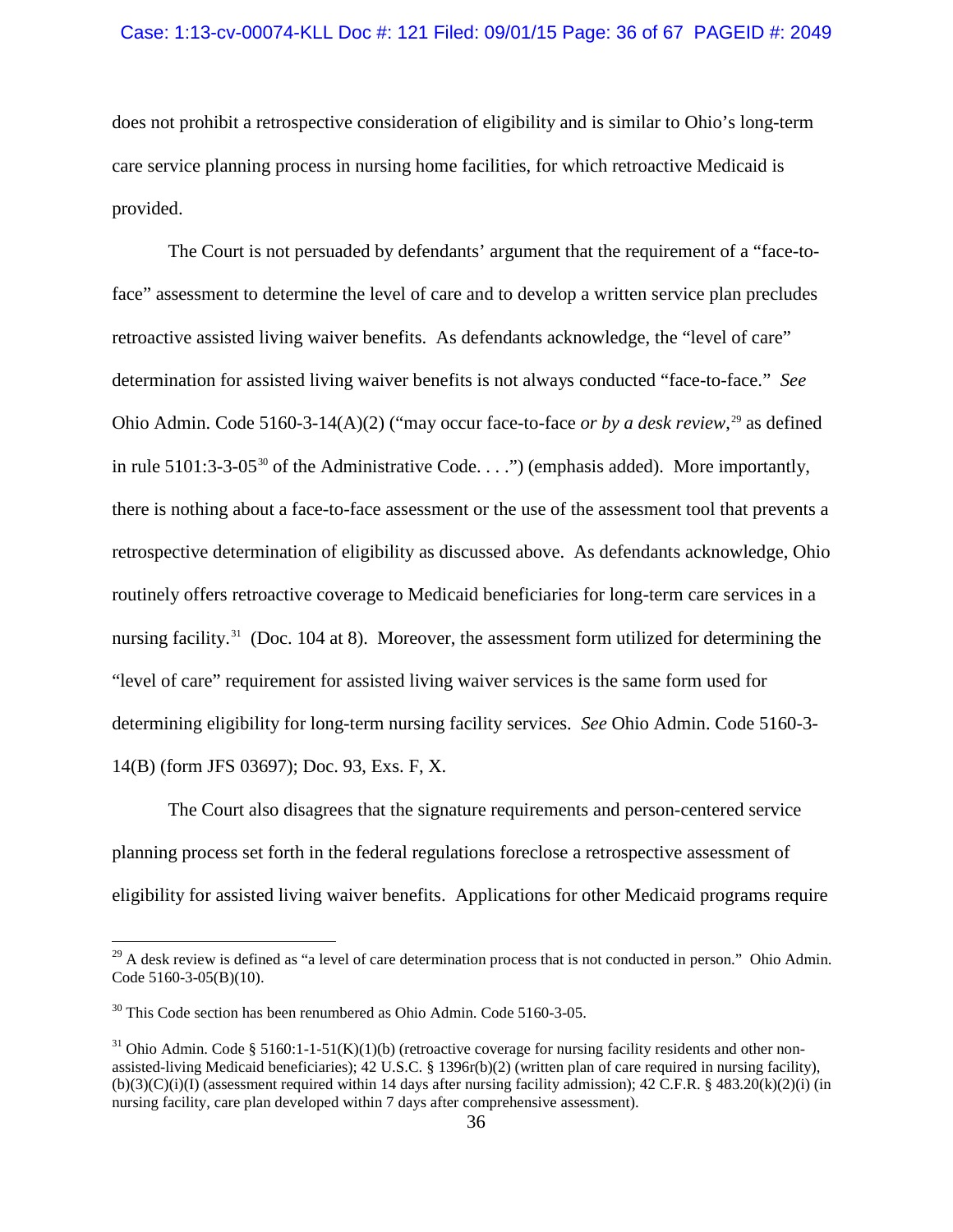does not prohibit a retrospective consideration of eligibility and is similar to Ohio's long-term care service planning process in nursing home facilities, for which retroactive Medicaid is provided.

The Court is not persuaded by defendants' argument that the requirement of a "face-to-face" assessment to determine the level of care and to develop a written service plan precludes retroactive assisted living waiver benefits. As defendants acknowledge, the "level of care" determination for assisted living waiver benefits is not always conducted "face-to-face." *See* Ohio Admin. Code 5160-3-14(A)(2) ("may occur face-to-face *or by a desk review*,[29] as defined in rule 5101:3-3-05[30] of the Administrative Code. . . .") (emphasis added). More importantly, there is nothing about a face-to-face assessment or the use of the assessment tool that prevents a retrospective determination of eligibility as discussed above. As defendants acknowledge, Ohio routinely offers retroactive coverage to Medicaid beneficiaries for long-term care services in a nursing facility.[31] (Doc. 104 at 8). Moreover, the assessment form utilized for determining the "level of care" requirement for assisted living waiver services is the same form used for determining eligibility for long-term nursing facility services. *See* Ohio Admin. Code 5160-3-14(B) (form JFS 03697); Doc. 93, Exs. F, X.

The Court also disagrees that the signature requirements and person-centered service planning process set forth in the federal regulations foreclose a retrospective assessment of eligibility for assisted living waiver benefits. Applications for other Medicaid programs require

---

[29] A desk review is defined as "a level of care determination process that is not conducted in person." Ohio Admin. Code 5160-3-05(B)(10).

[30] This Code section has been renumbered as Ohio Admin. Code 5160-3-05.

[31] Ohio Admin. Code § 5160:1-1-51(K)(1)(b) (retroactive coverage for nursing facility residents and other non-assisted-living Medicaid beneficiaries); 42 U.S.C. § 1396r(b)(2) (written plan of care required in nursing facility), (b)(3)(C)(i)(I) (assessment required within 14 days after nursing facility admission); 42 C.F.R. § 483.20(k)(2)(i) (in nursing facility, care plan developed within 7 days after comprehensive assessment).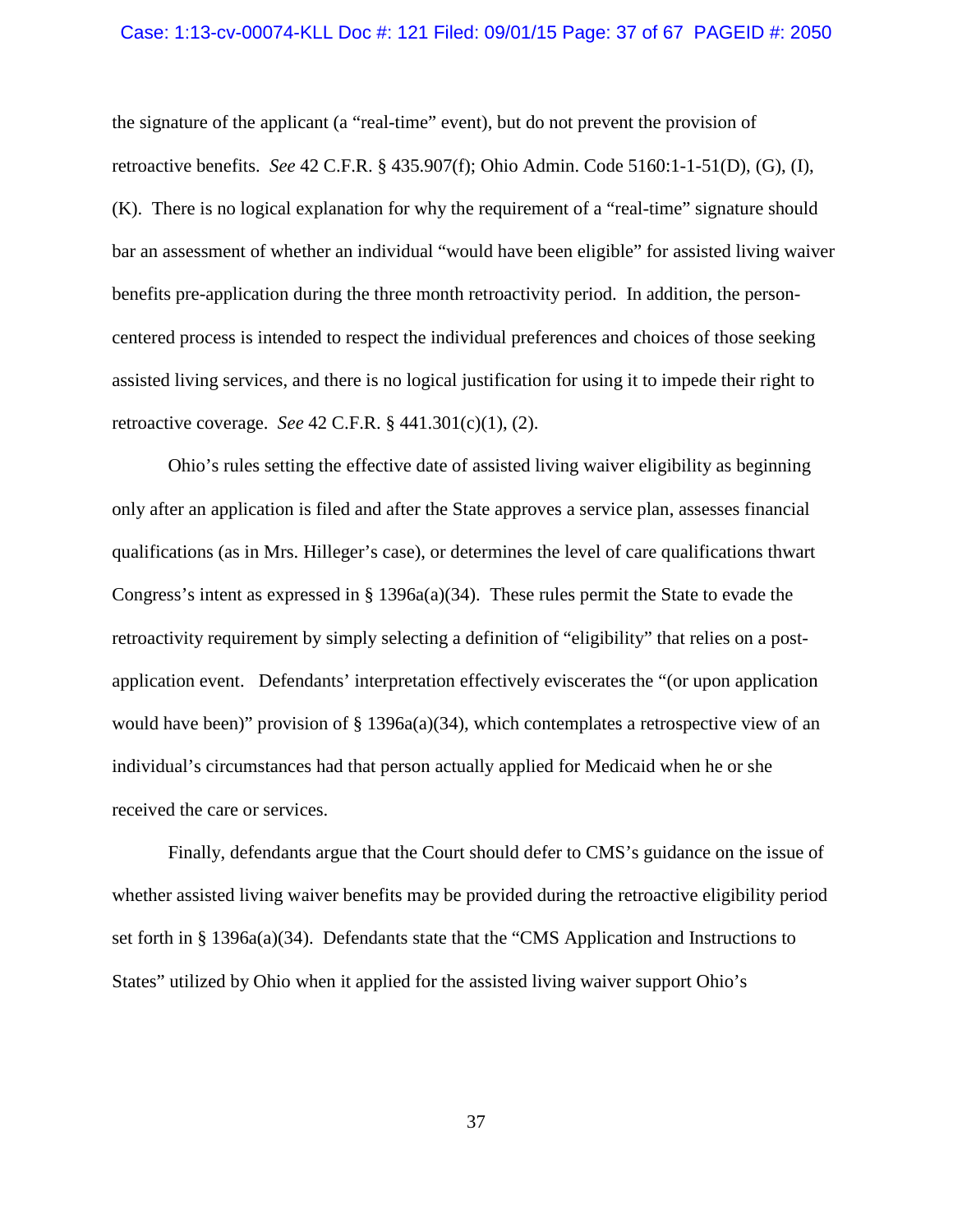the signature of the applicant (a "real-time" event), but do not prevent the provision of retroactive benefits. *See* 42 C.F.R. § 435.907(f); Ohio Admin. Code 5160:1-1-51(D), (G), (I), (K). There is no logical explanation for why the requirement of a "real-time" signature should bar an assessment of whether an individual "would have been eligible" for assisted living waiver benefits pre-application during the three month retroactivity period. In addition, the person-centered process is intended to respect the individual preferences and choices of those seeking assisted living services, and there is no logical justification for using it to impede their right to retroactive coverage. *See* 42 C.F.R. § 441.301(c)(1), (2).

Ohio's rules setting the effective date of assisted living waiver eligibility as beginning only after an application is filed and after the State approves a service plan, assesses financial qualifications (as in Mrs. Hilleger's case), or determines the level of care qualifications thwart Congress's intent as expressed in § 1396a(a)(34). These rules permit the State to evade the retroactivity requirement by simply selecting a definition of "eligibility" that relies on a post-application event. Defendants' interpretation effectively eviscerates the "(or upon application would have been)" provision of § 1396a(a)(34), which contemplates a retrospective view of an individual's circumstances had that person actually applied for Medicaid when he or she received the care or services.

Finally, defendants argue that the Court should defer to CMS's guidance on the issue of whether assisted living waiver benefits may be provided during the retroactive eligibility period set forth in § 1396a(a)(34). Defendants state that the "CMS Application and Instructions to States" utilized by Ohio when it applied for the assisted living waiver support Ohio's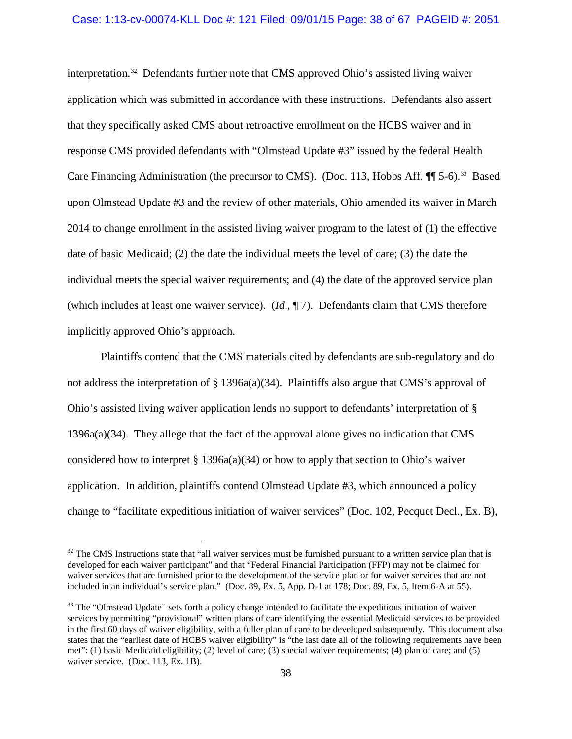interpretation.[32] Defendants further note that CMS approved Ohio's assisted living waiver application which was submitted in accordance with these instructions. Defendants also assert that they specifically asked CMS about retroactive enrollment on the HCBS waiver and in response CMS provided defendants with "Olmstead Update #3" issued by the federal Health Care Financing Administration (the precursor to CMS). (Doc. 113, Hobbs Aff. ¶¶ 5-6).[33] Based upon Olmstead Update #3 and the review of other materials, Ohio amended its waiver in March 2014 to change enrollment in the assisted living waiver program to the latest of (1) the effective date of basic Medicaid; (2) the date the individual meets the level of care; (3) the date the individual meets the special waiver requirements; and (4) the date of the approved service plan (which includes at least one waiver service). (*Id*., ¶ 7). Defendants claim that CMS therefore implicitly approved Ohio's approach.

Plaintiffs contend that the CMS materials cited by defendants are sub-regulatory and do not address the interpretation of § 1396a(a)(34). Plaintiffs also argue that CMS's approval of Ohio's assisted living waiver application lends no support to defendants' interpretation of § 1396a(a)(34). They allege that the fact of the approval alone gives no indication that CMS considered how to interpret § 1396a(a)(34) or how to apply that section to Ohio's waiver application. In addition, plaintiffs contend Olmstead Update #3, which announced a policy change to "facilitate expeditious initiation of waiver services" (Doc. 102, Pecquet Decl., Ex. B),

---

[32] The CMS Instructions state that "all waiver services must be furnished pursuant to a written service plan that is developed for each waiver participant" and that "Federal Financial Participation (FFP) may not be claimed for waiver services that are furnished prior to the development of the service plan or for waiver services that are not included in an individual's service plan." (Doc. 89, Ex. 5, App. D-1 at 178; Doc. 89, Ex. 5, Item 6-A at 55).

[33] The "Olmstead Update" sets forth a policy change intended to facilitate the expeditious initiation of waiver services by permitting "provisional" written plans of care identifying the essential Medicaid services to be provided in the first 60 days of waiver eligibility, with a fuller plan of care to be developed subsequently. This document also states that the "earliest date of HCBS waiver eligibility" is "the last date all of the following requirements have been met": (1) basic Medicaid eligibility; (2) level of care; (3) special waiver requirements; (4) plan of care; and (5) waiver service. (Doc. 113, Ex. 1B).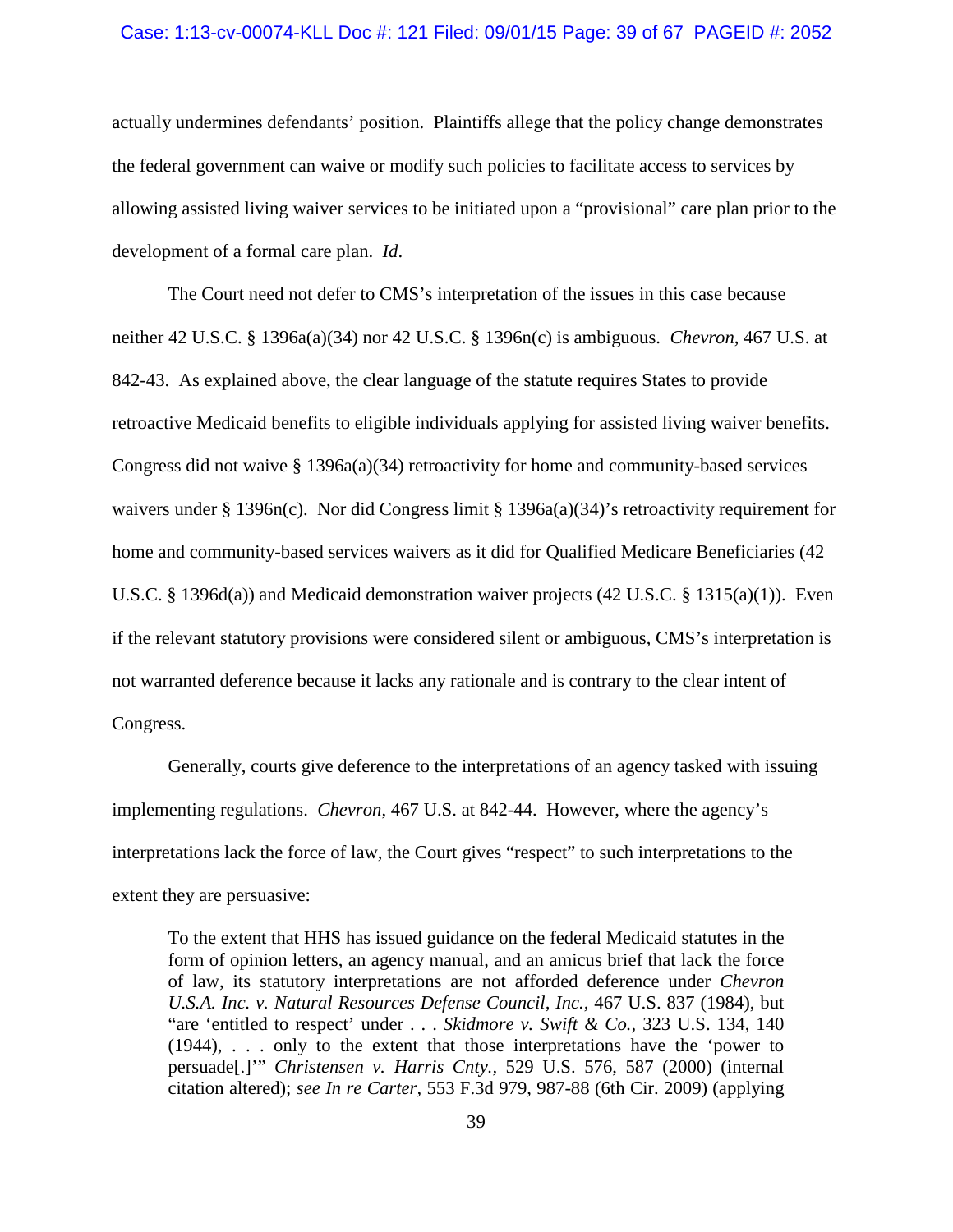actually undermines defendants' position. Plaintiffs allege that the policy change demonstrates the federal government can waive or modify such policies to facilitate access to services by allowing assisted living waiver services to be initiated upon a "provisional" care plan prior to the development of a formal care plan. *Id*.

The Court need not defer to CMS's interpretation of the issues in this case because neither 42 U.S.C. § 1396a(a)(34) nor 42 U.S.C. § 1396n(c) is ambiguous. *Chevron*, 467 U.S. at 842-43. As explained above, the clear language of the statute requires States to provide retroactive Medicaid benefits to eligible individuals applying for assisted living waiver benefits. Congress did not waive § 1396a(a)(34) retroactivity for home and community-based services waivers under § 1396n(c). Nor did Congress limit § 1396a(a)(34)'s retroactivity requirement for home and community-based services waivers as it did for Qualified Medicare Beneficiaries (42 U.S.C. § 1396d(a)) and Medicaid demonstration waiver projects (42 U.S.C. § 1315(a)(1)). Even if the relevant statutory provisions were considered silent or ambiguous, CMS's interpretation is not warranted deference because it lacks any rationale and is contrary to the clear intent of Congress.

Generally, courts give deference to the interpretations of an agency tasked with issuing implementing regulations. *Chevron*, 467 U.S. at 842-44. However, where the agency's interpretations lack the force of law, the Court gives "respect" to such interpretations to the extent they are persuasive:

> To the extent that HHS has issued guidance on the federal Medicaid statutes in the form of opinion letters, an agency manual, and an amicus brief that lack the force of law, its statutory interpretations are not afforded deference under *Chevron U.S.A. Inc. v. Natural Resources Defense Council, Inc.*, 467 U.S. 837 (1984), but "are 'entitled to respect' under . . . *Skidmore v. Swift & Co.*, 323 U.S. 134, 140 (1944), . . . only to the extent that those interpretations have the 'power to persuade[.]'" *Christensen v. Harris Cnty.*, 529 U.S. 576, 587 (2000) (internal citation altered); *see In re Carter*, 553 F.3d 979, 987-88 (6th Cir. 2009) (applying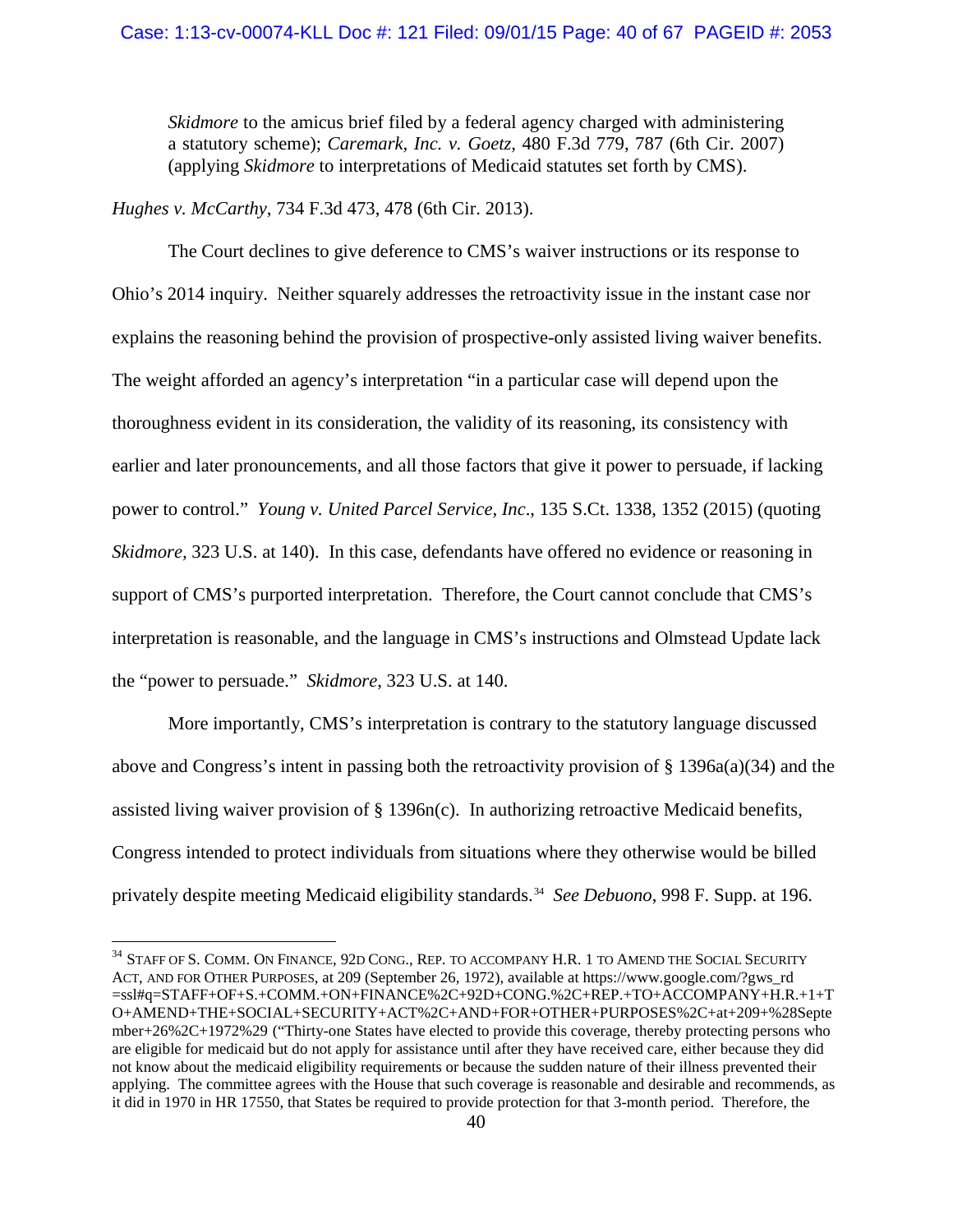> *Skidmore* to the amicus brief filed by a federal agency charged with administering a statutory scheme); *Caremark, Inc. v. Goetz,* 480 F.3d 779, 787 (6th Cir. 2007) (applying *Skidmore* to interpretations of Medicaid statutes set forth by CMS).

*Hughes v. McCarthy*, 734 F.3d 473, 478 (6th Cir. 2013).

The Court declines to give deference to CMS's waiver instructions or its response to Ohio's 2014 inquiry. Neither squarely addresses the retroactivity issue in the instant case nor explains the reasoning behind the provision of prospective-only assisted living waiver benefits. The weight afforded an agency's interpretation "in a particular case will depend upon the thoroughness evident in its consideration, the validity of its reasoning, its consistency with earlier and later pronouncements, and all those factors that give it power to persuade, if lacking power to control." *Young v. United Parcel Service, Inc*., 135 S.Ct. 1338, 1352 (2015) (quoting *Skidmore,* 323 U.S. at 140). In this case, defendants have offered no evidence or reasoning in support of CMS's purported interpretation. Therefore, the Court cannot conclude that CMS's interpretation is reasonable, and the language in CMS's instructions and Olmstead Update lack the "power to persuade." *Skidmore*, 323 U.S. at 140.

More importantly, CMS's interpretation is contrary to the statutory language discussed above and Congress's intent in passing both the retroactivity provision of § 1396a(a)(34) and the assisted living waiver provision of § 1396n(c). In authorizing retroactive Medicaid benefits, Congress intended to protect individuals from situations where they otherwise would be billed privately despite meeting Medicaid eligibility standards.[34] *See Debuono*, 998 F. Supp. at 196.

---

[34] STAFF OF S. COMM. ON FINANCE, 92D CONG., REP. TO ACCOMPANY H.R. 1 TO AMEND THE SOCIAL SECURITY ACT, AND FOR OTHER PURPOSES, at 209 (September 26, 1972), available at https://www.google.com/?gws_rd=ssl#q=STAFF+OF+S.+COMM.+ON+FINANCE%2C+92D+CONG.%2C+REP.+TO+ACCOMPANY+H.R.+1+TO+AMEND+THE+SOCIAL+SECURITY+ACT%2C+AND+FOR+OTHER+PURPOSES%2C+at+209+%28September+26%2C+1972%29 ("Thirty-one States have elected to provide this coverage, thereby protecting persons who are eligible for medicaid but do not apply for assistance until after they have received care, either because they did not know about the medicaid eligibility requirements or because the sudden nature of their illness prevented their applying. The committee agrees with the House that such coverage is reasonable and desirable and recommends, as it did in 1970 in HR 17550, that States be required to provide protection for that 3-month period. Therefore, the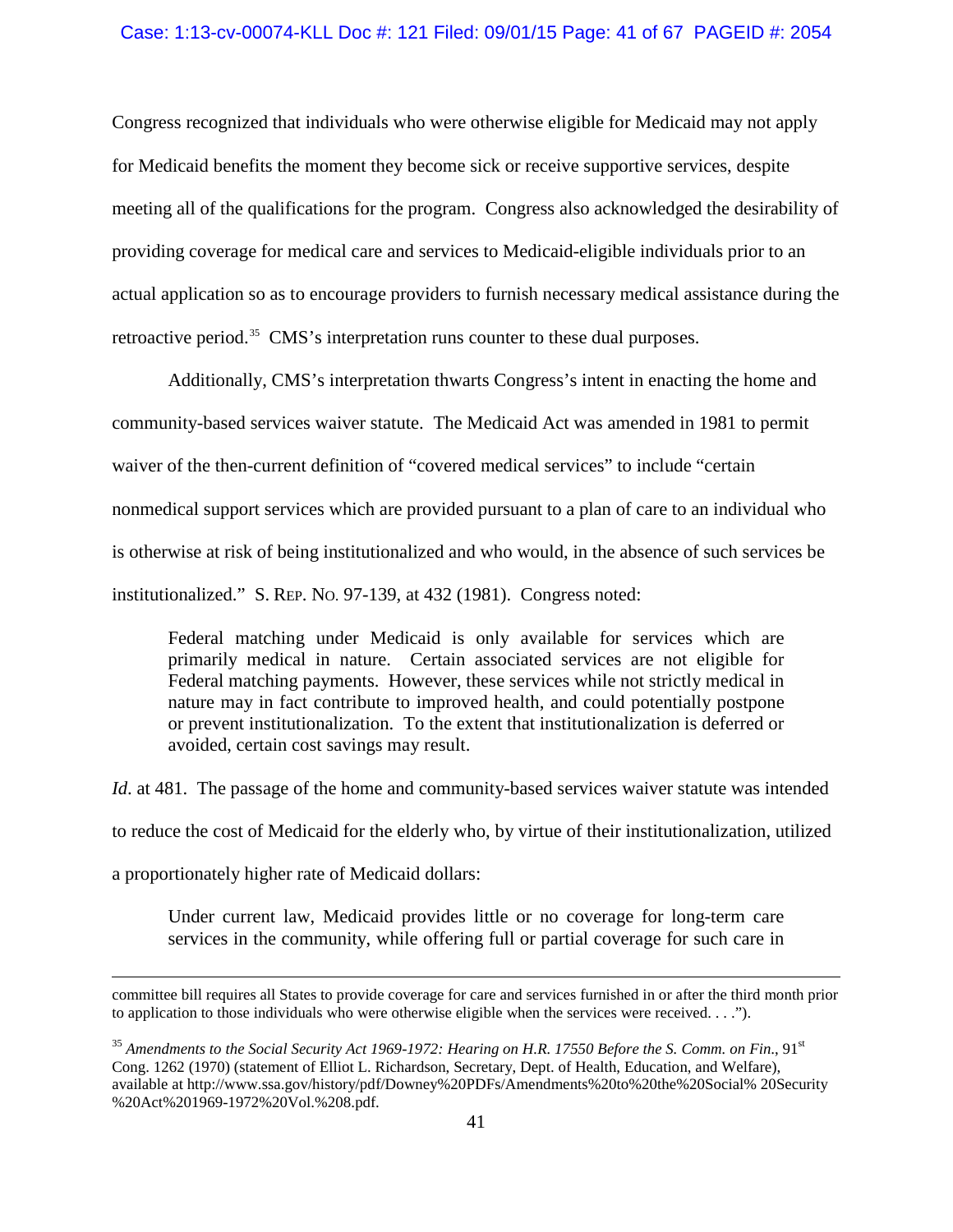Congress recognized that individuals who were otherwise eligible for Medicaid may not apply for Medicaid benefits the moment they become sick or receive supportive services, despite meeting all of the qualifications for the program. Congress also acknowledged the desirability of providing coverage for medical care and services to Medicaid-eligible individuals prior to an actual application so as to encourage providers to furnish necessary medical assistance during the retroactive period.[35] CMS's interpretation runs counter to these dual purposes.

Additionally, CMS's interpretation thwarts Congress's intent in enacting the home and community-based services waiver statute. The Medicaid Act was amended in 1981 to permit waiver of the then-current definition of "covered medical services" to include "certain nonmedical support services which are provided pursuant to a plan of care to an individual who is otherwise at risk of being institutionalized and who would, in the absence of such services be institutionalized." S. REP. NO. 97-139, at 432 (1981). Congress noted:

> Federal matching under Medicaid is only available for services which are primarily medical in nature. Certain associated services are not eligible for Federal matching payments. However, these services while not strictly medical in nature may in fact contribute to improved health, and could potentially postpone or prevent institutionalization. To the extent that institutionalization is deferred or avoided, certain cost savings may result.

*Id.* at 481. The passage of the home and community-based services waiver statute was intended to reduce the cost of Medicaid for the elderly who, by virtue of their institutionalization, utilized a proportionately higher rate of Medicaid dollars:

> Under current law, Medicaid provides little or no coverage for long-term care services in the community, while offering full or partial coverage for such care in

---

committee bill requires all States to provide coverage for care and services furnished in or after the third month prior to application to those individuals who were otherwise eligible when the services were received. . . .").

[35] *Amendments to the Social Security Act 1969-1972: Hearing on H.R. 17550 Before the S. Comm. on Fin.*, 91st Cong. 1262 (1970) (statement of Elliot L. Richardson, Secretary, Dept. of Health, Education, and Welfare), available at http://www.ssa.gov/history/pdf/Downey%20PDFs/Amendments%20to%20the%20Social% 20Security %20Act%201969-1972%20Vol.%208.pdf.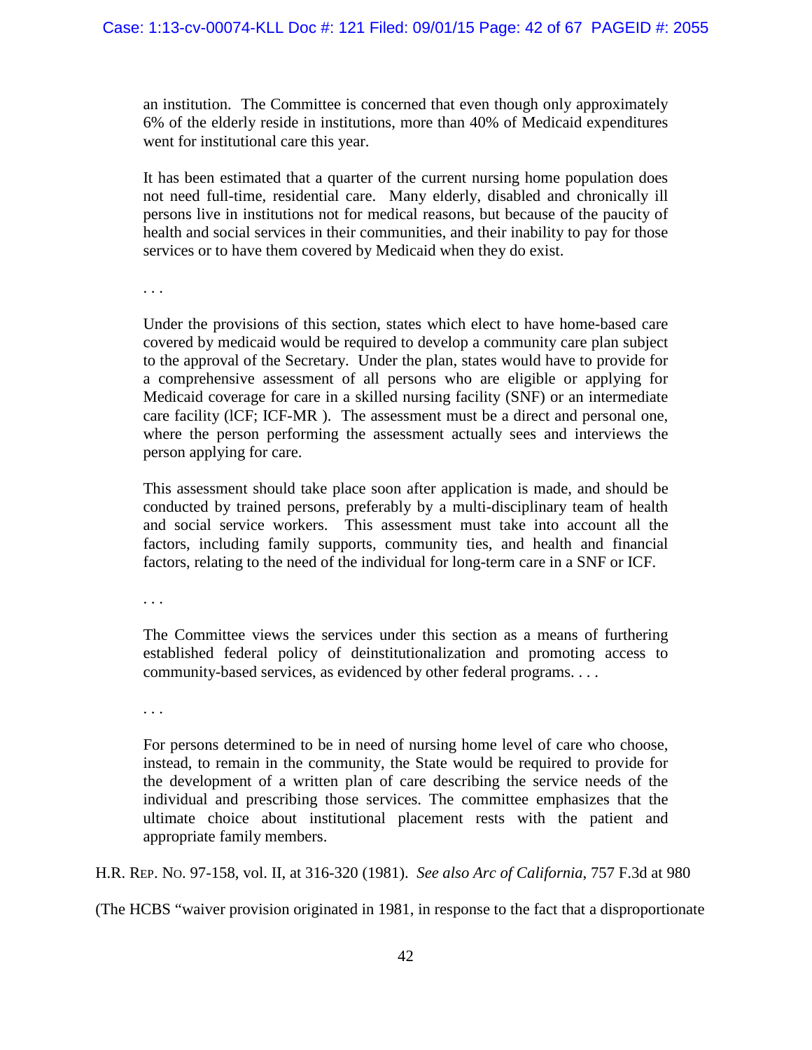> an institution. The Committee is concerned that even though only approximately 6% of the elderly reside in institutions, more than 40% of Medicaid expenditures went for institutional care this year.
>
> It has been estimated that a quarter of the current nursing home population does not need full-time, residential care. Many elderly, disabled and chronically ill persons live in institutions not for medical reasons, but because of the paucity of health and social services in their communities, and their inability to pay for those services or to have them covered by Medicaid when they do exist.
>
> . . .
>
> Under the provisions of this section, states which elect to have home-based care covered by medicaid would be required to develop a community care plan subject to the approval of the Secretary. Under the plan, states would have to provide for a comprehensive assessment of all persons who are eligible or applying for Medicaid coverage for care in a skilled nursing facility (SNF) or an intermediate care facility (lCF; ICF-MR ). The assessment must be a direct and personal one, where the person performing the assessment actually sees and interviews the person applying for care.
>
> This assessment should take place soon after application is made, and should be conducted by trained persons, preferably by a multi-disciplinary team of health and social service workers. This assessment must take into account all the factors, including family supports, community ties, and health and financial factors, relating to the need of the individual for long-term care in a SNF or ICF.
>
> . . .
>
> The Committee views the services under this section as a means of furthering established federal policy of deinstitutionalization and promoting access to community-based services, as evidenced by other federal programs. . . .
>
> . . .
>
> For persons determined to be in need of nursing home level of care who choose, instead, to remain in the community, the State would be required to provide for the development of a written plan of care describing the service needs of the individual and prescribing those services. The committee emphasizes that the ultimate choice about institutional placement rests with the patient and appropriate family members.

H.R. REP. NO. 97-158, vol. II, at 316-320 (1981). *See also Arc of California*, 757 F.3d at 980

(The HCBS "waiver provision originated in 1981, in response to the fact that a disproportionate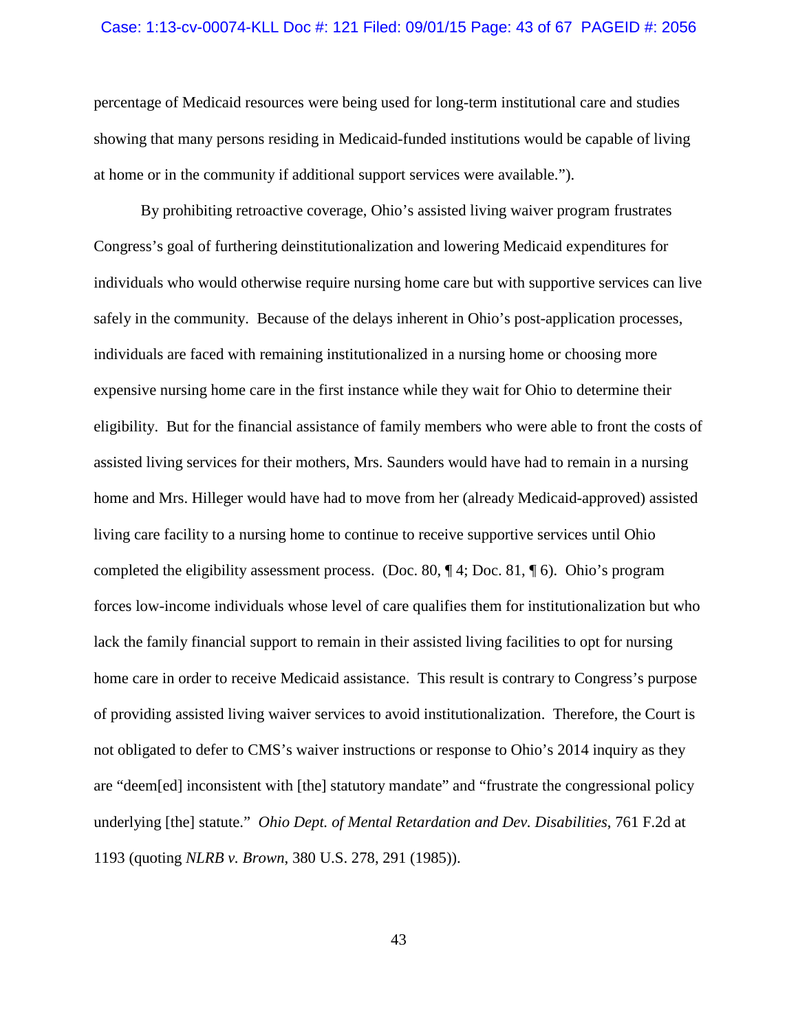percentage of Medicaid resources were being used for long-term institutional care and studies showing that many persons residing in Medicaid-funded institutions would be capable of living at home or in the community if additional support services were available.").

By prohibiting retroactive coverage, Ohio's assisted living waiver program frustrates Congress's goal of furthering deinstitutionalization and lowering Medicaid expenditures for individuals who would otherwise require nursing home care but with supportive services can live safely in the community. Because of the delays inherent in Ohio's post-application processes, individuals are faced with remaining institutionalized in a nursing home or choosing more expensive nursing home care in the first instance while they wait for Ohio to determine their eligibility. But for the financial assistance of family members who were able to front the costs of assisted living services for their mothers, Mrs. Saunders would have had to remain in a nursing home and Mrs. Hilleger would have had to move from her (already Medicaid-approved) assisted living care facility to a nursing home to continue to receive supportive services until Ohio completed the eligibility assessment process. (Doc. 80, ¶ 4; Doc. 81, ¶ 6). Ohio's program forces low-income individuals whose level of care qualifies them for institutionalization but who lack the family financial support to remain in their assisted living facilities to opt for nursing home care in order to receive Medicaid assistance. This result is contrary to Congress's purpose of providing assisted living waiver services to avoid institutionalization. Therefore, the Court is not obligated to defer to CMS's waiver instructions or response to Ohio's 2014 inquiry as they are "deem[ed] inconsistent with [the] statutory mandate" and "frustrate the congressional policy underlying [the] statute." *Ohio Dept. of Mental Retardation and Dev. Disabilities*, 761 F.2d at 1193 (quoting *NLRB v. Brown*, 380 U.S. 278, 291 (1985)).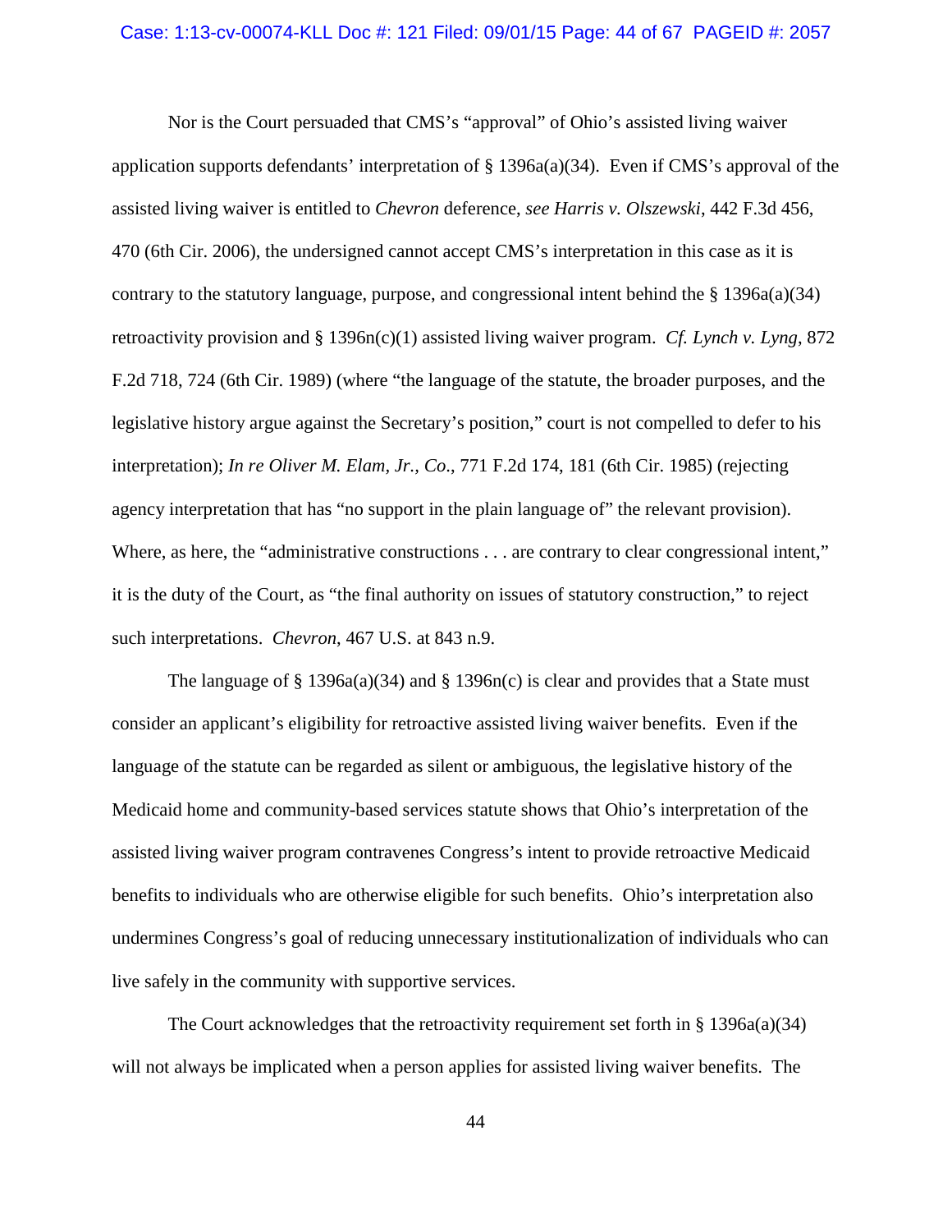Nor is the Court persuaded that CMS's "approval" of Ohio's assisted living waiver application supports defendants' interpretation of § 1396a(a)(34). Even if CMS's approval of the assisted living waiver is entitled to *Chevron* deference, *see Harris v. Olszewski*, 442 F.3d 456, 470 (6th Cir. 2006), the undersigned cannot accept CMS's interpretation in this case as it is contrary to the statutory language, purpose, and congressional intent behind the § 1396a(a)(34) retroactivity provision and § 1396n(c)(1) assisted living waiver program. *Cf. Lynch v. Lyng*, 872 F.2d 718, 724 (6th Cir. 1989) (where "the language of the statute, the broader purposes, and the legislative history argue against the Secretary's position," court is not compelled to defer to his interpretation); *In re Oliver M. Elam, Jr., Co*., 771 F.2d 174, 181 (6th Cir. 1985) (rejecting agency interpretation that has "no support in the plain language of" the relevant provision). Where, as here, the "administrative constructions . . . are contrary to clear congressional intent," it is the duty of the Court, as "the final authority on issues of statutory construction," to reject such interpretations. *Chevron*, 467 U.S. at 843 n.9.

The language of § 1396a(a)(34) and § 1396n(c) is clear and provides that a State must consider an applicant's eligibility for retroactive assisted living waiver benefits. Even if the language of the statute can be regarded as silent or ambiguous, the legislative history of the Medicaid home and community-based services statute shows that Ohio's interpretation of the assisted living waiver program contravenes Congress's intent to provide retroactive Medicaid benefits to individuals who are otherwise eligible for such benefits. Ohio's interpretation also undermines Congress's goal of reducing unnecessary institutionalization of individuals who can live safely in the community with supportive services.

The Court acknowledges that the retroactivity requirement set forth in § 1396a(a)(34) will not always be implicated when a person applies for assisted living waiver benefits. The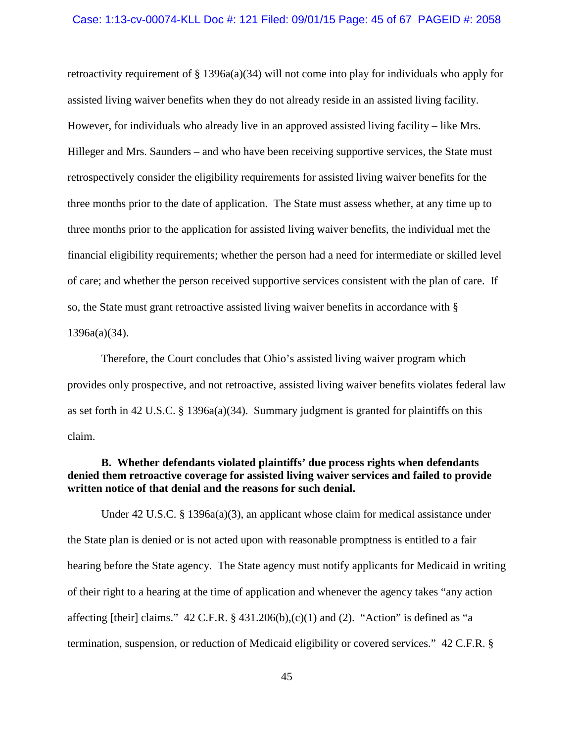retroactivity requirement of § 1396a(a)(34) will not come into play for individuals who apply for assisted living waiver benefits when they do not already reside in an assisted living facility. However, for individuals who already live in an approved assisted living facility – like Mrs. Hilleger and Mrs. Saunders – and who have been receiving supportive services, the State must retrospectively consider the eligibility requirements for assisted living waiver benefits for the three months prior to the date of application. The State must assess whether, at any time up to three months prior to the application for assisted living waiver benefits, the individual met the financial eligibility requirements; whether the person had a need for intermediate or skilled level of care; and whether the person received supportive services consistent with the plan of care. If so, the State must grant retroactive assisted living waiver benefits in accordance with § 1396a(a)(34).

Therefore, the Court concludes that Ohio's assisted living waiver program which provides only prospective, and not retroactive, assisted living waiver benefits violates federal law as set forth in 42 U.S.C. § 1396a(a)(34). Summary judgment is granted for plaintiffs on this claim.

**B. Whether defendants violated plaintiffs' due process rights when defendants denied them retroactive coverage for assisted living waiver services and failed to provide written notice of that denial and the reasons for such denial.**

Under 42 U.S.C. § 1396a(a)(3), an applicant whose claim for medical assistance under the State plan is denied or is not acted upon with reasonable promptness is entitled to a fair hearing before the State agency. The State agency must notify applicants for Medicaid in writing of their right to a hearing at the time of application and whenever the agency takes "any action affecting [their] claims." 42 C.F.R. § 431.206(b),(c)(1) and (2). "Action" is defined as "a termination, suspension, or reduction of Medicaid eligibility or covered services." 42 C.F.R. §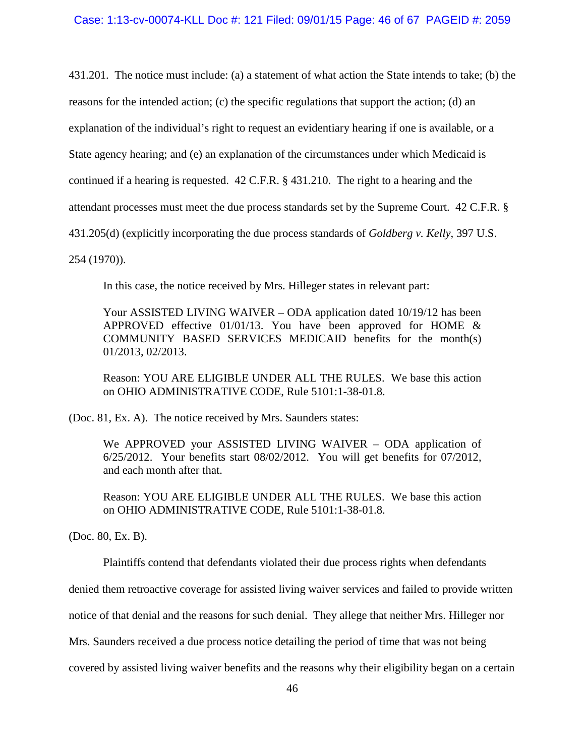431.201. The notice must include: (a) a statement of what action the State intends to take; (b) the reasons for the intended action; (c) the specific regulations that support the action; (d) an explanation of the individual's right to request an evidentiary hearing if one is available, or a State agency hearing; and (e) an explanation of the circumstances under which Medicaid is continued if a hearing is requested. 42 C.F.R. § 431.210. The right to a hearing and the attendant processes must meet the due process standards set by the Supreme Court. 42 C.F.R. § 431.205(d) (explicitly incorporating the due process standards of *Goldberg v. Kelly*, 397 U.S. 254 (1970)).

In this case, the notice received by Mrs. Hilleger states in relevant part:

> Your ASSISTED LIVING WAIVER – ODA application dated 10/19/12 has been APPROVED effective 01/01/13. You have been approved for HOME & COMMUNITY BASED SERVICES MEDICAID benefits for the month(s) 01/2013, 02/2013.
>
> Reason: YOU ARE ELIGIBLE UNDER ALL THE RULES. We base this action on OHIO ADMINISTRATIVE CODE, Rule 5101:1-38-01.8.

(Doc. 81, Ex. A). The notice received by Mrs. Saunders states:

> We APPROVED your ASSISTED LIVING WAIVER – ODA application of 6/25/2012. Your benefits start 08/02/2012. You will get benefits for 07/2012, and each month after that.
>
> Reason: YOU ARE ELIGIBLE UNDER ALL THE RULES. We base this action on OHIO ADMINISTRATIVE CODE, Rule 5101:1-38-01.8.

(Doc. 80, Ex. B).

Plaintiffs contend that defendants violated their due process rights when defendants denied them retroactive coverage for assisted living waiver services and failed to provide written notice of that denial and the reasons for such denial. They allege that neither Mrs. Hilleger nor Mrs. Saunders received a due process notice detailing the period of time that was not being covered by assisted living waiver benefits and the reasons why their eligibility began on a certain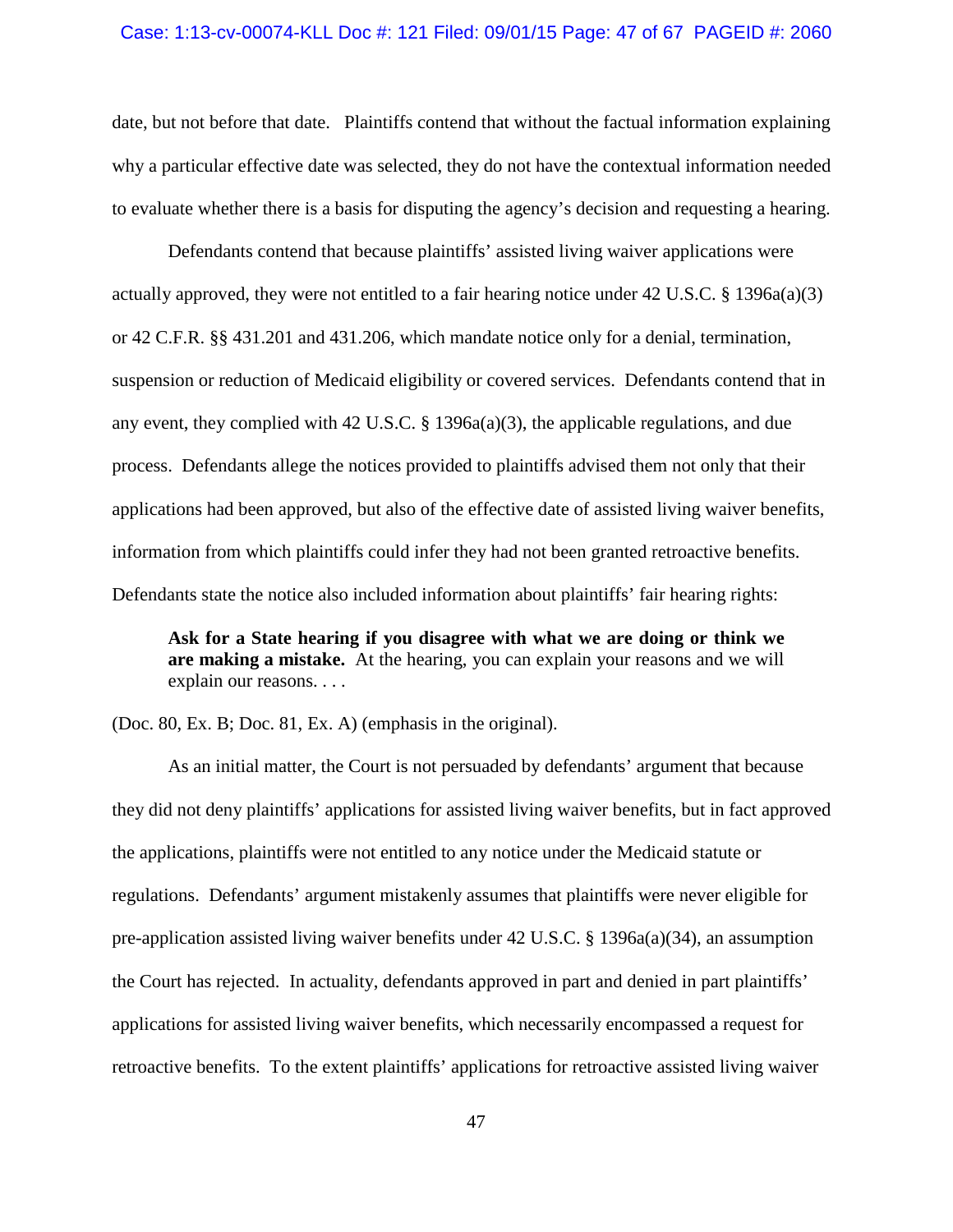date, but not before that date. Plaintiffs contend that without the factual information explaining why a particular effective date was selected, they do not have the contextual information needed to evaluate whether there is a basis for disputing the agency's decision and requesting a hearing.

Defendants contend that because plaintiffs' assisted living waiver applications were actually approved, they were not entitled to a fair hearing notice under 42 U.S.C. § 1396a(a)(3) or 42 C.F.R. §§ 431.201 and 431.206, which mandate notice only for a denial, termination, suspension or reduction of Medicaid eligibility or covered services. Defendants contend that in any event, they complied with 42 U.S.C. § 1396a(a)(3), the applicable regulations, and due process. Defendants allege the notices provided to plaintiffs advised them not only that their applications had been approved, but also of the effective date of assisted living waiver benefits, information from which plaintiffs could infer they had not been granted retroactive benefits. Defendants state the notice also included information about plaintiffs' fair hearing rights:

> **Ask for a State hearing if you disagree with what we are doing or think we are making a mistake.** At the hearing, you can explain your reasons and we will explain our reasons. . . .

(Doc. 80, Ex. B; Doc. 81, Ex. A) (emphasis in the original).

As an initial matter, the Court is not persuaded by defendants' argument that because they did not deny plaintiffs' applications for assisted living waiver benefits, but in fact approved the applications, plaintiffs were not entitled to any notice under the Medicaid statute or regulations. Defendants' argument mistakenly assumes that plaintiffs were never eligible for pre-application assisted living waiver benefits under 42 U.S.C. § 1396a(a)(34), an assumption the Court has rejected. In actuality, defendants approved in part and denied in part plaintiffs' applications for assisted living waiver benefits, which necessarily encompassed a request for retroactive benefits. To the extent plaintiffs' applications for retroactive assisted living waiver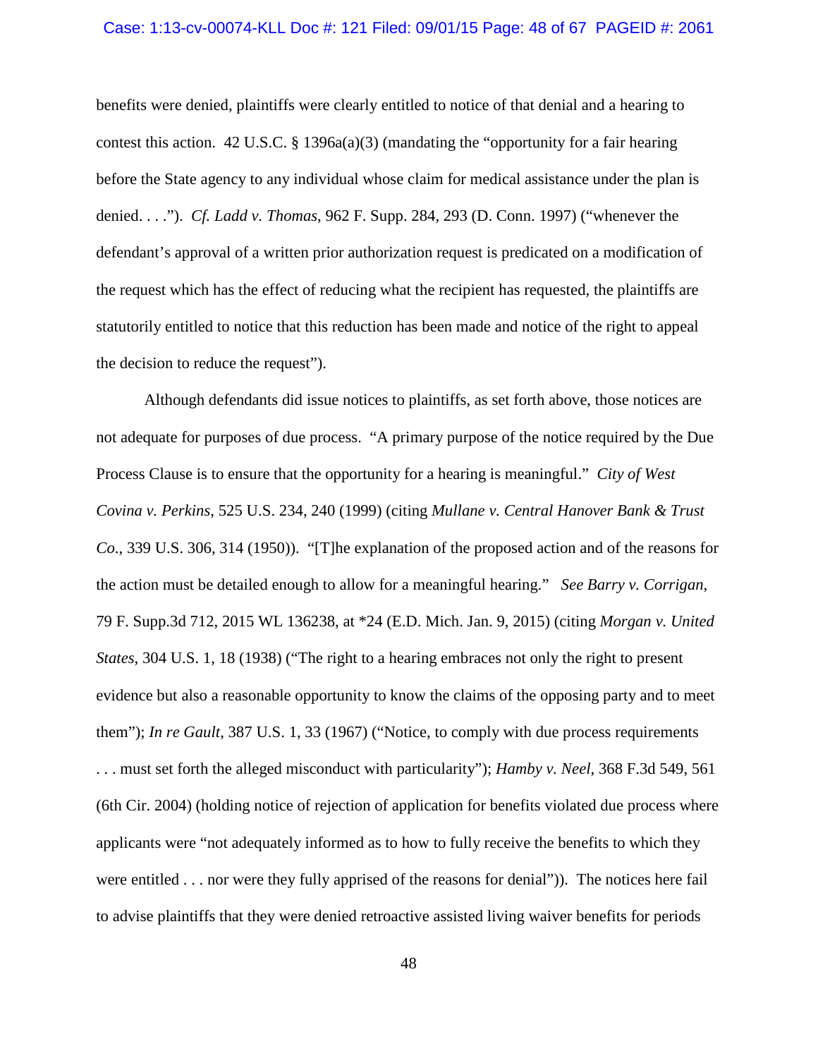benefits were denied, plaintiffs were clearly entitled to notice of that denial and a hearing to contest this action. 42 U.S.C. § 1396a(a)(3) (mandating the "opportunity for a fair hearing before the State agency to any individual whose claim for medical assistance under the plan is denied. . . ."). *Cf. Ladd v. Thomas*, 962 F. Supp. 284, 293 (D. Conn. 1997) ("whenever the defendant's approval of a written prior authorization request is predicated on a modification of the request which has the effect of reducing what the recipient has requested, the plaintiffs are statutorily entitled to notice that this reduction has been made and notice of the right to appeal the decision to reduce the request").

Although defendants did issue notices to plaintiffs, as set forth above, those notices are not adequate for purposes of due process. "A primary purpose of the notice required by the Due Process Clause is to ensure that the opportunity for a hearing is meaningful." *City of West Covina v. Perkins*, 525 U.S. 234, 240 (1999) (citing *Mullane v. Central Hanover Bank & Trust Co*., 339 U.S. 306, 314 (1950)). "[T]he explanation of the proposed action and of the reasons for the action must be detailed enough to allow for a meaningful hearing." *See Barry v. Corrigan*, 79 F. Supp.3d 712, 2015 WL 136238, at *24 (E.D. Mich. Jan. 9, 2015) (citing *Morgan v. United States*, 304 U.S. 1, 18 (1938) ("The right to a hearing embraces not only the right to present evidence but also a reasonable opportunity to know the claims of the opposing party and to meet them"); *In re Gault*, 387 U.S. 1, 33 (1967) ("Notice, to comply with due process requirements . . . must set forth the alleged misconduct with particularity"); *Hamby v. Neel*, 368 F.3d 549, 561 (6th Cir. 2004) (holding notice of rejection of application for benefits violated due process where applicants were "not adequately informed as to how to fully receive the benefits to which they were entitled . . . nor were they fully apprised of the reasons for denial")). The notices here fail to advise plaintiffs that they were denied retroactive assisted living waiver benefits for periods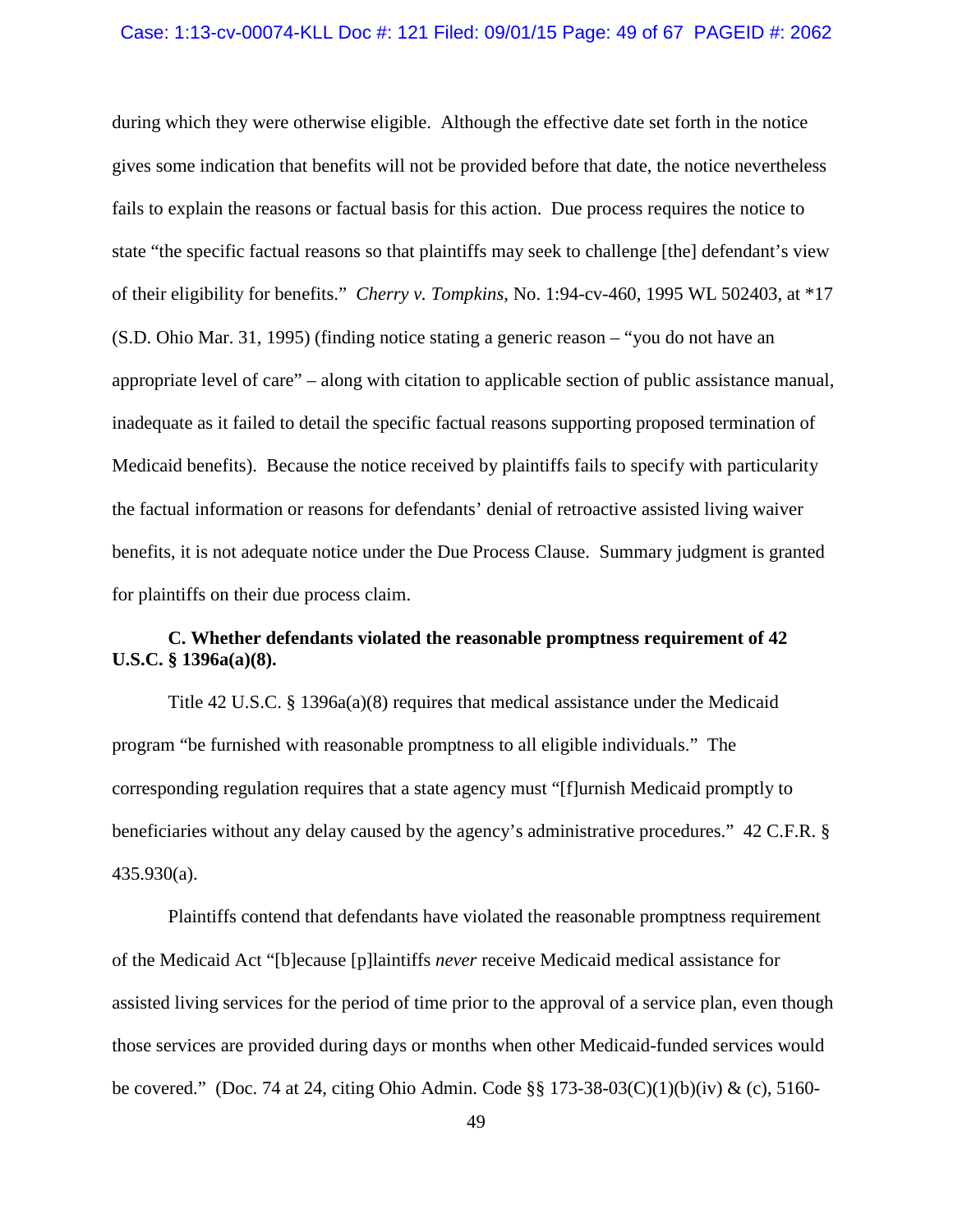during which they were otherwise eligible. Although the effective date set forth in the notice gives some indication that benefits will not be provided before that date, the notice nevertheless fails to explain the reasons or factual basis for this action. Due process requires the notice to state "the specific factual reasons so that plaintiffs may seek to challenge [the] defendant's view of their eligibility for benefits." *Cherry v. Tompkins*, No. 1:94-cv-460, 1995 WL 502403, at *17 (S.D. Ohio Mar. 31, 1995) (finding notice stating a generic reason – "you do not have an appropriate level of care" – along with citation to applicable section of public assistance manual, inadequate as it failed to detail the specific factual reasons supporting proposed termination of Medicaid benefits). Because the notice received by plaintiffs fails to specify with particularity the factual information or reasons for defendants' denial of retroactive assisted living waiver benefits, it is not adequate notice under the Due Process Clause. Summary judgment is granted for plaintiffs on their due process claim.

**C. Whether defendants violated the reasonable promptness requirement of 42 U.S.C. § 1396a(a)(8).**

Title 42 U.S.C. § 1396a(a)(8) requires that medical assistance under the Medicaid program "be furnished with reasonable promptness to all eligible individuals." The corresponding regulation requires that a state agency must "[f]urnish Medicaid promptly to beneficiaries without any delay caused by the agency's administrative procedures." 42 C.F.R. § 435.930(a).

Plaintiffs contend that defendants have violated the reasonable promptness requirement of the Medicaid Act "[b]ecause [p]laintiffs *never* receive Medicaid medical assistance for assisted living services for the period of time prior to the approval of a service plan, even though those services are provided during days or months when other Medicaid-funded services would be covered." (Doc. 74 at 24, citing Ohio Admin. Code §§ 173-38-03(C)(1)(b)(iv) & (c), 5160-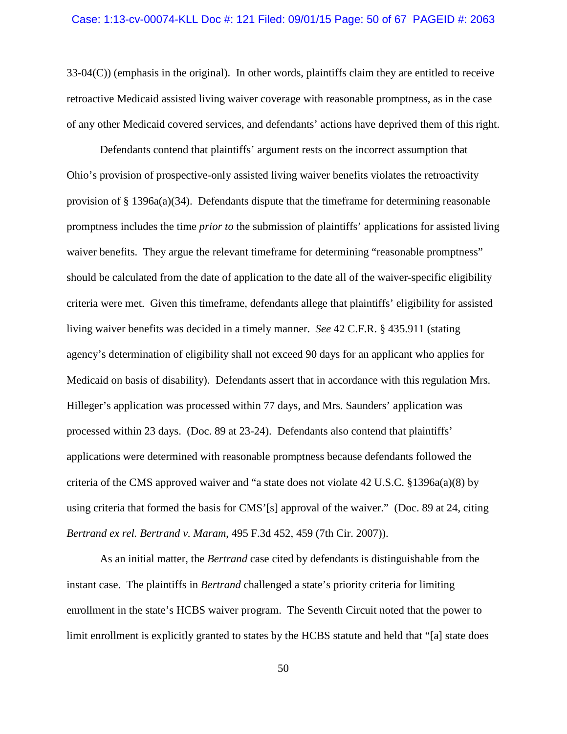33-04(C)) (emphasis in the original). In other words, plaintiffs claim they are entitled to receive retroactive Medicaid assisted living waiver coverage with reasonable promptness, as in the case of any other Medicaid covered services, and defendants' actions have deprived them of this right.

Defendants contend that plaintiffs' argument rests on the incorrect assumption that Ohio's provision of prospective-only assisted living waiver benefits violates the retroactivity provision of § 1396a(a)(34). Defendants dispute that the timeframe for determining reasonable promptness includes the time *prior to* the submission of plaintiffs' applications for assisted living waiver benefits. They argue the relevant timeframe for determining "reasonable promptness" should be calculated from the date of application to the date all of the waiver-specific eligibility criteria were met. Given this timeframe, defendants allege that plaintiffs' eligibility for assisted living waiver benefits was decided in a timely manner. *See* 42 C.F.R. § 435.911 (stating agency's determination of eligibility shall not exceed 90 days for an applicant who applies for Medicaid on basis of disability). Defendants assert that in accordance with this regulation Mrs. Hilleger's application was processed within 77 days, and Mrs. Saunders' application was processed within 23 days. (Doc. 89 at 23-24). Defendants also contend that plaintiffs' applications were determined with reasonable promptness because defendants followed the criteria of the CMS approved waiver and "a state does not violate 42 U.S.C. §1396a(a)(8) by using criteria that formed the basis for CMS'[s] approval of the waiver." (Doc. 89 at 24, citing *Bertrand ex rel. Bertrand v. Maram*, 495 F.3d 452, 459 (7th Cir. 2007)).

As an initial matter, the *Bertrand* case cited by defendants is distinguishable from the instant case. The plaintiffs in *Bertrand* challenged a state's priority criteria for limiting enrollment in the state's HCBS waiver program. The Seventh Circuit noted that the power to limit enrollment is explicitly granted to states by the HCBS statute and held that "[a] state does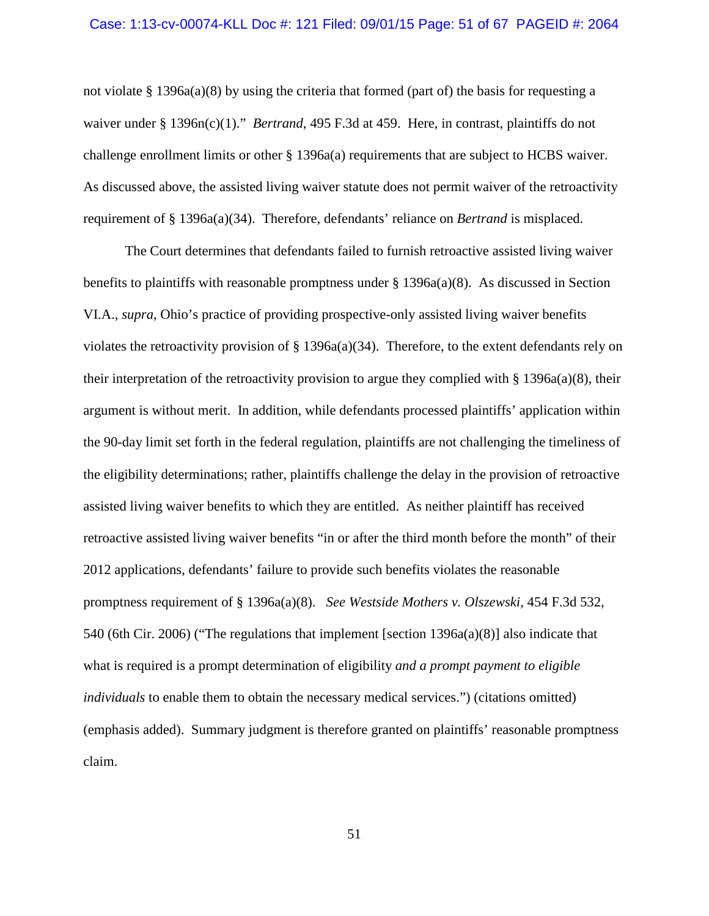not violate § 1396a(a)(8) by using the criteria that formed (part of) the basis for requesting a waiver under § 1396n(c)(1)." *Bertrand*, 495 F.3d at 459. Here, in contrast, plaintiffs do not challenge enrollment limits or other § 1396a(a) requirements that are subject to HCBS waiver. As discussed above, the assisted living waiver statute does not permit waiver of the retroactivity requirement of § 1396a(a)(34). Therefore, defendants' reliance on *Bertrand* is misplaced.

The Court determines that defendants failed to furnish retroactive assisted living waiver benefits to plaintiffs with reasonable promptness under § 1396a(a)(8). As discussed in Section VI.A., *supra*, Ohio's practice of providing prospective-only assisted living waiver benefits violates the retroactivity provision of § 1396a(a)(34). Therefore, to the extent defendants rely on their interpretation of the retroactivity provision to argue they complied with § 1396a(a)(8), their argument is without merit. In addition, while defendants processed plaintiffs' application within the 90-day limit set forth in the federal regulation, plaintiffs are not challenging the timeliness of the eligibility determinations; rather, plaintiffs challenge the delay in the provision of retroactive assisted living waiver benefits to which they are entitled. As neither plaintiff has received retroactive assisted living waiver benefits "in or after the third month before the month" of their 2012 applications, defendants' failure to provide such benefits violates the reasonable promptness requirement of § 1396a(a)(8). *See Westside Mothers v. Olszewski*, 454 F.3d 532, 540 (6th Cir. 2006) ("The regulations that implement [section 1396a(a)(8)] also indicate that what is required is a prompt determination of eligibility *and a prompt payment to eligible individuals* to enable them to obtain the necessary medical services.") (citations omitted) (emphasis added). Summary judgment is therefore granted on plaintiffs' reasonable promptness claim.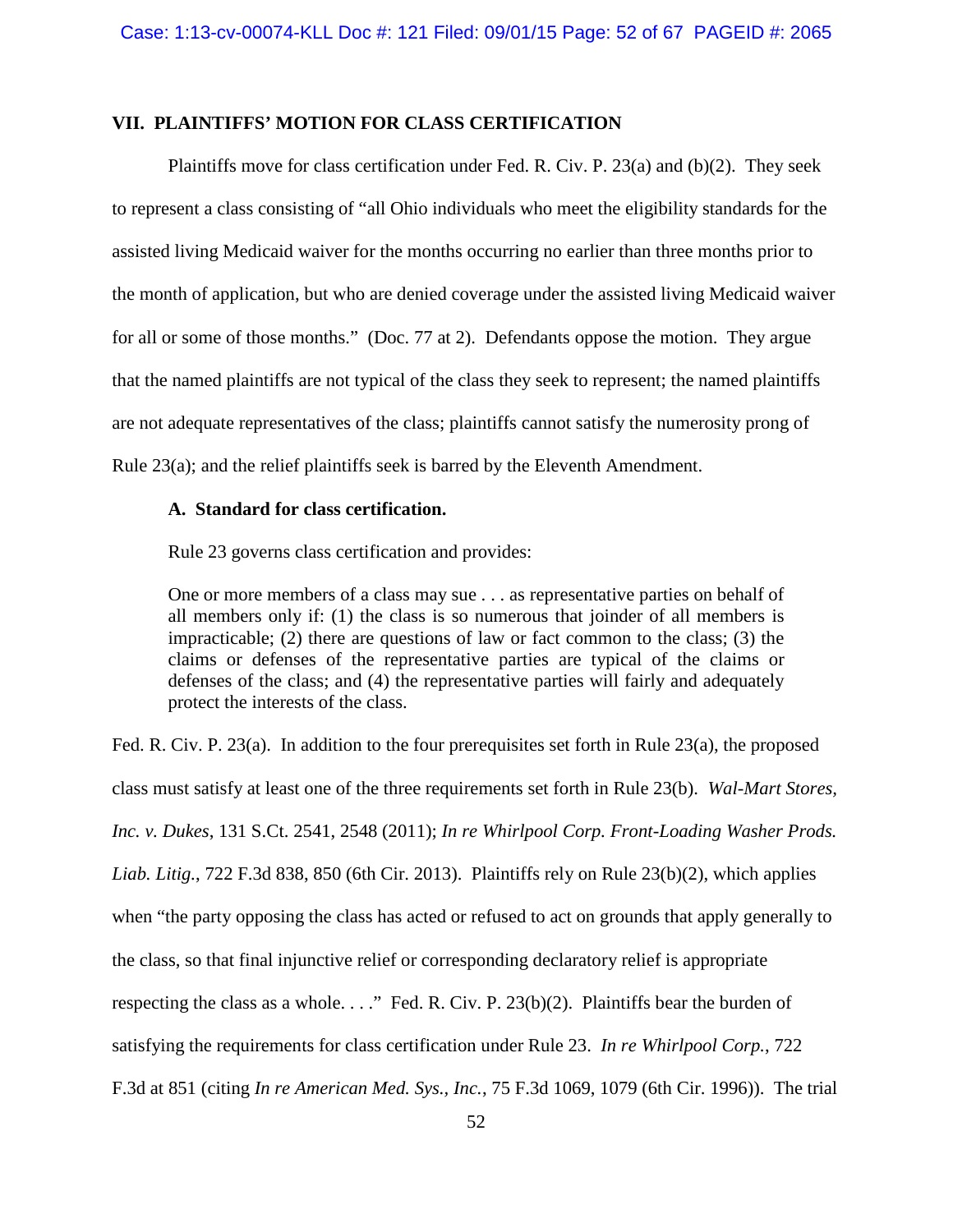## VII. PLAINTIFFS' MOTION FOR CLASS CERTIFICATION

Plaintiffs move for class certification under Fed. R. Civ. P. 23(a) and (b)(2). They seek to represent a class consisting of "all Ohio individuals who meet the eligibility standards for the assisted living Medicaid waiver for the months occurring no earlier than three months prior to the month of application, but who are denied coverage under the assisted living Medicaid waiver for all or some of those months." (Doc. 77 at 2). Defendants oppose the motion. They argue that the named plaintiffs are not typical of the class they seek to represent; the named plaintiffs are not adequate representatives of the class; plaintiffs cannot satisfy the numerosity prong of Rule 23(a); and the relief plaintiffs seek is barred by the Eleventh Amendment.

### A. Standard for class certification.

Rule 23 governs class certification and provides:

> One or more members of a class may sue . . . as representative parties on behalf of all members only if: (1) the class is so numerous that joinder of all members is impracticable; (2) there are questions of law or fact common to the class; (3) the claims or defenses of the representative parties are typical of the claims or defenses of the class; and (4) the representative parties will fairly and adequately protect the interests of the class.

Fed. R. Civ. P. 23(a). In addition to the four prerequisites set forth in Rule 23(a), the proposed class must satisfy at least one of the three requirements set forth in Rule 23(b). *Wal-Mart Stores, Inc. v. Dukes*, 131 S.Ct. 2541, 2548 (2011); *In re Whirlpool Corp. Front-Loading Washer Prods. Liab. Litig.*, 722 F.3d 838, 850 (6th Cir. 2013). Plaintiffs rely on Rule 23(b)(2), which applies when "the party opposing the class has acted or refused to act on grounds that apply generally to the class, so that final injunctive relief or corresponding declaratory relief is appropriate respecting the class as a whole. . . ." Fed. R. Civ. P. 23(b)(2). Plaintiffs bear the burden of satisfying the requirements for class certification under Rule 23. *In re Whirlpool Corp.*, 722 F.3d at 851 (citing *In re American Med. Sys., Inc.*, 75 F.3d 1069, 1079 (6th Cir. 1996)). The trial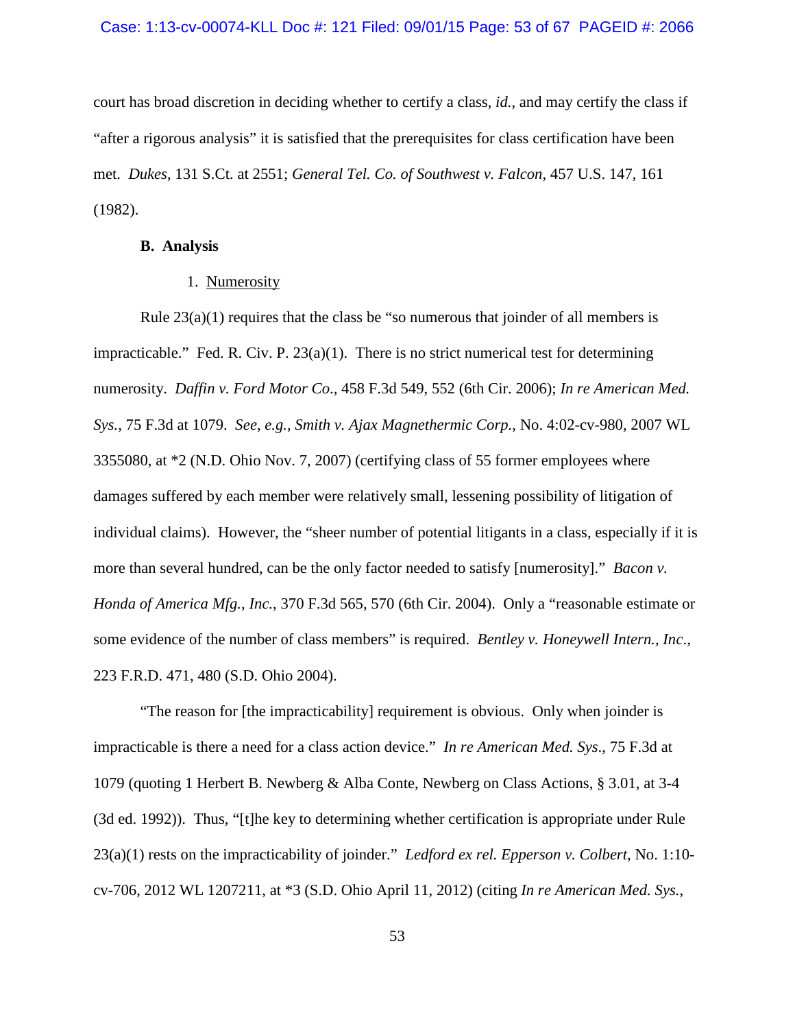court has broad discretion in deciding whether to certify a class, *id.*, and may certify the class if "after a rigorous analysis" it is satisfied that the prerequisites for class certification have been met. *Dukes*, 131 S.Ct. at 2551; *General Tel. Co. of Southwest v. Falcon*, 457 U.S. 147, 161 (1982).

**B. Analysis**

1. Numerosity

Rule 23(a)(1) requires that the class be "so numerous that joinder of all members is impracticable." Fed. R. Civ. P. 23(a)(1). There is no strict numerical test for determining numerosity. *Daffin v. Ford Motor Co*., 458 F.3d 549, 552 (6th Cir. 2006); *In re American Med. Sys.*, 75 F.3d at 1079. *See, e.g., Smith v. Ajax Magnethermic Corp.*, No. 4:02-cv-980, 2007 WL 3355080, at *2 (N.D. Ohio Nov. 7, 2007) (certifying class of 55 former employees where damages suffered by each member were relatively small, lessening possibility of litigation of individual claims). However, the "sheer number of potential litigants in a class, especially if it is more than several hundred, can be the only factor needed to satisfy [numerosity]." *Bacon v. Honda of America Mfg., Inc.*, 370 F.3d 565, 570 (6th Cir. 2004). Only a "reasonable estimate or some evidence of the number of class members" is required. *Bentley v. Honeywell Intern., Inc.*, 223 F.R.D. 471, 480 (S.D. Ohio 2004).

"The reason for [the impracticability] requirement is obvious. Only when joinder is impracticable is there a need for a class action device." *In re American Med. Sys*., 75 F.3d at 1079 (quoting 1 Herbert B. Newberg & Alba Conte, Newberg on Class Actions, § 3.01, at 3-4 (3d ed. 1992)). Thus, "[t]he key to determining whether certification is appropriate under Rule 23(a)(1) rests on the impracticability of joinder." *Ledford ex rel. Epperson v. Colbert*, No. 1:10-cv-706, 2012 WL 1207211, at *3 (S.D. Ohio April 11, 2012) (citing *In re American Med. Sys.*,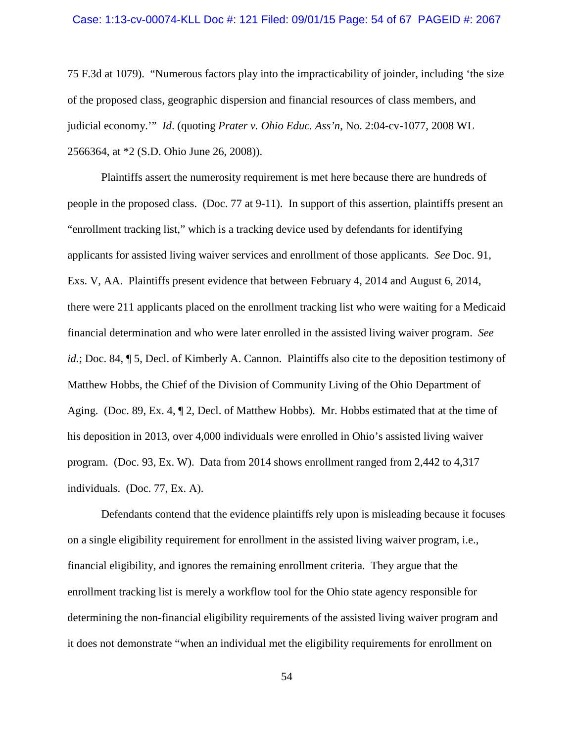75 F.3d at 1079). "Numerous factors play into the impracticability of joinder, including 'the size of the proposed class, geographic dispersion and financial resources of class members, and judicial economy.'" *Id*. (quoting *Prater v. Ohio Educ. Ass'n*, No. 2:04-cv-1077, 2008 WL 2566364, at *2 (S.D. Ohio June 26, 2008)).

Plaintiffs assert the numerosity requirement is met here because there are hundreds of people in the proposed class. (Doc. 77 at 9-11). In support of this assertion, plaintiffs present an "enrollment tracking list," which is a tracking device used by defendants for identifying applicants for assisted living waiver services and enrollment of those applicants. *See* Doc. 91, Exs. V, AA. Plaintiffs present evidence that between February 4, 2014 and August 6, 2014, there were 211 applicants placed on the enrollment tracking list who were waiting for a Medicaid financial determination and who were later enrolled in the assisted living waiver program. *See id.*; Doc. 84, ¶ 5, Decl. of Kimberly A. Cannon. Plaintiffs also cite to the deposition testimony of Matthew Hobbs, the Chief of the Division of Community Living of the Ohio Department of Aging. (Doc. 89, Ex. 4, ¶ 2, Decl. of Matthew Hobbs). Mr. Hobbs estimated that at the time of his deposition in 2013, over 4,000 individuals were enrolled in Ohio's assisted living waiver program. (Doc. 93, Ex. W). Data from 2014 shows enrollment ranged from 2,442 to 4,317 individuals. (Doc. 77, Ex. A).

Defendants contend that the evidence plaintiffs rely upon is misleading because it focuses on a single eligibility requirement for enrollment in the assisted living waiver program, i.e., financial eligibility, and ignores the remaining enrollment criteria. They argue that the enrollment tracking list is merely a workflow tool for the Ohio state agency responsible for determining the non-financial eligibility requirements of the assisted living waiver program and it does not demonstrate "when an individual met the eligibility requirements for enrollment on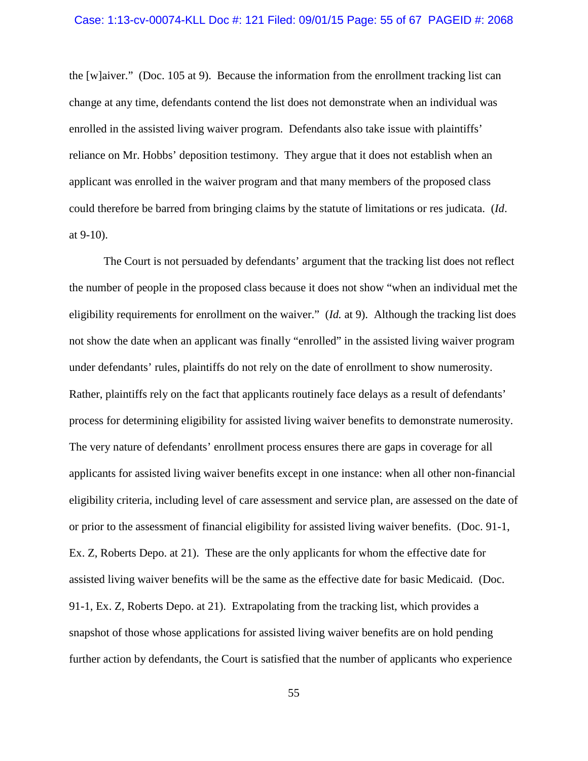the [w]aiver." (Doc. 105 at 9). Because the information from the enrollment tracking list can change at any time, defendants contend the list does not demonstrate when an individual was enrolled in the assisted living waiver program. Defendants also take issue with plaintiffs' reliance on Mr. Hobbs' deposition testimony. They argue that it does not establish when an applicant was enrolled in the waiver program and that many members of the proposed class could therefore be barred from bringing claims by the statute of limitations or res judicata. (*Id*. at 9-10).

The Court is not persuaded by defendants' argument that the tracking list does not reflect the number of people in the proposed class because it does not show "when an individual met the eligibility requirements for enrollment on the waiver." (*Id.* at 9). Although the tracking list does not show the date when an applicant was finally "enrolled" in the assisted living waiver program under defendants' rules, plaintiffs do not rely on the date of enrollment to show numerosity. Rather, plaintiffs rely on the fact that applicants routinely face delays as a result of defendants' process for determining eligibility for assisted living waiver benefits to demonstrate numerosity. The very nature of defendants' enrollment process ensures there are gaps in coverage for all applicants for assisted living waiver benefits except in one instance: when all other non-financial eligibility criteria, including level of care assessment and service plan, are assessed on the date of or prior to the assessment of financial eligibility for assisted living waiver benefits. (Doc. 91-1, Ex. Z, Roberts Depo. at 21). These are the only applicants for whom the effective date for assisted living waiver benefits will be the same as the effective date for basic Medicaid. (Doc. 91-1, Ex. Z, Roberts Depo. at 21). Extrapolating from the tracking list, which provides a snapshot of those whose applications for assisted living waiver benefits are on hold pending further action by defendants, the Court is satisfied that the number of applicants who experience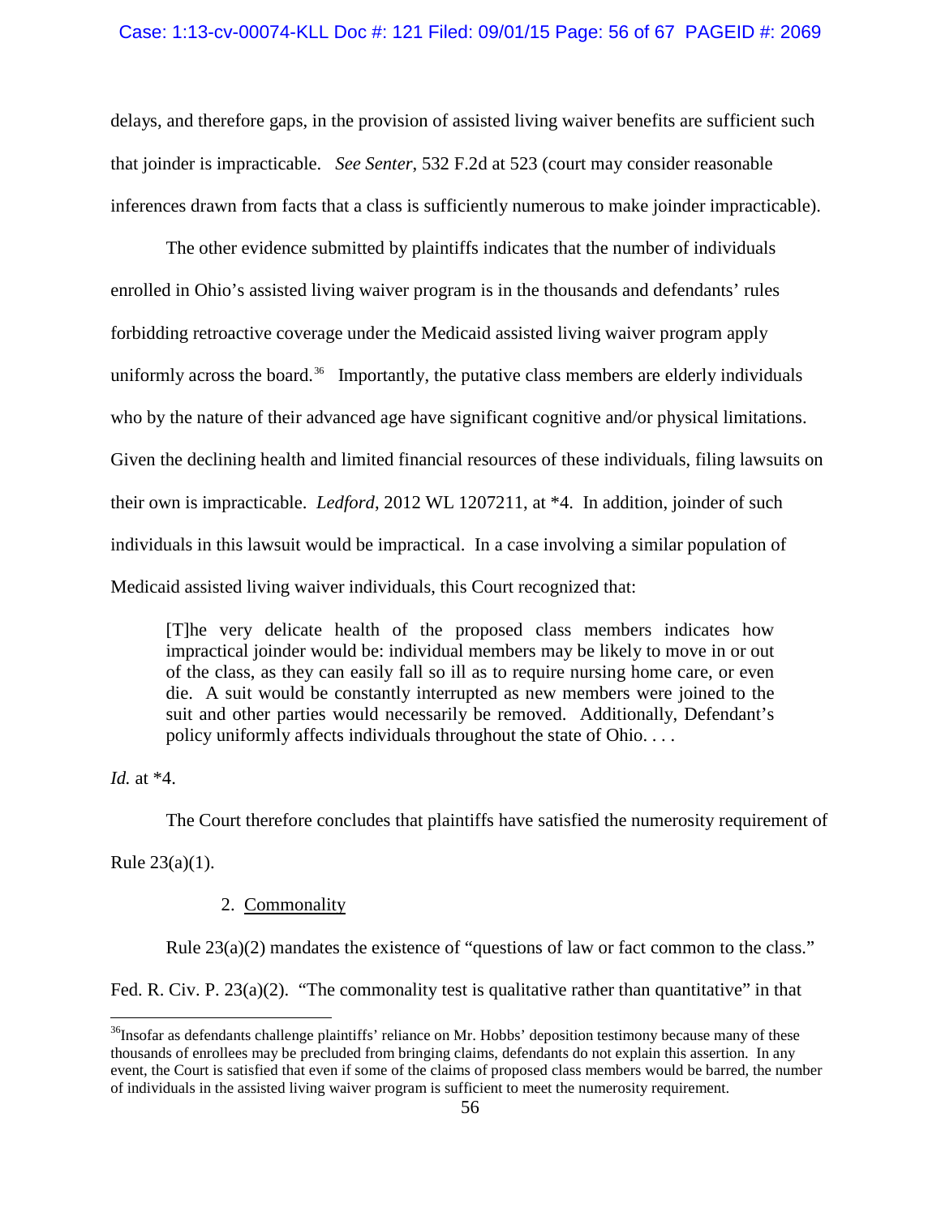delays, and therefore gaps, in the provision of assisted living waiver benefits are sufficient such that joinder is impracticable. *See Senter*, 532 F.2d at 523 (court may consider reasonable inferences drawn from facts that a class is sufficiently numerous to make joinder impracticable).

The other evidence submitted by plaintiffs indicates that the number of individuals enrolled in Ohio's assisted living waiver program is in the thousands and defendants' rules forbidding retroactive coverage under the Medicaid assisted living waiver program apply uniformly across the board.[36] Importantly, the putative class members are elderly individuals who by the nature of their advanced age have significant cognitive and/or physical limitations. Given the declining health and limited financial resources of these individuals, filing lawsuits on their own is impracticable. *Ledford*, 2012 WL 1207211, at *4. In addition, joinder of such individuals in this lawsuit would be impractical. In a case involving a similar population of Medicaid assisted living waiver individuals, this Court recognized that:

> [T]he very delicate health of the proposed class members indicates how impractical joinder would be: individual members may be likely to move in or out of the class, as they can easily fall so ill as to require nursing home care, or even die. A suit would be constantly interrupted as new members were joined to the suit and other parties would necessarily be removed. Additionally, Defendant's policy uniformly affects individuals throughout the state of Ohio. . . .

*Id.* at *4.

The Court therefore concludes that plaintiffs have satisfied the numerosity requirement of Rule 23(a)(1).

2. Commonality

Rule 23(a)(2) mandates the existence of "questions of law or fact common to the class." Fed. R. Civ. P. 23(a)(2). "The commonality test is qualitative rather than quantitative" in that

---

[36] Insofar as defendants challenge plaintiffs' reliance on Mr. Hobbs' deposition testimony because many of these thousands of enrollees may be precluded from bringing claims, defendants do not explain this assertion. In any event, the Court is satisfied that even if some of the claims of proposed class members would be barred, the number of individuals in the assisted living waiver program is sufficient to meet the numerosity requirement.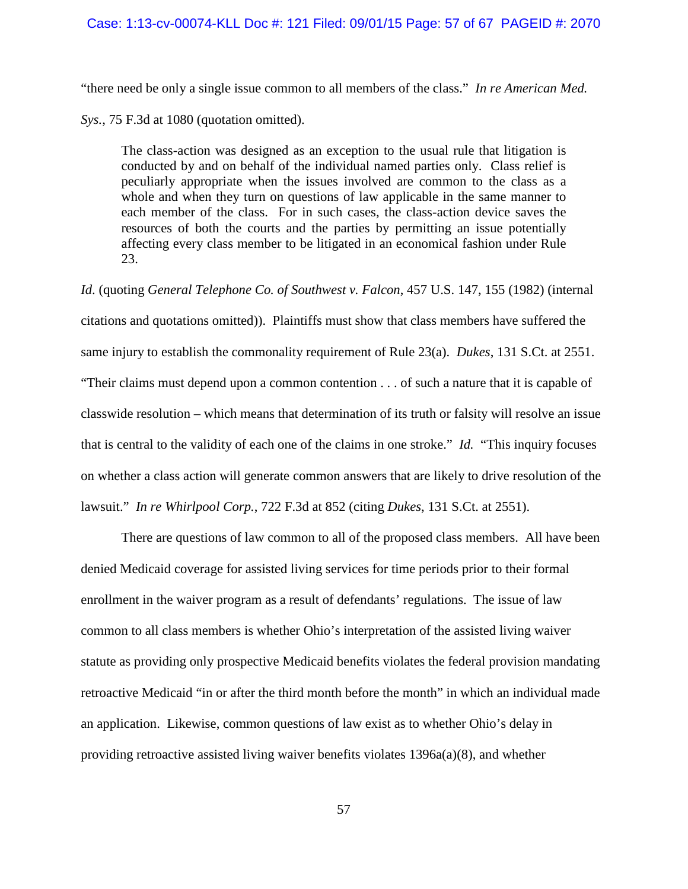"there need be only a single issue common to all members of the class." *In re American Med. Sys.*, 75 F.3d at 1080 (quotation omitted).

> The class-action was designed as an exception to the usual rule that litigation is conducted by and on behalf of the individual named parties only. Class relief is peculiarly appropriate when the issues involved are common to the class as a whole and when they turn on questions of law applicable in the same manner to each member of the class. For in such cases, the class-action device saves the resources of both the courts and the parties by permitting an issue potentially affecting every class member to be litigated in an economical fashion under Rule 23.

*Id.* (quoting *General Telephone Co. of Southwest v. Falcon*, 457 U.S. 147, 155 (1982) (internal citations and quotations omitted)). Plaintiffs must show that class members have suffered the same injury to establish the commonality requirement of Rule 23(a). *Dukes*, 131 S.Ct. at 2551. "Their claims must depend upon a common contention . . . of such a nature that it is capable of classwide resolution – which means that determination of its truth or falsity will resolve an issue that is central to the validity of each one of the claims in one stroke." *Id.* "This inquiry focuses on whether a class action will generate common answers that are likely to drive resolution of the lawsuit." *In re Whirlpool Corp.*, 722 F.3d at 852 (citing *Dukes*, 131 S.Ct. at 2551).

There are questions of law common to all of the proposed class members. All have been denied Medicaid coverage for assisted living services for time periods prior to their formal enrollment in the waiver program as a result of defendants' regulations. The issue of law common to all class members is whether Ohio's interpretation of the assisted living waiver statute as providing only prospective Medicaid benefits violates the federal provision mandating retroactive Medicaid "in or after the third month before the month" in which an individual made an application. Likewise, common questions of law exist as to whether Ohio's delay in providing retroactive assisted living waiver benefits violates 1396a(a)(8), and whether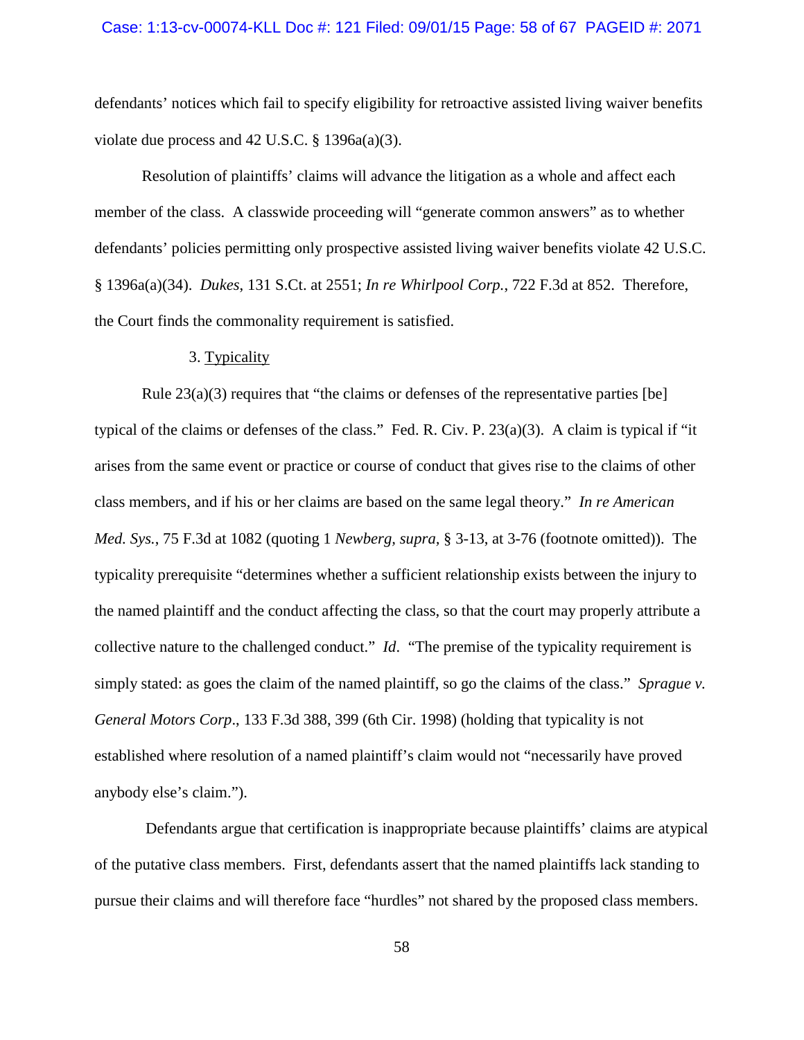defendants' notices which fail to specify eligibility for retroactive assisted living waiver benefits violate due process and 42 U.S.C. § 1396a(a)(3).

Resolution of plaintiffs' claims will advance the litigation as a whole and affect each member of the class. A classwide proceeding will "generate common answers" as to whether defendants' policies permitting only prospective assisted living waiver benefits violate 42 U.S.C. § 1396a(a)(34). *Dukes*, 131 S.Ct. at 2551; *In re Whirlpool Corp.*, 722 F.3d at 852. Therefore, the Court finds the commonality requirement is satisfied.

3. Typicality

Rule 23(a)(3) requires that "the claims or defenses of the representative parties [be] typical of the claims or defenses of the class." Fed. R. Civ. P. 23(a)(3). A claim is typical if "it arises from the same event or practice or course of conduct that gives rise to the claims of other class members, and if his or her claims are based on the same legal theory." *In re American Med. Sys.*, 75 F.3d at 1082 (quoting 1 *Newberg, supra,* § 3-13, at 3-76 (footnote omitted)). The typicality prerequisite "determines whether a sufficient relationship exists between the injury to the named plaintiff and the conduct affecting the class, so that the court may properly attribute a collective nature to the challenged conduct." *Id*. "The premise of the typicality requirement is simply stated: as goes the claim of the named plaintiff, so go the claims of the class." *Sprague v. General Motors Corp*., 133 F.3d 388, 399 (6th Cir. 1998) (holding that typicality is not established where resolution of a named plaintiff's claim would not "necessarily have proved anybody else's claim.").

Defendants argue that certification is inappropriate because plaintiffs' claims are atypical of the putative class members. First, defendants assert that the named plaintiffs lack standing to pursue their claims and will therefore face "hurdles" not shared by the proposed class members.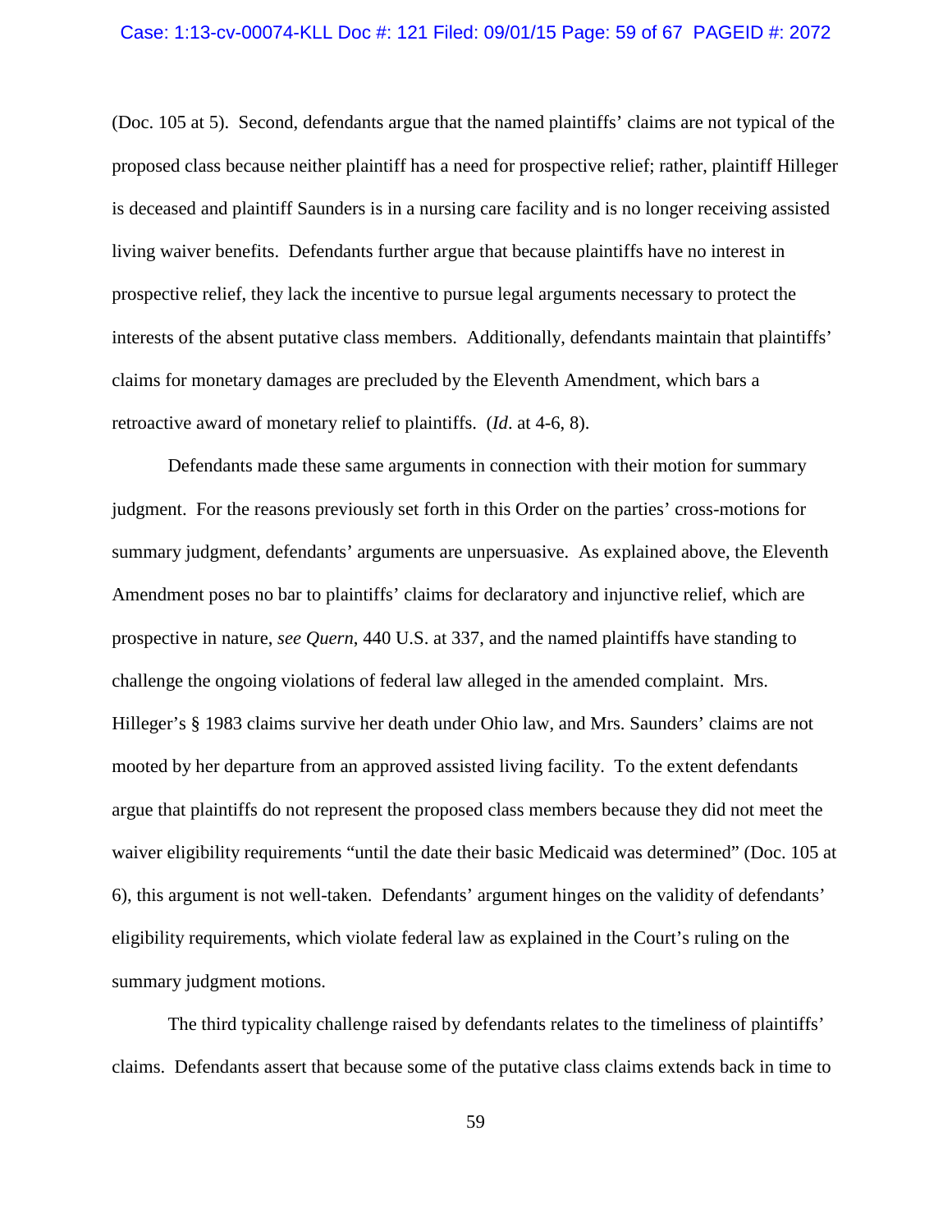(Doc. 105 at 5). Second, defendants argue that the named plaintiffs' claims are not typical of the proposed class because neither plaintiff has a need for prospective relief; rather, plaintiff Hilleger is deceased and plaintiff Saunders is in a nursing care facility and is no longer receiving assisted living waiver benefits. Defendants further argue that because plaintiffs have no interest in prospective relief, they lack the incentive to pursue legal arguments necessary to protect the interests of the absent putative class members. Additionally, defendants maintain that plaintiffs' claims for monetary damages are precluded by the Eleventh Amendment, which bars a retroactive award of monetary relief to plaintiffs. (*Id*. at 4-6, 8).

Defendants made these same arguments in connection with their motion for summary judgment. For the reasons previously set forth in this Order on the parties' cross-motions for summary judgment, defendants' arguments are unpersuasive. As explained above, the Eleventh Amendment poses no bar to plaintiffs' claims for declaratory and injunctive relief, which are prospective in nature, *see Quern*, 440 U.S. at 337, and the named plaintiffs have standing to challenge the ongoing violations of federal law alleged in the amended complaint. Mrs. Hilleger's § 1983 claims survive her death under Ohio law, and Mrs. Saunders' claims are not mooted by her departure from an approved assisted living facility. To the extent defendants argue that plaintiffs do not represent the proposed class members because they did not meet the waiver eligibility requirements "until the date their basic Medicaid was determined" (Doc. 105 at 6), this argument is not well-taken. Defendants' argument hinges on the validity of defendants' eligibility requirements, which violate federal law as explained in the Court's ruling on the summary judgment motions.

The third typicality challenge raised by defendants relates to the timeliness of plaintiffs' claims. Defendants assert that because some of the putative class claims extends back in time to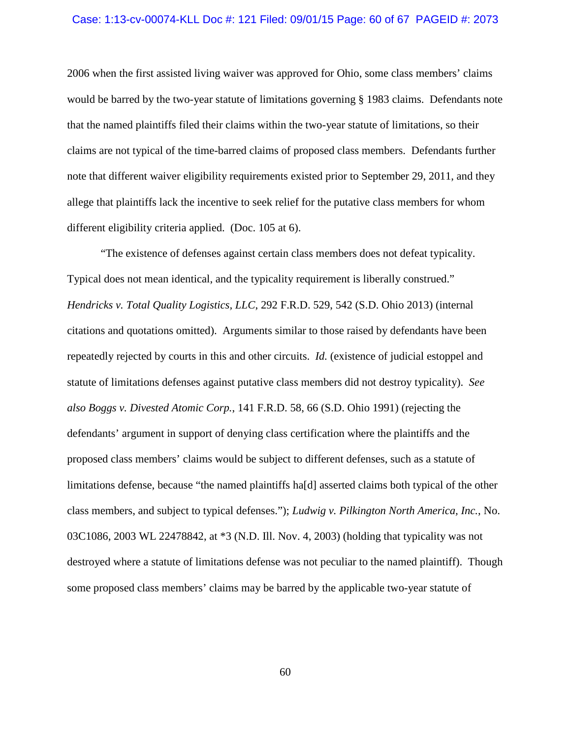2006 when the first assisted living waiver was approved for Ohio, some class members' claims would be barred by the two-year statute of limitations governing § 1983 claims. Defendants note that the named plaintiffs filed their claims within the two-year statute of limitations, so their claims are not typical of the time-barred claims of proposed class members. Defendants further note that different waiver eligibility requirements existed prior to September 29, 2011, and they allege that plaintiffs lack the incentive to seek relief for the putative class members for whom different eligibility criteria applied. (Doc. 105 at 6).

"The existence of defenses against certain class members does not defeat typicality. Typical does not mean identical, and the typicality requirement is liberally construed." *Hendricks v. Total Quality Logistics, LLC*, 292 F.R.D. 529, 542 (S.D. Ohio 2013) (internal citations and quotations omitted). Arguments similar to those raised by defendants have been repeatedly rejected by courts in this and other circuits. *Id.* (existence of judicial estoppel and statute of limitations defenses against putative class members did not destroy typicality). *See also Boggs v. Divested Atomic Corp.*, 141 F.R.D. 58, 66 (S.D. Ohio 1991) (rejecting the defendants' argument in support of denying class certification where the plaintiffs and the proposed class members' claims would be subject to different defenses, such as a statute of limitations defense, because "the named plaintiffs ha[d] asserted claims both typical of the other class members, and subject to typical defenses."); *Ludwig v. Pilkington North America, Inc.*, No. 03C1086, 2003 WL 22478842, at *3 (N.D. Ill. Nov. 4, 2003) (holding that typicality was not destroyed where a statute of limitations defense was not peculiar to the named plaintiff). Though some proposed class members' claims may be barred by the applicable two-year statute of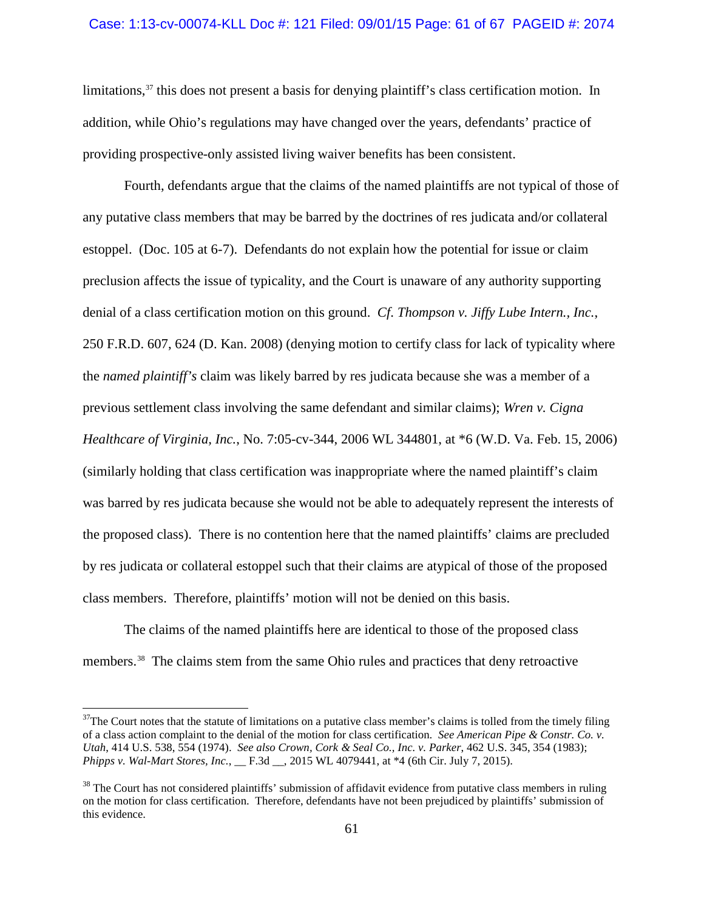limitations,[37] this does not present a basis for denying plaintiff's class certification motion. In addition, while Ohio's regulations may have changed over the years, defendants' practice of providing prospective-only assisted living waiver benefits has been consistent.

Fourth, defendants argue that the claims of the named plaintiffs are not typical of those of any putative class members that may be barred by the doctrines of res judicata and/or collateral estoppel. (Doc. 105 at 6-7). Defendants do not explain how the potential for issue or claim preclusion affects the issue of typicality, and the Court is unaware of any authority supporting denial of a class certification motion on this ground. *Cf. Thompson v. Jiffy Lube Intern., Inc.*, 250 F.R.D. 607, 624 (D. Kan. 2008) (denying motion to certify class for lack of typicality where the *named plaintiff's* claim was likely barred by res judicata because she was a member of a previous settlement class involving the same defendant and similar claims); *Wren v. Cigna Healthcare of Virginia, Inc.*, No. 7:05-cv-344, 2006 WL 344801, at *6 (W.D. Va. Feb. 15, 2006) (similarly holding that class certification was inappropriate where the named plaintiff's claim was barred by res judicata because she would not be able to adequately represent the interests of the proposed class). There is no contention here that the named plaintiffs' claims are precluded by res judicata or collateral estoppel such that their claims are atypical of those of the proposed class members. Therefore, plaintiffs' motion will not be denied on this basis.

The claims of the named plaintiffs here are identical to those of the proposed class members.[38] The claims stem from the same Ohio rules and practices that deny retroactive

---

[37] The Court notes that the statute of limitations on a putative class member's claims is tolled from the timely filing of a class action complaint to the denial of the motion for class certification. *See American Pipe & Constr. Co. v. Utah*, 414 U.S. 538, 554 (1974). *See also Crown, Cork & Seal Co., Inc. v. Parker*, 462 U.S. 345, 354 (1983); *Phipps v. Wal-Mart Stores, Inc.*, __ F.3d __, 2015 WL 4079441, at *4 (6th Cir. July 7, 2015).

[38] The Court has not considered plaintiffs' submission of affidavit evidence from putative class members in ruling on the motion for class certification. Therefore, defendants have not been prejudiced by plaintiffs' submission of this evidence.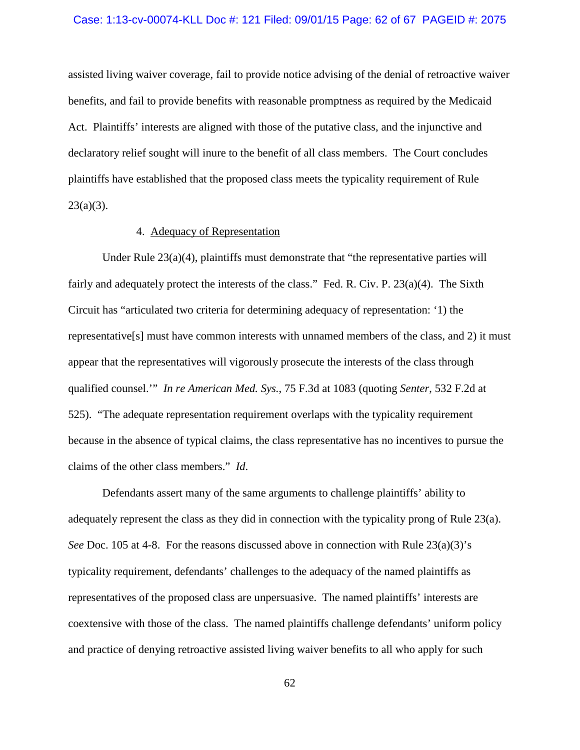assisted living waiver coverage, fail to provide notice advising of the denial of retroactive waiver benefits, and fail to provide benefits with reasonable promptness as required by the Medicaid Act. Plaintiffs' interests are aligned with those of the putative class, and the injunctive and declaratory relief sought will inure to the benefit of all class members. The Court concludes plaintiffs have established that the proposed class meets the typicality requirement of Rule 23(a)(3).

4. Adequacy of Representation

Under Rule 23(a)(4), plaintiffs must demonstrate that "the representative parties will fairly and adequately protect the interests of the class." Fed. R. Civ. P. 23(a)(4). The Sixth Circuit has "articulated two criteria for determining adequacy of representation: '1) the representative[s] must have common interests with unnamed members of the class, and 2) it must appear that the representatives will vigorously prosecute the interests of the class through qualified counsel.'" *In re American Med. Sys.*, 75 F.3d at 1083 (quoting *Senter*, 532 F.2d at 525). "The adequate representation requirement overlaps with the typicality requirement because in the absence of typical claims, the class representative has no incentives to pursue the claims of the other class members." *Id*.

Defendants assert many of the same arguments to challenge plaintiffs' ability to adequately represent the class as they did in connection with the typicality prong of Rule 23(a). *See* Doc. 105 at 4-8. For the reasons discussed above in connection with Rule 23(a)(3)'s typicality requirement, defendants' challenges to the adequacy of the named plaintiffs as representatives of the proposed class are unpersuasive. The named plaintiffs' interests are coextensive with those of the class. The named plaintiffs challenge defendants' uniform policy and practice of denying retroactive assisted living waiver benefits to all who apply for such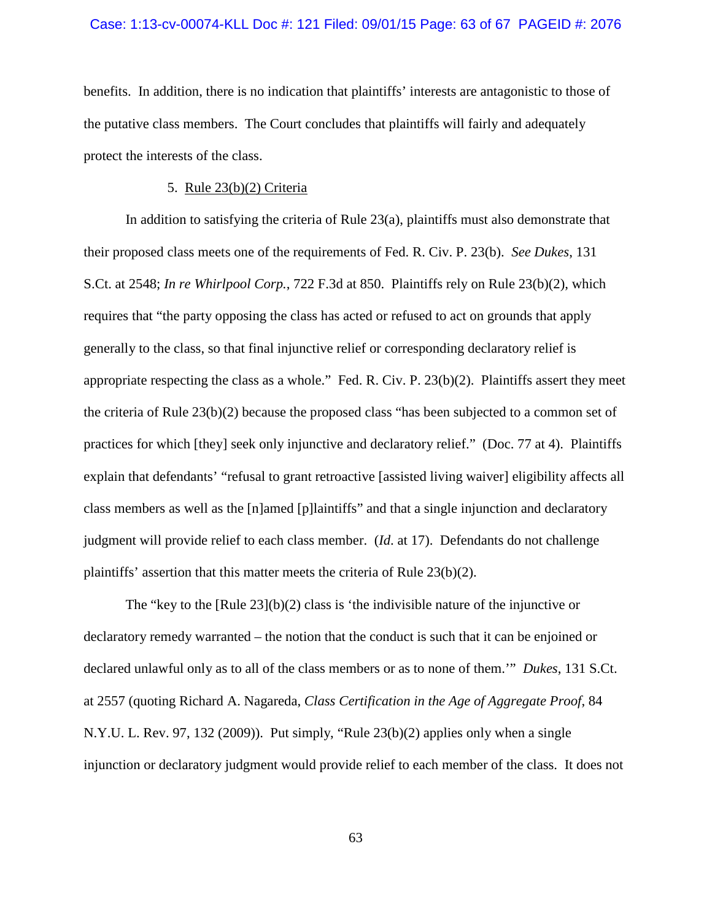benefits. In addition, there is no indication that plaintiffs' interests are antagonistic to those of the putative class members. The Court concludes that plaintiffs will fairly and adequately protect the interests of the class.

5. Rule 23(b)(2) Criteria

In addition to satisfying the criteria of Rule 23(a), plaintiffs must also demonstrate that their proposed class meets one of the requirements of Fed. R. Civ. P. 23(b). *See Dukes*, 131 S.Ct. at 2548; *In re Whirlpool Corp.*, 722 F.3d at 850. Plaintiffs rely on Rule 23(b)(2), which requires that "the party opposing the class has acted or refused to act on grounds that apply generally to the class, so that final injunctive relief or corresponding declaratory relief is appropriate respecting the class as a whole." Fed. R. Civ. P. 23(b)(2). Plaintiffs assert they meet the criteria of Rule 23(b)(2) because the proposed class "has been subjected to a common set of practices for which [they] seek only injunctive and declaratory relief." (Doc. 77 at 4). Plaintiffs explain that defendants' "refusal to grant retroactive [assisted living waiver] eligibility affects all class members as well as the [n]amed [p]laintiffs" and that a single injunction and declaratory judgment will provide relief to each class member. (*Id*. at 17). Defendants do not challenge plaintiffs' assertion that this matter meets the criteria of Rule 23(b)(2).

The "key to the [Rule 23](b)(2) class is 'the indivisible nature of the injunctive or declaratory remedy warranted – the notion that the conduct is such that it can be enjoined or declared unlawful only as to all of the class members or as to none of them.'" *Dukes*, 131 S.Ct. at 2557 (quoting Richard A. Nagareda, *Class Certification in the Age of Aggregate Proof*, 84 N.Y.U. L. Rev. 97, 132 (2009)). Put simply, "Rule 23(b)(2) applies only when a single injunction or declaratory judgment would provide relief to each member of the class. It does not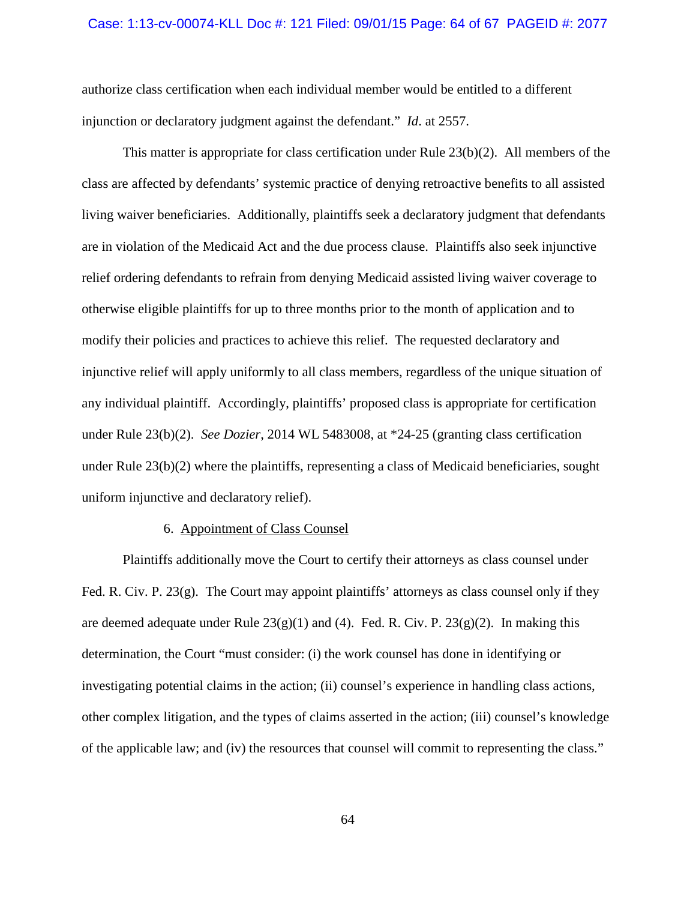authorize class certification when each individual member would be entitled to a different injunction or declaratory judgment against the defendant." *Id*. at 2557.

This matter is appropriate for class certification under Rule 23(b)(2). All members of the class are affected by defendants' systemic practice of denying retroactive benefits to all assisted living waiver beneficiaries. Additionally, plaintiffs seek a declaratory judgment that defendants are in violation of the Medicaid Act and the due process clause. Plaintiffs also seek injunctive relief ordering defendants to refrain from denying Medicaid assisted living waiver coverage to otherwise eligible plaintiffs for up to three months prior to the month of application and to modify their policies and practices to achieve this relief. The requested declaratory and injunctive relief will apply uniformly to all class members, regardless of the unique situation of any individual plaintiff. Accordingly, plaintiffs' proposed class is appropriate for certification under Rule 23(b)(2). *See Dozier*, 2014 WL 5483008, at *24-25 (granting class certification under Rule 23(b)(2) where the plaintiffs, representing a class of Medicaid beneficiaries, sought uniform injunctive and declaratory relief).

6. Appointment of Class Counsel

Plaintiffs additionally move the Court to certify their attorneys as class counsel under Fed. R. Civ. P. 23(g). The Court may appoint plaintiffs' attorneys as class counsel only if they are deemed adequate under Rule 23(g)(1) and (4). Fed. R. Civ. P. 23(g)(2). In making this determination, the Court "must consider: (i) the work counsel has done in identifying or investigating potential claims in the action; (ii) counsel's experience in handling class actions, other complex litigation, and the types of claims asserted in the action; (iii) counsel's knowledge of the applicable law; and (iv) the resources that counsel will commit to representing the class."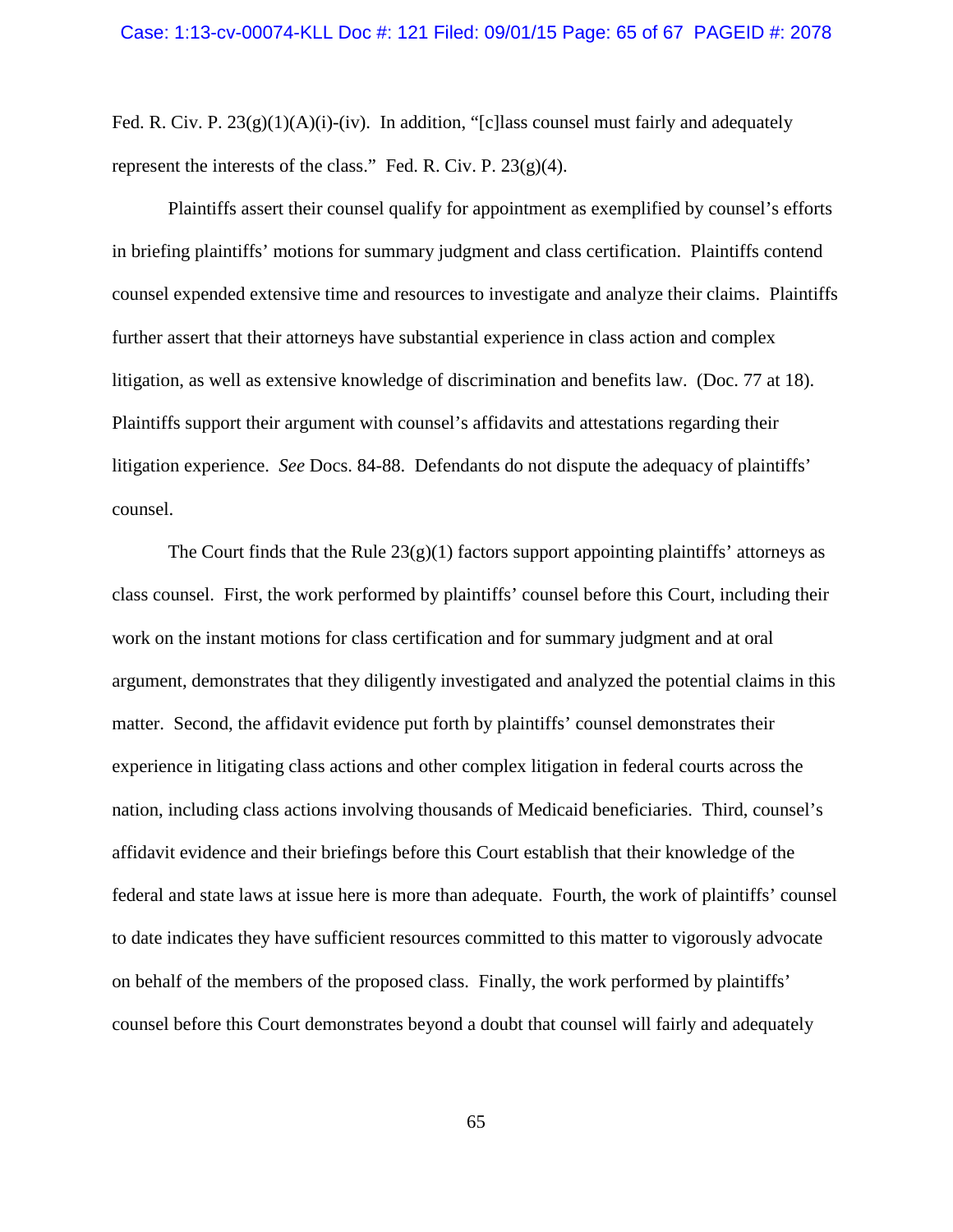Fed. R. Civ. P. 23(g)(1)(A)(i)-(iv). In addition, "[c]lass counsel must fairly and adequately represent the interests of the class." Fed. R. Civ. P. 23(g)(4).

Plaintiffs assert their counsel qualify for appointment as exemplified by counsel's efforts in briefing plaintiffs' motions for summary judgment and class certification. Plaintiffs contend counsel expended extensive time and resources to investigate and analyze their claims. Plaintiffs further assert that their attorneys have substantial experience in class action and complex litigation, as well as extensive knowledge of discrimination and benefits law. (Doc. 77 at 18). Plaintiffs support their argument with counsel's affidavits and attestations regarding their litigation experience. *See* Docs. 84-88. Defendants do not dispute the adequacy of plaintiffs' counsel.

The Court finds that the Rule 23(g)(1) factors support appointing plaintiffs' attorneys as class counsel. First, the work performed by plaintiffs' counsel before this Court, including their work on the instant motions for class certification and for summary judgment and at oral argument, demonstrates that they diligently investigated and analyzed the potential claims in this matter. Second, the affidavit evidence put forth by plaintiffs' counsel demonstrates their experience in litigating class actions and other complex litigation in federal courts across the nation, including class actions involving thousands of Medicaid beneficiaries. Third, counsel's affidavit evidence and their briefings before this Court establish that their knowledge of the federal and state laws at issue here is more than adequate. Fourth, the work of plaintiffs' counsel to date indicates they have sufficient resources committed to this matter to vigorously advocate on behalf of the members of the proposed class. Finally, the work performed by plaintiffs' counsel before this Court demonstrates beyond a doubt that counsel will fairly and adequately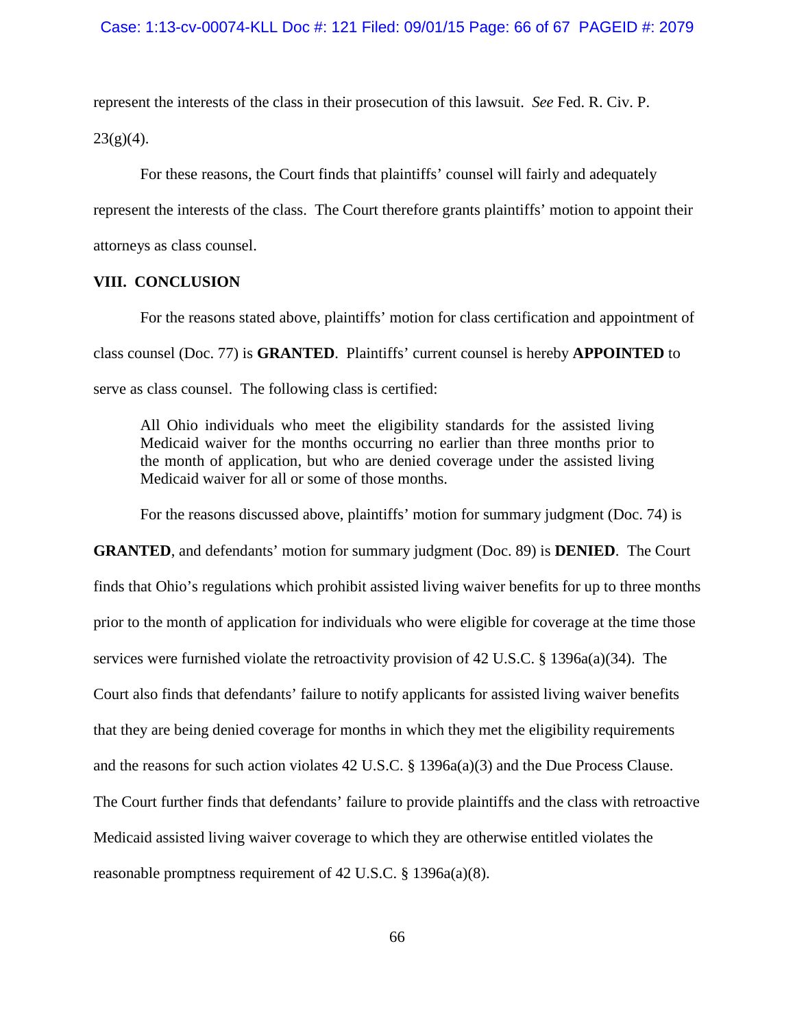represent the interests of the class in their prosecution of this lawsuit. *See* Fed. R. Civ. P. 23(g)(4).

For these reasons, the Court finds that plaintiffs' counsel will fairly and adequately represent the interests of the class. The Court therefore grants plaintiffs' motion to appoint their attorneys as class counsel.

## VIII. CONCLUSION

For the reasons stated above, plaintiffs' motion for class certification and appointment of class counsel (Doc. 77) is **GRANTED**. Plaintiffs' current counsel is hereby **APPOINTED** to serve as class counsel. The following class is certified:

> All Ohio individuals who meet the eligibility standards for the assisted living Medicaid waiver for the months occurring no earlier than three months prior to the month of application, but who are denied coverage under the assisted living Medicaid waiver for all or some of those months.

For the reasons discussed above, plaintiffs' motion for summary judgment (Doc. 74) is **GRANTED**, and defendants' motion for summary judgment (Doc. 89) is **DENIED**. The Court finds that Ohio's regulations which prohibit assisted living waiver benefits for up to three months prior to the month of application for individuals who were eligible for coverage at the time those services were furnished violate the retroactivity provision of 42 U.S.C. § 1396a(a)(34). The Court also finds that defendants' failure to notify applicants for assisted living waiver benefits that they are being denied coverage for months in which they met the eligibility requirements and the reasons for such action violates 42 U.S.C. § 1396a(a)(3) and the Due Process Clause. The Court further finds that defendants' failure to provide plaintiffs and the class with retroactive Medicaid assisted living waiver coverage to which they are otherwise entitled violates the reasonable promptness requirement of 42 U.S.C. § 1396a(a)(8).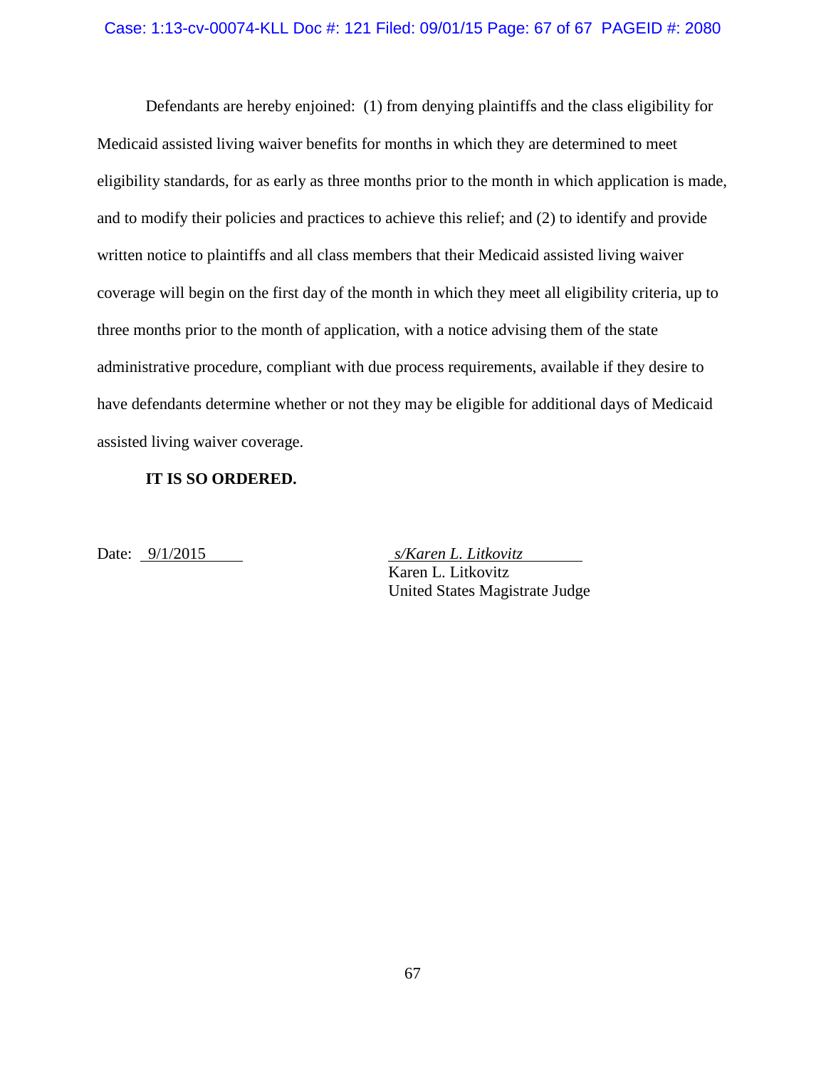Defendants are hereby enjoined: (1) from denying plaintiffs and the class eligibility for Medicaid assisted living waiver benefits for months in which they are determined to meet eligibility standards, for as early as three months prior to the month in which application is made, and to modify their policies and practices to achieve this relief; and (2) to identify and provide written notice to plaintiffs and all class members that their Medicaid assisted living waiver coverage will begin on the first day of the month in which they meet all eligibility criteria, up to three months prior to the month of application, with a notice advising them of the state administrative procedure, compliant with due process requirements, available if they desire to have defendants determine whether or not they may be eligible for additional days of Medicaid assisted living waiver coverage.

**IT IS SO ORDERED.**

Date: 9/1/2015

*s/Karen L. Litkovitz*
Karen L. Litkovitz
United States Magistrate Judge